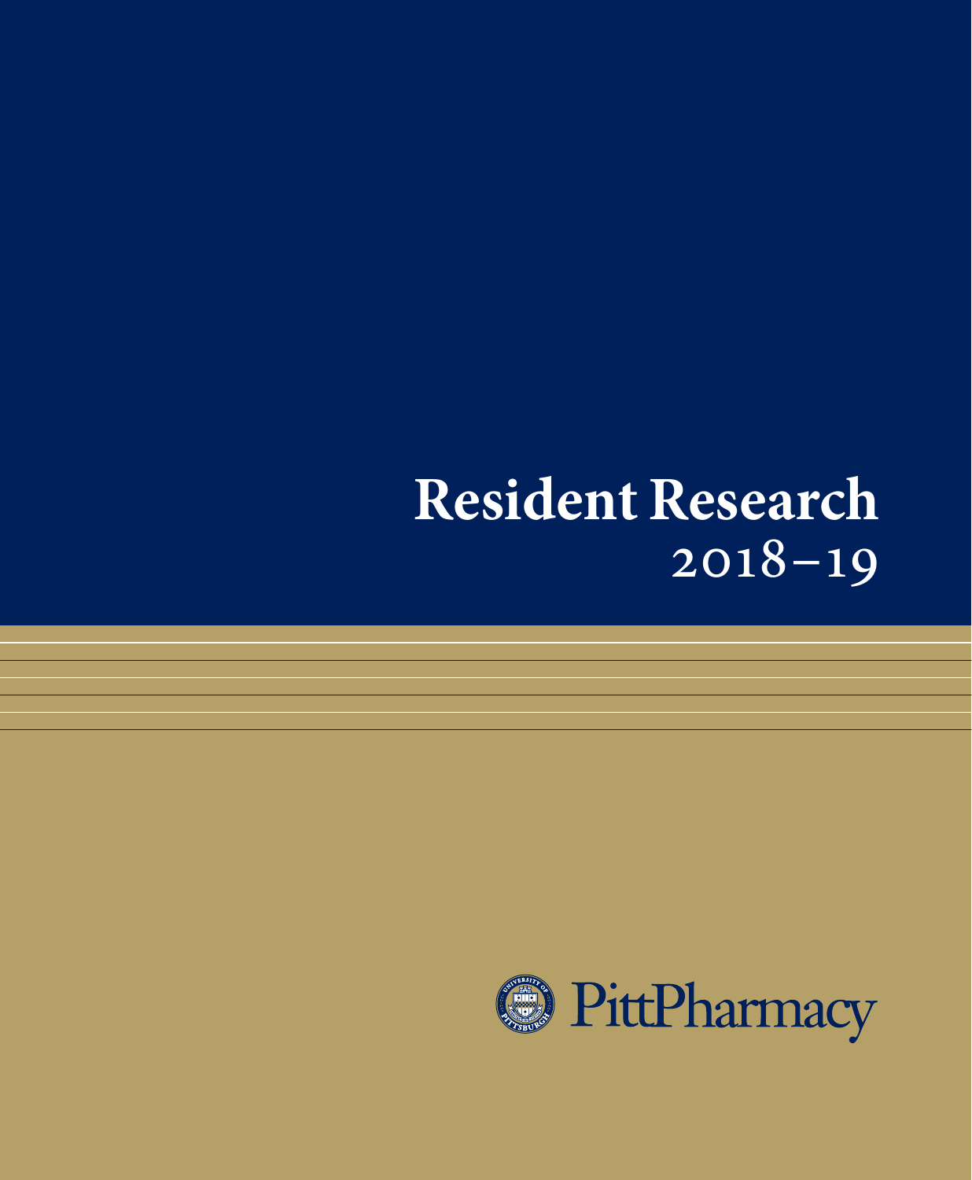# Resident Research
## 2018–19

PittPharmacy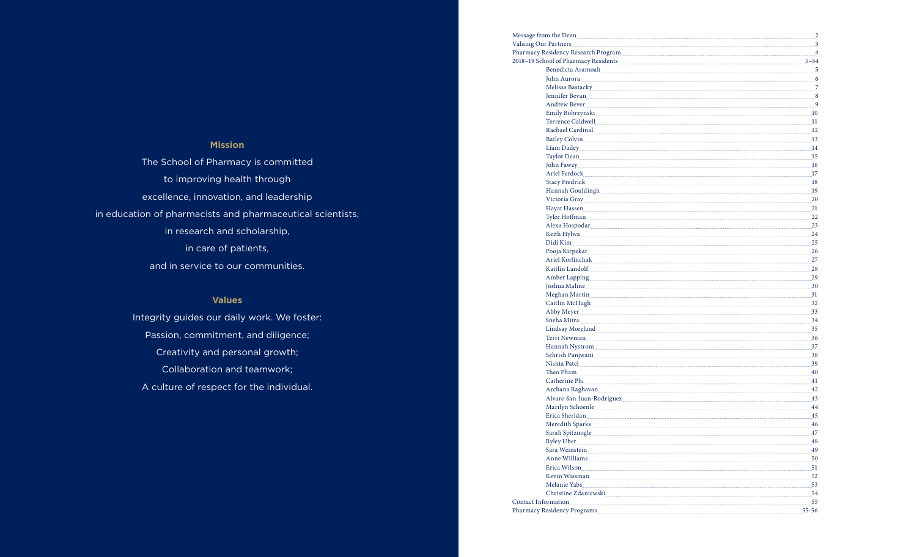## Mission

The School of Pharmacy is committed to improving health through excellence, innovation, and leadership in education of pharmacists and pharmaceutical scientists, in research and scholarship, in care of patients, and in service to our communities.

## Values

Integrity guides our daily work. We foster:

Passion, commitment, and diligence;

Creativity and personal growth;

Collaboration and teamwork;

A culture of respect for the individual.

| | |
|---|---|
| Message from the Dean | 2 |
| Valuing Our Partners | 3 |
| Pharmacy Residency Research Program | 4 |
| 2018–19 School of Pharmacy Residents | 5–54 |
| Benedicta Asamoah | 5 |
| John Aurora | 6 |
| Melissa Bastacky | 7 |
| Jennifer Bevan | 8 |
| Andrew Bever | 9 |
| Emily Bobrzynski | 10 |
| Terrence Caldwell | 11 |
| Rachael Cardinal | 12 |
| Bailey Colvin | 13 |
| Liam Dadey | 14 |
| Taylor Dean | 15 |
| John Fawzy | 16 |
| Ariel Ferdock | 17 |
| Stacy Fredrick | 18 |
| Hannah Gouldingh | 19 |
| Victoria Gray | 20 |
| Hayat Hassen | 21 |
| Tyler Hoffman | 22 |
| Alexa Hospodar | 23 |
| Keith Hylwa | 24 |
| Didi Kim | 25 |
| Pooja Kirpekar | 26 |
| Ariel Korlinchak | 27 |
| Kaitlin Landolf | 28 |
| Amber Lapping | 29 |
| Joshua Maline | 30 |
| Meghan Martin | 31 |
| Caitlin McHugh | 32 |
| Abby Meyer | 33 |
| Sneha Mitra | 34 |
| Lindsay Moreland | 35 |
| Terri Newman | 36 |
| Hannah Nystrom | 37 |
| Sehrish Panjwani | 38 |
| Nishta Patel | 39 |
| Theo Pham | 40 |
| Catherine Phi | 41 |
| Archana Raghavan | 42 |
| Alvaro San-Juan-Rodriguez | 43 |
| Marilyn Schoenle | 44 |
| Erica Sheridan | 45 |
| Meredith Sparks | 46 |
| Sarah Spitznogle | 47 |
| Ryley Uber | 48 |
| Sara Weinstein | 49 |
| Anne Williams | 50 |
| Erica Wilson | 51 |
| Kevin Wissman | 52 |
| Melanie Yabs | 53 |
| Christine Zdaniewski | 54 |
| Contact Information | 55 |
| Pharmacy Residency Programs | 55-56 |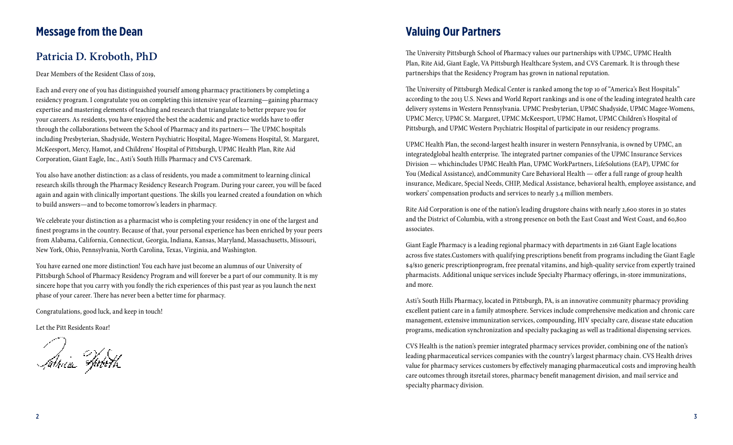## Message from the Dean

### Patricia D. Kroboth, PhD

Dear Members of the Resident Class of 2019,

Each and every one of you has distinguished yourself among pharmacy practitioners by completing a residency program. I congratulate you on completing this intensive year of learning—gaining pharmacy expertise and mastering elements of teaching and research that triangulate to better prepare you for your careers. As residents, you have enjoyed the best the academic and practice worlds have to offer through the collaborations between the School of Pharmacy and its partners— The UPMC hospitals including Presbyterian, Shadyside, Western Psychiatric Hospital, Magee-Womens Hospital, St. Margaret, McKeesport, Mercy, Hamot, and Childrens' Hospital of Pittsburgh, UPMC Health Plan, Rite Aid Corporation, Giant Eagle, Inc., Asti's South Hills Pharmacy and CVS Caremark.

You also have another distinction: as a class of residents, you made a commitment to learning clinical research skills through the Pharmacy Residency Research Program. During your career, you will be faced again and again with clinically important questions. The skills you learned created a foundation on which to build answers—and to become tomorrow's leaders in pharmacy.

We celebrate your distinction as a pharmacist who is completing your residency in one of the largest and finest programs in the country. Because of that, your personal experience has been enriched by your peers from Alabama, California, Connecticut, Georgia, Indiana, Kansas, Maryland, Massachusetts, Missouri, New York, Ohio, Pennsylvania, North Carolina, Texas, Virginia, and Washington.

You have earned one more distinction! You each have just become an alumnus of our University of Pittsburgh School of Pharmacy Residency Program and will forever be a part of our community. It is my sincere hope that you carry with you fondly the rich experiences of this past year as you launch the next phase of your career. There has never been a better time for pharmacy.

Congratulations, good luck, and keep in touch!

Let the Pitt Residents Roar!

## Valuing Our Partners

The University Pittsburgh School of Pharmacy values our partnerships with UPMC, UPMC Health Plan, Rite Aid, Giant Eagle, VA Pittsburgh Healthcare System, and CVS Caremark. It is through these partnerships that the Residency Program has grown in national reputation.

The University of Pittsburgh Medical Center is ranked among the top 10 of "America's Best Hospitals" according to the 2013 U.S. News and World Report rankings and is one of the leading integrated health care delivery systems in Western Pennsylvania. UPMC Presbyterian, UPMC Shadyside, UPMC Magee-Womens, UPMC Mercy, UPMC St. Margaret, UPMC McKeesport, UPMC Hamot, UPMC Children's Hospital of Pittsburgh, and UPMC Western Psychiatric Hospital of participate in our residency programs.

UPMC Health Plan, the second-largest health insurer in western Pennsylvania, is owned by UPMC, an integratedglobal health enterprise. The integrated partner companies of the UPMC Insurance Services Division — whichincludes UPMC Health Plan, UPMC WorkPartners, LifeSolutions (EAP), UPMC for You (Medical Assistance), andCommunity Care Behavioral Health — offer a full range of group health insurance, Medicare, Special Needs, CHIP, Medical Assistance, behavioral health, employee assistance, and workers' compensation products and services to nearly 3.4 million members.

Rite Aid Corporation is one of the nation's leading drugstore chains with nearly 2,600 stores in 30 states and the District of Columbia, with a strong presence on both the East Coast and West Coast, and 60,800 associates.

Giant Eagle Pharmacy is a leading regional pharmacy with departments in 216 Giant Eagle locations across five states.Customers with qualifying prescriptions benefit from programs including the Giant Eagle $4/$10 generic prescriptionprogram, free prenatal vitamins, and high-quality service from expertly trained pharmacists. Additional unique services include Specialty Pharmacy offerings, in-store immunizations, and more.

Asti's South Hills Pharmacy, located in Pittsburgh, PA, is an innovative community pharmacy providing excellent patient care in a family atmosphere. Services include comprehensive medication and chronic care management, extensive immunization services, compounding, HIV specialty care, disease state education programs, medication synchronization and specialty packaging as well as traditional dispensing services.

CVS Health is the nation's premier integrated pharmacy services provider, combining one of the nation's leading pharmaceutical services companies with the country's largest pharmacy chain. CVS Health drives value for pharmacy services customers by effectively managing pharmaceutical costs and improving health care outcomes through itsretail stores, pharmacy benefit management division, and mail service and specialty pharmacy division.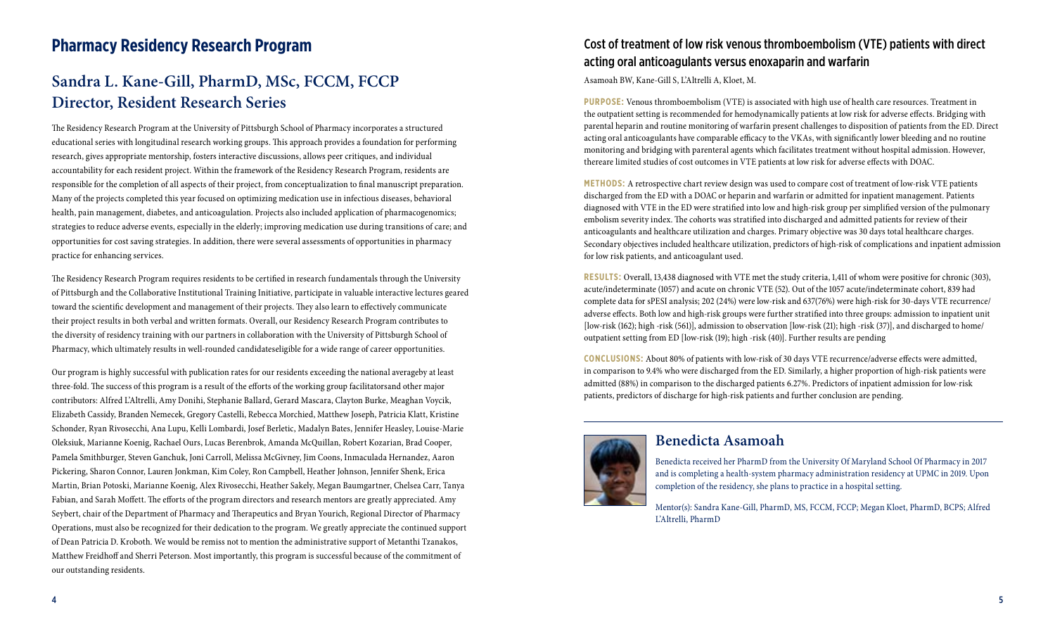# Pharmacy Residency Research Program

## Sandra L. Kane-Gill, PharmD, MSc, FCCM, FCCP
## Director, Resident Research Series

The Residency Research Program at the University of Pittsburgh School of Pharmacy incorporates a structured educational series with longitudinal research working groups. This approach provides a foundation for performing research, gives appropriate mentorship, fosters interactive discussions, allows peer critiques, and individual accountability for each resident project. Within the framework of the Residency Research Program, residents are responsible for the completion of all aspects of their project, from conceptualization to final manuscript preparation. Many of the projects completed this year focused on optimizing medication use in infectious diseases, behavioral health, pain management, diabetes, and anticoagulation. Projects also included application of pharmacogenomics; strategies to reduce adverse events, especially in the elderly; improving medication use during transitions of care; and opportunities for cost saving strategies. In addition, there were several assessments of opportunities in pharmacy practice for enhancing services.

The Residency Research Program requires residents to be certified in research fundamentals through the University of Pittsburgh and the Collaborative Institutional Training Initiative, participate in valuable interactive lectures geared toward the scientific development and management of their projects. They also learn to effectively communicate their project results in both verbal and written formats. Overall, our Residency Research Program contributes to the diversity of residency training with our partners in collaboration with the University of Pittsburgh School of Pharmacy, which ultimately results in well-rounded candidateseligible for a wide range of career opportunities.

Our program is highly successful with publication rates for our residents exceeding the national averageby at least three-fold. The success of this program is a result of the efforts of the working group facilitatorsand other major contributors: Alfred L'Altrelli, Amy Donihi, Stephanie Ballard, Gerard Mascara, Clayton Burke, Meaghan Voycik, Elizabeth Cassidy, Branden Nemecek, Gregory Castelli, Rebecca Morchied, Matthew Joseph, Patricia Klatt, Kristine Schonder, Ryan Rivosecchi, Ana Lupu, Kelli Lombardi, Josef Berletic, Madalyn Bates, Jennifer Heasley, Louise-Marie Oleksiuk, Marianne Koenig, Rachael Ours, Lucas Berenbrok, Amanda McQuillan, Robert Kozarian, Brad Cooper, Pamela Smithburger, Steven Ganchuk, Joni Carroll, Melissa McGivney, Jim Coons, Inmaculada Hernandez, Aaron Pickering, Sharon Connor, Lauren Jonkman, Kim Coley, Ron Campbell, Heather Johnson, Jennifer Shenk, Erica Martin, Brian Potoski, Marianne Koenig, Alex Rivosecchi, Heather Sakely, Megan Baumgartner, Chelsea Carr, Tanya Fabian, and Sarah Moffett. The efforts of the program directors and research mentors are greatly appreciated. Amy Seybert, chair of the Department of Pharmacy and Therapeutics and Bryan Yourich, Regional Director of Pharmacy Operations, must also be recognized for their dedication to the program. We greatly appreciate the continued support of Dean Patricia D. Kroboth. We would be remiss not to mention the administrative support of Metanthi Tzanakos, Matthew Freidhoff and Sherri Peterson. Most importantly, this program is successful because of the commitment of our outstanding residents.

### Cost of treatment of low risk venous thromboembolism (VTE) patients with direct acting oral anticoagulants versus enoxaparin and warfarin

Asamoah BW, Kane-Gill S, L'Altrelli A, Kloet, M.

**PURPOSE:** Venous thromboembolism (VTE) is associated with high use of health care resources. Treatment in the outpatient setting is recommended for hemodynamically patients at low risk for adverse effects. Bridging with parental heparin and routine monitoring of warfarin present challenges to disposition of patients from the ED. Direct acting oral anticoagulants have comparable efficacy to the VKAs, with significantly lower bleeding and no routine monitoring and bridging with parenteral agents which facilitates treatment without hospital admission. However, thereare limited studies of cost outcomes in VTE patients at low risk for adverse effects with DOAC.

**METHODS:** A retrospective chart review design was used to compare cost of treatment of low-risk VTE patients discharged from the ED with a DOAC or heparin and warfarin or admitted for inpatient management. Patients diagnosed with VTE in the ED were stratified into low and high-risk group per simplified version of the pulmonary embolism severity index. The cohorts was stratified into discharged and admitted patients for review of their anticoagulants and healthcare utilization and charges. Primary objective was 30 days total healthcare charges. Secondary objectives included healthcare utilization, predictors of high-risk of complications and inpatient admission for low risk patients, and anticoagulant used.

**RESULTS:** Overall, 13,438 diagnosed with VTE met the study criteria, 1,411 of whom were positive for chronic (303), acute/indeterminate (1057) and acute on chronic VTE (52). Out of the 1057 acute/indeterminate cohort, 839 had complete data for sPESI analysis; 202 (24%) were low-risk and 637(76%) were high-risk for 30-days VTE recurrence/adverse effects. Both low and high-risk groups were further stratified into three groups: admission to inpatient unit [low-risk (162); high -risk (561)], admission to observation [low-risk (21); high -risk (37)], and discharged to home/outpatient setting from ED [low-risk (19); high -risk (40)]. Further results are pending

**CONCLUSIONS:** About 80% of patients with low-risk of 30 days VTE recurrence/adverse effects were admitted, in comparison to 9.4% who were discharged from the ED. Similarly, a higher proportion of high-risk patients were admitted (88%) in comparison to the discharged patients 6.27%. Predictors of inpatient admission for low-risk patients, predictors of discharge for high-risk patients and further conclusion are pending.

## Benedicta Asamoah

Benedicta received her PharmD from the University Of Maryland School Of Pharmacy in 2017 and is completing a health-system pharmacy administration residency at UPMC in 2019. Upon completion of the residency, she plans to practice in a hospital setting.

Mentor(s): Sandra Kane-Gill, PharmD, MS, FCCM, FCCP; Megan Kloet, PharmD, BCPS; Alfred L'Altrelli, PharmD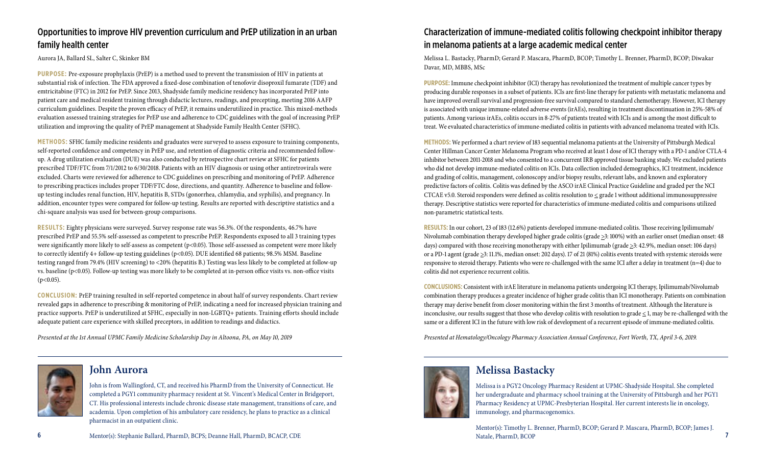## Opportunities to improve HIV prevention curriculum and PrEP utilization in an urban family health center

Aurora JA, Ballard SL, Salter C, Skinker BM

**PURPOSE:** Pre-exposure prophylaxis (PrEP) is a method used to prevent the transmission of HIV in patients at substantial risk of infection. The FDA approved a fixed-dose combination of tenofovir disoproxil fumarate (TDF) and emtricitabine (FTC) in 2012 for PrEP. Since 2013, Shadyside family medicine residency has incorporated PrEP into patient care and medical resident training through didactic lectures, readings, and precepting, meeting 2016 AAFP curriculum guidelines. Despite the proven efficacy of PrEP, it remains underutilized in practice. This mixed-methods evaluation assessed training strategies for PrEP use and adherence to CDC guidelines with the goal of increasing PrEP utilization and improving the quality of PrEP management at Shadyside Family Health Center (SFHC).

**METHODS:** SFHC family medicine residents and graduates were surveyed to assess exposure to training components, self-reported confidence and competency in PrEP use, and retention of diagnostic criteria and recommended follow-up. A drug utilization evaluation (DUE) was also conducted by retrospective chart review at SFHC for patients prescribed TDF/FTC from 7/1/2012 to 6/30/2018. Patients with an HIV diagnosis or using other antiretrovirals were excluded. Charts were reviewed for adherence to CDC guidelines on prescribing and monitoring of PrEP. Adherence to prescribing practices includes proper TDF/FTC dose, directions, and quantity. Adherence to baseline and follow-up testing includes renal function, HIV, hepatitis B, STDs (gonorrhea, chlamydia, and syphilis), and pregnancy. In addition, encounter types were compared for follow-up testing. Results are reported with descriptive statistics and a chi-square analysis was used for between-group comparisons.

**RESULTS:** Eighty physicians were surveyed. Survey response rate was 56.3%. Of the respondents, 46.7% have prescribed PrEP and 55.5% self-assessed as competent to prescribe PrEP. Respondents exposed to all 3 training types were significantly more likely to self-assess as competent ($p<0.05$). Those self-assessed as competent were more likely to correctly identify 4+ follow-up testing guidelines ($p<0.05$). DUE identified 68 patients; 98.5% MSM. Baseline testing ranged from 79.4% (HIV screening) to <20% (hepatitis B.) Testing was less likely to be completed at follow-up vs. baseline ($p<0.05$). Follow-up testing was more likely to be completed at in-person office visits vs. non-office visits ($p<0.05$).

**CONCLUSION:** PrEP training resulted in self-reported competence in about half of survey respondents. Chart review revealed gaps in adherence to prescribing & monitoring of PrEP, indicating a need for increased physician training and practice supports. PrEP is underutilized at SFHC, especially in non-LGBTQ+ patients. Training efforts should include adequate patient care experience with skilled preceptors, in addition to readings and didactics.

*Presented at the 1st Annual UPMC Family Medicine Scholarship Day in Altoona, PA, on May 10, 2019*

### John Aurora

John is from Wallingford, CT, and received his PharmD from the University of Connecticut. He completed a PGY1 community pharmacy resident at St. Vincent's Medical Center in Bridgeport, CT. His professional interests include chronic disease state management, transitions of care, and academia. Upon completion of his ambulatory care residency, he plans to practice as a clinical pharmacist in an outpatient clinic.

Mentor(s): Stephanie Ballard, PharmD, BCPS; Deanne Hall, PharmD, BCACP, CDE

## Characterization of immune-mediated colitis following checkpoint inhibitor therapy in melanoma patients at a large academic medical center

Melissa L. Bastacky, PharmD; Gerard P. Mascara, PharmD, BCOP; Timothy L. Brenner, PharmD, BCOP; Diwakar Davar, MD, MBBS, MSc

**PURPOSE:** Immune checkpoint inhibitor (ICI) therapy has revolutionized the treatment of multiple cancer types by producing durable responses in a subset of patients. ICIs are first-line therapy for patients with metastatic melanoma and have improved overall survival and progression-free survival compared to standard chemotherapy. However, ICI therapy is associated with unique immune-related adverse events (irAEs), resulting in treatment discontinuation in 25%-58% of patients. Among various irAEs, colitis occurs in 8-27% of patients treated with ICIs and is among the most difficult to treat. We evaluated characteristics of immune-mediated colitis in patients with advanced melanoma treated with ICIs.

**METHODS:** We performed a chart review of 183 sequential melanoma patients at the University of Pittsburgh Medical Center Hillman Cancer Center Melanoma Program who received at least 1 dose of ICI therapy with a PD-1 and/or CTLA-4 inhibitor between 2011-2018 and who consented to a concurrent IRB approved tissue banking study. We excluded patients who did not develop immune-mediated colitis on ICIs. Data collection included demographics, ICI treatment, incidence and grading of colitis, management, colonoscopy and/or biopsy results, relevant labs, and known and exploratory predictive factors of colitis. Colitis was defined by the ASCO irAE Clinical Practice Guideline and graded per the NCI CTCAE v5.0. Steroid responders were defined as colitis resolution to ≤ grade 1 without additional immunosuppressive therapy. Descriptive statistics were reported for characteristics of immune-mediated colitis and comparisons utilized non-parametric statistical tests.

**RESULTS:** In our cohort, 23 of 183 (12.6%) patients developed immune-mediated colitis. Those receiving Ipilimumab/Nivolumab combination therapy developed higher grade colitis (grade ≥3: 100%) with an earlier onset (median onset: 48 days) compared with those receiving monotherapy with either Ipilimumab (grade ≥3: 42.9%, median onset: 106 days) or a PD-1 agent (grade ≥3: 11.1%, median onset: 202 days). 17 of 21 (81%) colitis events treated with systemic steroids were responsive to steroid therapy. Patients who were re-challenged with the same ICI after a delay in treatment (n=4) due to colitis did not experience recurrent colitis.

**CONCLUSIONS:** Consistent with irAE literature in melanoma patients undergoing ICI therapy, Ipilimumab/Nivolumab combination therapy produces a greater incidence of higher grade colitis than ICI monotherapy. Patients on combination therapy may derive benefit from closer monitoring within the first 3 months of treatment. Although the literature is inconclusive, our results suggest that those who develop colitis with resolution to grade ≤ 1, may be re-challenged with the same or a different ICI in the future with low risk of development of a recurrent episode of immune-mediated colitis.

*Presented at Hematology/Oncology Pharmacy Association Annual Conference, Fort Worth, TX, April 3-6, 2019.*

### Melissa Bastacky

Melissa is a PGY2 Oncology Pharmacy Resident at UPMC-Shadyside Hospital. She completed her undergraduate and pharmacy school training at the University of Pittsburgh and her PGY1 Pharmacy Residency at UPMC-Presbyterian Hospital. Her current interests lie in oncology, immunology, and pharmacogenomics.

Mentor(s): Timothy L. Brenner, PharmD, BCOP; Gerard P. Mascara, PharmD, BCOP; James J. Natale, PharmD, BCOP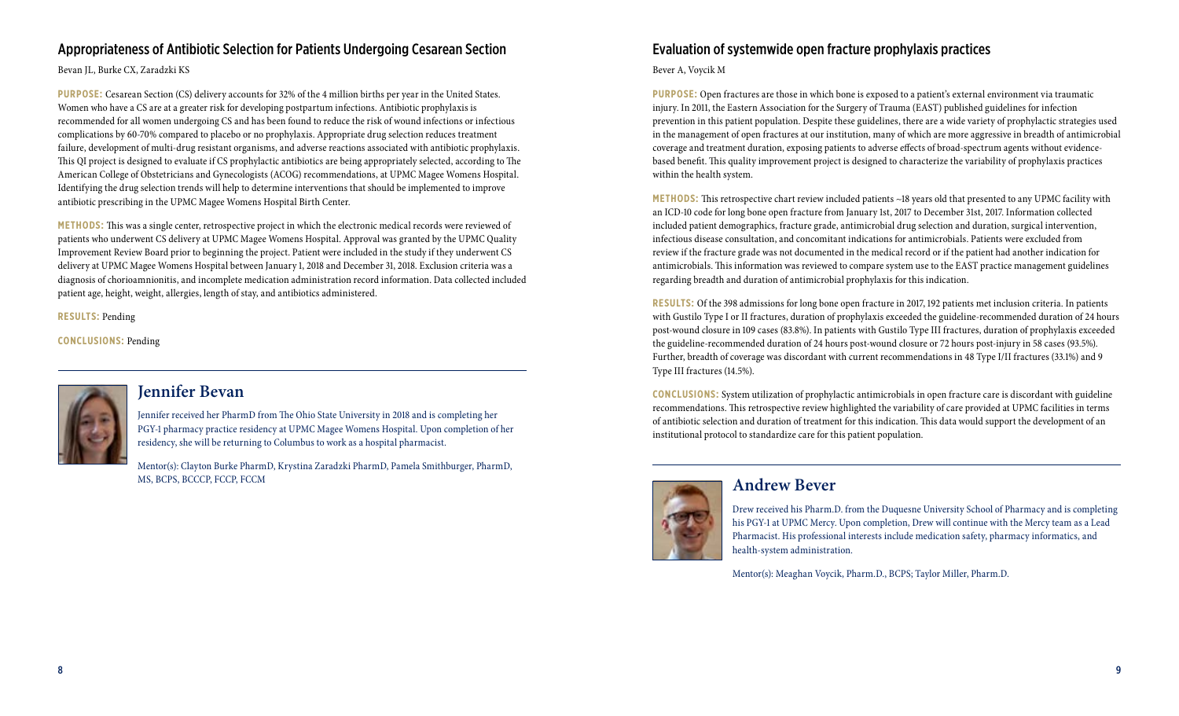## Appropriateness of Antibiotic Selection for Patients Undergoing Cesarean Section

Bevan JL, Burke CX, Zaradzki KS

**PURPOSE:** Cesarean Section (CS) delivery accounts for 32% of the 4 million births per year in the United States. Women who have a CS are at a greater risk for developing postpartum infections. Antibiotic prophylaxis is recommended for all women undergoing CS and has been found to reduce the risk of wound infections or infectious complications by 60-70% compared to placebo or no prophylaxis. Appropriate drug selection reduces treatment failure, development of multi-drug resistant organisms, and adverse reactions associated with antibiotic prophylaxis. This QI project is designed to evaluate if CS prophylactic antibiotics are being appropriately selected, according to The American College of Obstetricians and Gynecologists (ACOG) recommendations, at UPMC Magee Womens Hospital. Identifying the drug selection trends will help to determine interventions that should be implemented to improve antibiotic prescribing in the UPMC Magee Womens Hospital Birth Center.

**METHODS:** This was a single center, retrospective project in which the electronic medical records were reviewed of patients who underwent CS delivery at UPMC Magee Womens Hospital. Approval was granted by the UPMC Quality Improvement Review Board prior to beginning the project. Patient were included in the study if they underwent CS delivery at UPMC Magee Womens Hospital between January 1, 2018 and December 31, 2018. Exclusion criteria was a diagnosis of chorioamnionitis, and incomplete medication administration record information. Data collected included patient age, height, weight, allergies, length of stay, and antibiotics administered.

**RESULTS:** Pending

**CONCLUSIONS:** Pending

### Jennifer Bevan

Jennifer received her PharmD from The Ohio State University in 2018 and is completing her PGY-1 pharmacy practice residency at UPMC Magee Womens Hospital. Upon completion of her residency, she will be returning to Columbus to work as a hospital pharmacist.

Mentor(s): Clayton Burke PharmD, Krystina Zaradzki PharmD, Pamela Smithburger, PharmD, MS, BCPS, BCCCP, FCCP, FCCM

## Evaluation of systemwide open fracture prophylaxis practices

Bever A, Voycik M

**PURPOSE:** Open fractures are those in which bone is exposed to a patient's external environment via traumatic injury. In 2011, the Eastern Association for the Surgery of Trauma (EAST) published guidelines for infection prevention in this patient population. Despite these guidelines, there are a wide variety of prophylactic strategies used in the management of open fractures at our institution, many of which are more aggressive in breadth of antimicrobial coverage and treatment duration, exposing patients to adverse effects of broad-spectrum agents without evidence-based benefit. This quality improvement project is designed to characterize the variability of prophylaxis practices within the health system.

**METHODS:** This retrospective chart review included patients ~18 years old that presented to any UPMC facility with an ICD-10 code for long bone open fracture from January 1st, 2017 to December 31st, 2017. Information collected included patient demographics, fracture grade, antimicrobial drug selection and duration, surgical intervention, infectious disease consultation, and concomitant indications for antimicrobials. Patients were excluded from review if the fracture grade was not documented in the medical record or if the patient had another indication for antimicrobials. This information was reviewed to compare system use to the EAST practice management guidelines regarding breadth and duration of antimicrobial prophylaxis for this indication.

**RESULTS:** Of the 398 admissions for long bone open fracture in 2017, 192 patients met inclusion criteria. In patients with Gustilo Type I or II fractures, duration of prophylaxis exceeded the guideline-recommended duration of 24 hours post-wound closure in 109 cases (83.8%). In patients with Gustilo Type III fractures, duration of prophylaxis exceeded the guideline-recommended duration of 24 hours post-wound closure or 72 hours post-injury in 58 cases (93.5%). Further, breadth of coverage was discordant with current recommendations in 48 Type I/II fractures (33.1%) and 9 Type III fractures (14.5%).

**CONCLUSIONS:** System utilization of prophylactic antimicrobials in open fracture care is discordant with guideline recommendations. This retrospective review highlighted the variability of care provided at UPMC facilities in terms of antibiotic selection and duration of treatment for this indication. This data would support the development of an institutional protocol to standardize care for this patient population.

### Andrew Bever

Drew received his Pharm.D. from the Duquesne University School of Pharmacy and is completing his PGY-1 at UPMC Mercy. Upon completion, Drew will continue with the Mercy team as a Lead Pharmacist. His professional interests include medication safety, pharmacy informatics, and health-system administration.

Mentor(s): Meaghan Voycik, Pharm.D., BCPS; Taylor Miller, Pharm.D.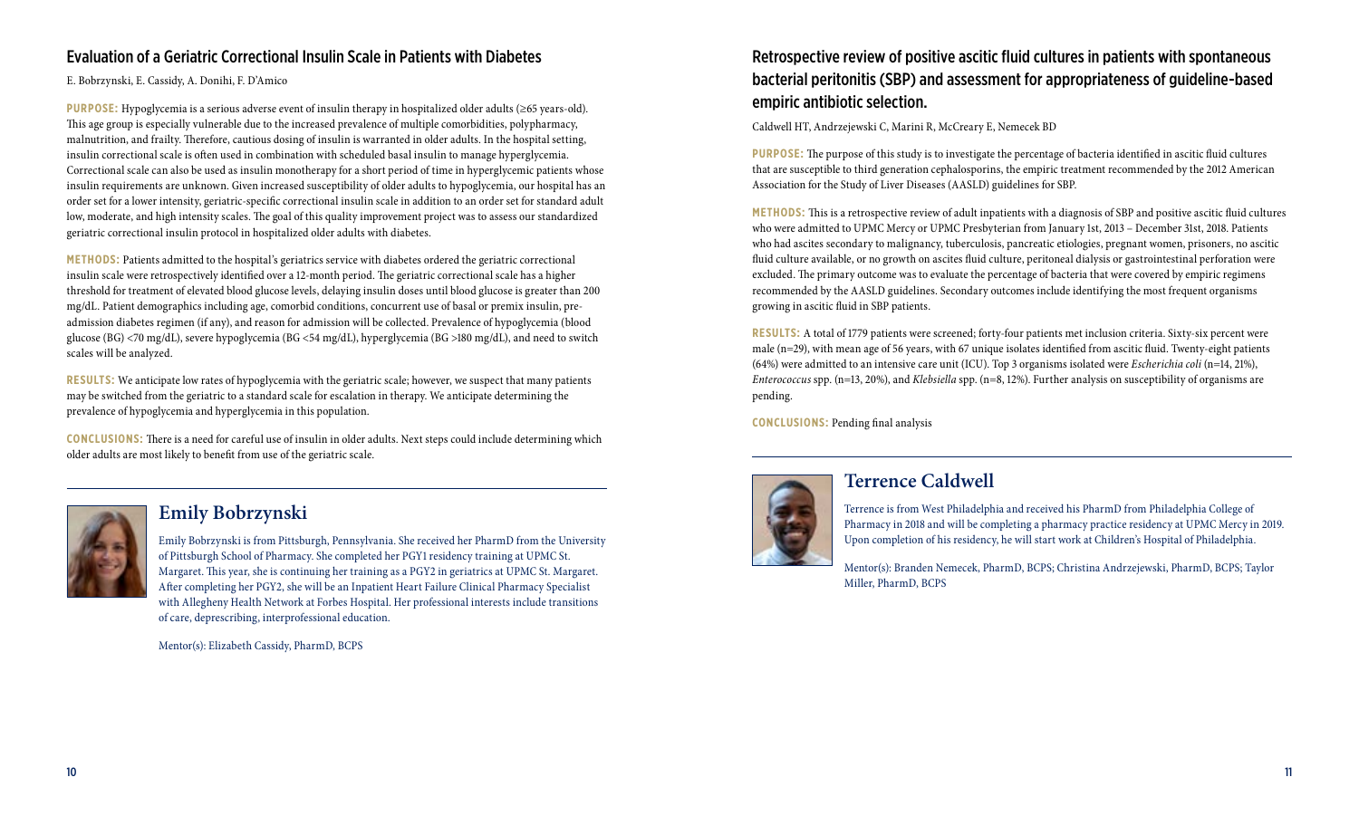## Evaluation of a Geriatric Correctional Insulin Scale in Patients with Diabetes

E. Bobrzynski, E. Cassidy, A. Donihi, F. D'Amico

**PURPOSE:** Hypoglycemia is a serious adverse event of insulin therapy in hospitalized older adults (≥65 years-old). This age group is especially vulnerable due to the increased prevalence of multiple comorbidities, polypharmacy, malnutrition, and frailty. Therefore, cautious dosing of insulin is warranted in older adults. In the hospital setting, insulin correctional scale is often used in combination with scheduled basal insulin to manage hyperglycemia. Correctional scale can also be used as insulin monotherapy for a short period of time in hyperglycemic patients whose insulin requirements are unknown. Given increased susceptibility of older adults to hypoglycemia, our hospital has an order set for a lower intensity, geriatric-specific correctional insulin scale in addition to an order set for standard adult low, moderate, and high intensity scales. The goal of this quality improvement project was to assess our standardized geriatric correctional insulin protocol in hospitalized older adults with diabetes.

**METHODS:** Patients admitted to the hospital's geriatrics service with diabetes ordered the geriatric correctional insulin scale were retrospectively identified over a 12-month period. The geriatric correctional scale has a higher threshold for treatment of elevated blood glucose levels, delaying insulin doses until blood glucose is greater than 200 mg/dL. Patient demographics including age, comorbid conditions, concurrent use of basal or premix insulin, pre-admission diabetes regimen (if any), and reason for admission will be collected. Prevalence of hypoglycemia (blood glucose (BG) <70 mg/dL), severe hypoglycemia (BG <54 mg/dL), hyperglycemia (BG >180 mg/dL), and need to switch scales will be analyzed.

**RESULTS:** We anticipate low rates of hypoglycemia with the geriatric scale; however, we suspect that many patients may be switched from the geriatric to a standard scale for escalation in therapy. We anticipate determining the prevalence of hypoglycemia and hyperglycemia in this population.

**CONCLUSIONS:** There is a need for careful use of insulin in older adults. Next steps could include determining which older adults are most likely to benefit from use of the geriatric scale.

### Emily Bobrzynski

Emily Bobrzynski is from Pittsburgh, Pennsylvania. She received her PharmD from the University of Pittsburgh School of Pharmacy. She completed her PGY1 residency training at UPMC St. Margaret. This year, she is continuing her training as a PGY2 in geriatrics at UPMC St. Margaret. After completing her PGY2, she will be an Inpatient Heart Failure Clinical Pharmacy Specialist with Allegheny Health Network at Forbes Hospital. Her professional interests include transitions of care, deprescribing, interprofessional education.

Mentor(s): Elizabeth Cassidy, PharmD, BCPS

## Retrospective review of positive ascitic fluid cultures in patients with spontaneous bacterial peritonitis (SBP) and assessment for appropriateness of guideline-based empiric antibiotic selection.

Caldwell HT, Andrzejewski C, Marini R, McCreary E, Nemecek BD

**PURPOSE:** The purpose of this study is to investigate the percentage of bacteria identified in ascitic fluid cultures that are susceptible to third generation cephalosporins, the empiric treatment recommended by the 2012 American Association for the Study of Liver Diseases (AASLD) guidelines for SBP.

**METHODS:** This is a retrospective review of adult inpatients with a diagnosis of SBP and positive ascitic fluid cultures who were admitted to UPMC Mercy or UPMC Presbyterian from January 1st, 2013 – December 31st, 2018. Patients who had ascites secondary to malignancy, tuberculosis, pancreatic etiologies, pregnant women, prisoners, no ascitic fluid culture available, or no growth on ascites fluid culture, peritoneal dialysis or gastrointestinal perforation were excluded. The primary outcome was to evaluate the percentage of bacteria that were covered by empiric regimens recommended by the AASLD guidelines. Secondary outcomes include identifying the most frequent organisms growing in ascitic fluid in SBP patients.

**RESULTS:** A total of 1779 patients were screened; forty-four patients met inclusion criteria. Sixty-six percent were male (n=29), with mean age of 56 years, with 67 unique isolates identified from ascitic fluid. Twenty-eight patients (64%) were admitted to an intensive care unit (ICU). Top 3 organisms isolated were *Escherichia coli* (n=14, 21%), *Enterococcus* spp. (n=13, 20%), and *Klebsiella* spp. (n=8, 12%). Further analysis on susceptibility of organisms are pending.

**CONCLUSIONS:** Pending final analysis

### Terrence Caldwell

Terrence is from West Philadelphia and received his PharmD from Philadelphia College of Pharmacy in 2018 and will be completing a pharmacy practice residency at UPMC Mercy in 2019. Upon completion of his residency, he will start work at Children's Hospital of Philadelphia.

Mentor(s): Branden Nemecek, PharmD, BCPS; Christina Andrzejewski, PharmD, BCPS; Taylor Miller, PharmD, BCPS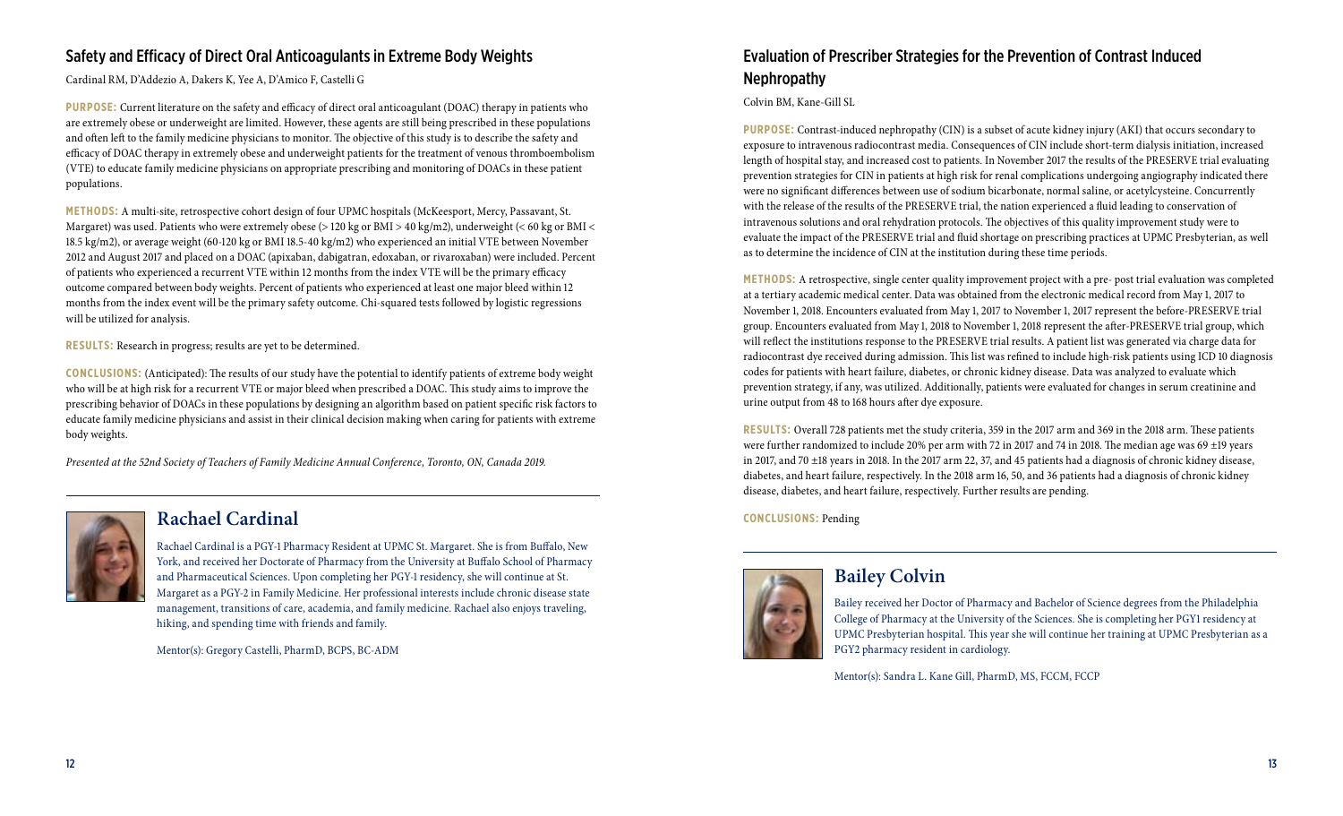## Safety and Efficacy of Direct Oral Anticoagulants in Extreme Body Weights

Cardinal RM, D'Addezio A, Dakers K, Yee A, D'Amico F, Castelli G

**PURPOSE:** Current literature on the safety and efficacy of direct oral anticoagulant (DOAC) therapy in patients who are extremely obese or underweight are limited. However, these agents are still being prescribed in these populations and often left to the family medicine physicians to monitor. The objective of this study is to describe the safety and efficacy of DOAC therapy in extremely obese and underweight patients for the treatment of venous thromboembolism (VTE) to educate family medicine physicians on appropriate prescribing and monitoring of DOACs in these patient populations.

**METHODS:** A multi-site, retrospective cohort design of four UPMC hospitals (McKeesport, Mercy, Passavant, St. Margaret) was used. Patients who were extremely obese (> 120 kg or BMI > 40 kg/m2), underweight (< 60 kg or BMI < 18.5 kg/m2), or average weight (60-120 kg or BMI 18.5-40 kg/m2) who experienced an initial VTE between November 2012 and August 2017 and placed on a DOAC (apixaban, dabigatran, edoxaban, or rivaroxaban) were included. Percent of patients who experienced a recurrent VTE within 12 months from the index VTE will be the primary efficacy outcome compared between body weights. Percent of patients who experienced at least one major bleed within 12 months from the index event will be the primary safety outcome. Chi-squared tests followed by logistic regressions will be utilized for analysis.

**RESULTS:** Research in progress; results are yet to be determined.

**CONCLUSIONS:** (Anticipated): The results of our study have the potential to identify patients of extreme body weight who will be at high risk for a recurrent VTE or major bleed when prescribed a DOAC. This study aims to improve the prescribing behavior of DOACs in these populations by designing an algorithm based on patient specific risk factors to educate family medicine physicians and assist in their clinical decision making when caring for patients with extreme body weights.

*Presented at the 52nd Society of Teachers of Family Medicine Annual Conference, Toronto, ON, Canada 2019.*

### Rachael Cardinal

Rachael Cardinal is a PGY-1 Pharmacy Resident at UPMC St. Margaret. She is from Buffalo, New York, and received her Doctorate of Pharmacy from the University at Buffalo School of Pharmacy and Pharmaceutical Sciences. Upon completing her PGY-1 residency, she will continue at St. Margaret as a PGY-2 in Family Medicine. Her professional interests include chronic disease state management, transitions of care, academia, and family medicine. Rachael also enjoys traveling, hiking, and spending time with friends and family.

Mentor(s): Gregory Castelli, PharmD, BCPS, BC-ADM

## Evaluation of Prescriber Strategies for the Prevention of Contrast Induced Nephropathy

Colvin BM, Kane-Gill SL

**PURPOSE:** Contrast-induced nephropathy (CIN) is a subset of acute kidney injury (AKI) that occurs secondary to exposure to intravenous radiocontrast media. Consequences of CIN include short-term dialysis initiation, increased length of hospital stay, and increased cost to patients. In November 2017 the results of the PRESERVE trial evaluating prevention strategies for CIN in patients at high risk for renal complications undergoing angiography indicated there were no significant differences between use of sodium bicarbonate, normal saline, or acetylcysteine. Concurrently with the release of the results of the PRESERVE trial, the nation experienced a fluid leading to conservation of intravenous solutions and oral rehydration protocols. The objectives of this quality improvement study were to evaluate the impact of the PRESERVE trial and fluid shortage on prescribing practices at UPMC Presbyterian, as well as to determine the incidence of CIN at the institution during these time periods.

**METHODS:** A retrospective, single center quality improvement project with a pre- post trial evaluation was completed at a tertiary academic medical center. Data was obtained from the electronic medical record from May 1, 2017 to November 1, 2018. Encounters evaluated from May 1, 2017 to November 1, 2017 represent the before-PRESERVE trial group. Encounters evaluated from May 1, 2018 to November 1, 2018 represent the after-PRESERVE trial group, which will reflect the institutions response to the PRESERVE trial results. A patient list was generated via charge data for radiocontrast dye received during admission. This list was refined to include high-risk patients using ICD 10 diagnosis codes for patients with heart failure, diabetes, or chronic kidney disease. Data was analyzed to evaluate which prevention strategy, if any, was utilized. Additionally, patients were evaluated for changes in serum creatinine and urine output from 48 to 168 hours after dye exposure.

**RESULTS:** Overall 728 patients met the study criteria, 359 in the 2017 arm and 369 in the 2018 arm. These patients were further randomized to include 20% per arm with 72 in 2017 and 74 in 2018. The median age was 69 ±19 years in 2017, and 70 ±18 years in 2018. In the 2017 arm 22, 37, and 45 patients had a diagnosis of chronic kidney disease, diabetes, and heart failure, respectively. In the 2018 arm 16, 50, and 36 patients had a diagnosis of chronic kidney disease, diabetes, and heart failure, respectively. Further results are pending.

**CONCLUSIONS:** Pending

### Bailey Colvin

Bailey received her Doctor of Pharmacy and Bachelor of Science degrees from the Philadelphia College of Pharmacy at the University of the Sciences. She is completing her PGY1 residency at UPMC Presbyterian hospital. This year she will continue her training at UPMC Presbyterian as a PGY2 pharmacy resident in cardiology.

Mentor(s): Sandra L. Kane Gill, PharmD, MS, FCCM, FCCP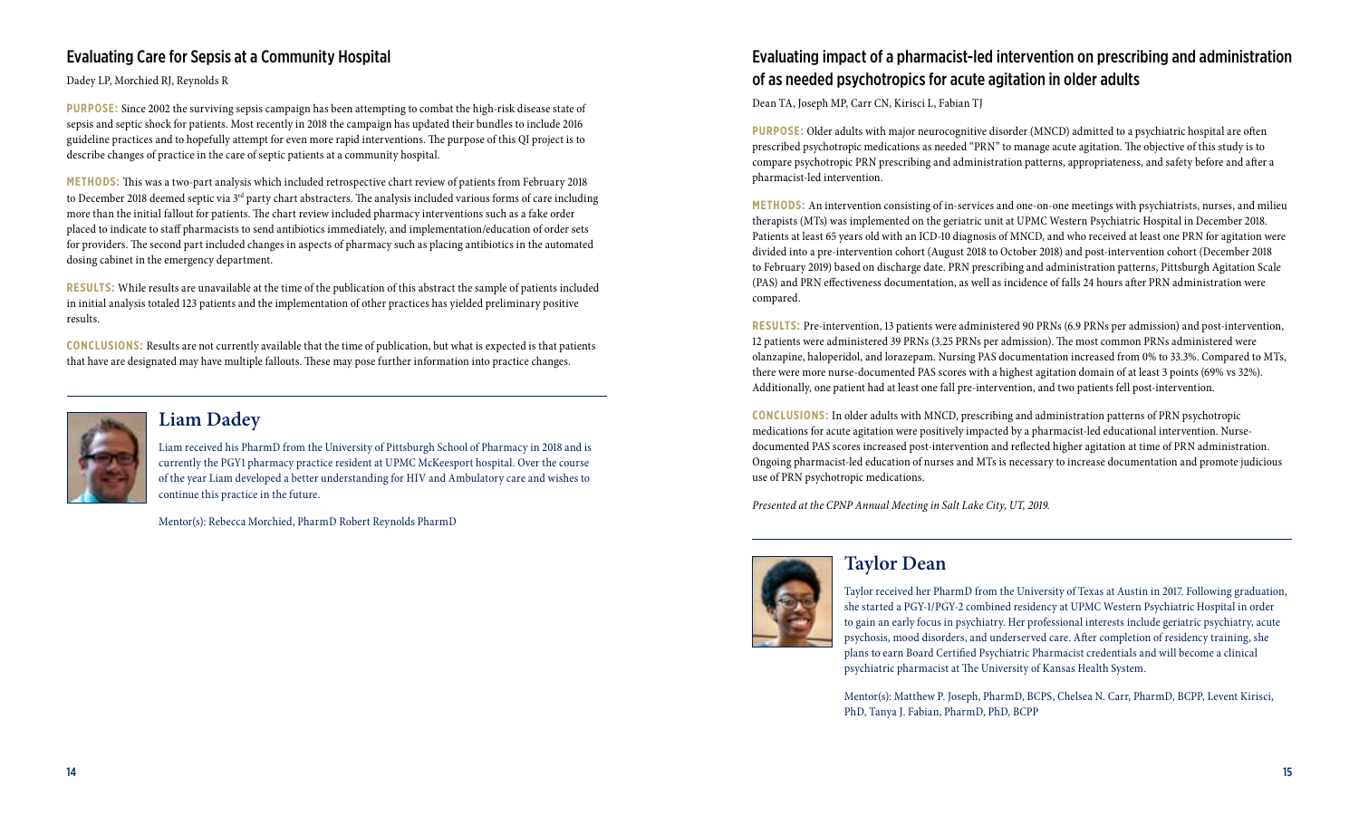## Evaluating Care for Sepsis at a Community Hospital

Dadey LP, Morchied RJ, Reynolds R

**PURPOSE:** Since 2002 the surviving sepsis campaign has been attempting to combat the high-risk disease state of sepsis and septic shock for patients. Most recently in 2018 the campaign has updated their bundles to include 2016 guideline practices and to hopefully attempt for even more rapid interventions. The purpose of this QI project is to describe changes of practice in the care of septic patients at a community hospital.

**METHODS:** This was a two-part analysis which included retrospective chart review of patients from February 2018 to December 2018 deemed septic via 3rd party chart abstracters. The analysis included various forms of care including more than the initial fallout for patients. The chart review included pharmacy interventions such as a fake order placed to indicate to staff pharmacists to send antibiotics immediately, and implementation/education of order sets for providers. The second part included changes in aspects of pharmacy such as placing antibiotics in the automated dosing cabinet in the emergency department.

**RESULTS:** While results are unavailable at the time of the publication of this abstract the sample of patients included in initial analysis totaled 123 patients and the implementation of other practices has yielded preliminary positive results.

**CONCLUSIONS:** Results are not currently available that the time of publication, but what is expected is that patients that have are designated may have multiple fallouts. These may pose further information into practice changes.

---

### Liam Dadey

Liam received his PharmD from the University of Pittsburgh School of Pharmacy in 2018 and is currently the PGY1 pharmacy practice resident at UPMC McKeesport hospital. Over the course of the year Liam developed a better understanding for HIV and Ambulatory care and wishes to continue this practice in the future.

Mentor(s): Rebecca Morchied, PharmD Robert Reynolds PharmD

## Evaluating impact of a pharmacist-led intervention on prescribing and administration of as needed psychotropics for acute agitation in older adults

Dean TA, Joseph MP, Carr CN, Kirisci L, Fabian TJ

**PURPOSE:** Older adults with major neurocognitive disorder (MNCD) admitted to a psychiatric hospital are often prescribed psychotropic medications as needed "PRN" to manage acute agitation. The objective of this study is to compare psychotropic PRN prescribing and administration patterns, appropriateness, and safety before and after a pharmacist-led intervention.

**METHODS:** An intervention consisting of in-services and one-on-one meetings with psychiatrists, nurses, and milieu therapists (MTs) was implemented on the geriatric unit at UPMC Western Psychiatric Hospital in December 2018. Patients at least 65 years old with an ICD-10 diagnosis of MNCD, and who received at least one PRN for agitation were divided into a pre-intervention cohort (August 2018 to October 2018) and post-intervention cohort (December 2018 to February 2019) based on discharge date. PRN prescribing and administration patterns, Pittsburgh Agitation Scale (PAS) and PRN effectiveness documentation, as well as incidence of falls 24 hours after PRN administration were compared.

**RESULTS:** Pre-intervention, 13 patients were administered 90 PRNs (6.9 PRNs per admission) and post-intervention, 12 patients were administered 39 PRNs (3.25 PRNs per admission). The most common PRNs administered were olanzapine, haloperidol, and lorazepam. Nursing PAS documentation increased from 0% to 33.3%. Compared to MTs, there were more nurse-documented PAS scores with a highest agitation domain of at least 3 points (69% vs 32%). Additionally, one patient had at least one fall pre-intervention, and two patients fell post-intervention.

**CONCLUSIONS:** In older adults with MNCD, prescribing and administration patterns of PRN psychotropic medications for acute agitation were positively impacted by a pharmacist-led educational intervention. Nurse-documented PAS scores increased post-intervention and reflected higher agitation at time of PRN administration. Ongoing pharmacist-led education of nurses and MTs is necessary to increase documentation and promote judicious use of PRN psychotropic medications.

*Presented at the CPNP Annual Meeting in Salt Lake City, UT, 2019.*

---

### Taylor Dean

Taylor received her PharmD from the University of Texas at Austin in 2017. Following graduation, she started a PGY-1/PGY-2 combined residency at UPMC Western Psychiatric Hospital in order to gain an early focus in psychiatry. Her professional interests include geriatric psychiatry, acute psychosis, mood disorders, and underserved care. After completion of residency training, she plans to earn Board Certified Psychiatric Pharmacist credentials and will become a clinical psychiatric pharmacist at The University of Kansas Health System.

Mentor(s): Matthew P. Joseph, PharmD, BCPS, Chelsea N. Carr, PharmD, BCPP, Levent Kirisci, PhD, Tanya J. Fabian, PharmD, PhD, BCPP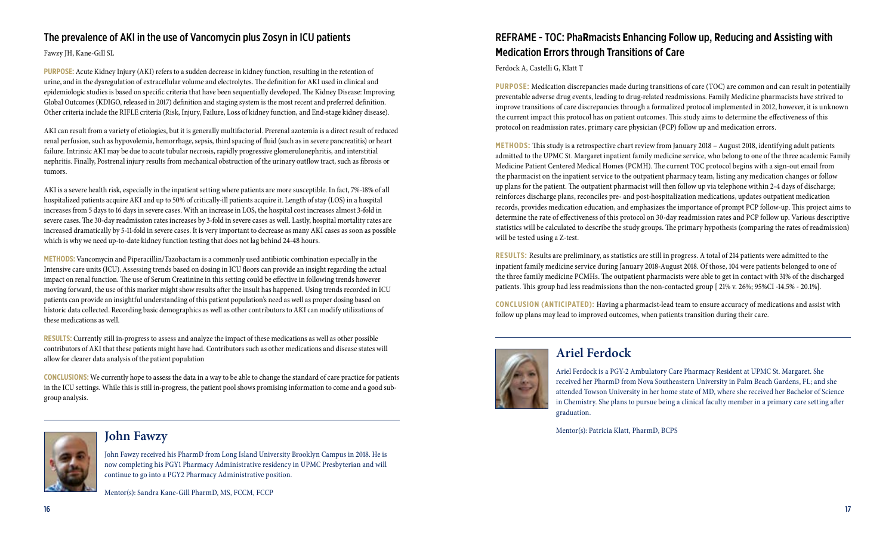## The prevalence of AKI in the use of Vancomycin plus Zosyn in ICU patients

Fawzy JH, Kane-Gill SL

**PURPOSE:** Acute Kidney Injury (AKI) refers to a sudden decrease in kidney function, resulting in the retention of urine, and in the dysregulation of extracellular volume and electrolytes. The definition for AKI used in clinical and epidemiologic studies is based on specific criteria that have been sequentially developed. The Kidney Disease: Improving Global Outcomes (KDIGO, released in 2017) definition and staging system is the most recent and preferred definition. Other criteria include the RIFLE criteria (Risk, Injury, Failure, Loss of kidney function, and End-stage kidney disease).

AKI can result from a variety of etiologies, but it is generally multifactorial. Prerenal azotemia is a direct result of reduced renal perfusion, such as hypovolemia, hemorrhage, sepsis, third spacing of fluid (such as in severe pancreatitis) or heart failure. Intrinsic AKI may be due to acute tubular necrosis, rapidly progressive glomerulonephritis, and interstitial nephritis. Finally, Postrenal injury results from mechanical obstruction of the urinary outflow tract, such as fibrosis or tumors.

AKI is a severe health risk, especially in the inpatient setting where patients are more susceptible. In fact, 7%-18% of all hospitalized patients acquire AKI and up to 50% of critically-ill patients acquire it. Length of stay (LOS) in a hospital increases from 5 days to 16 days in severe cases. With an increase in LOS, the hospital cost increases almost 3-fold in severe cases. The 30-day readmission rates increases by 3-fold in severe cases as well. Lastly, hospital mortality rates are increased dramatically by 5-11-fold in severe cases. It is very important to decrease as many AKI cases as soon as possible which is why we need up-to-date kidney function testing that does not lag behind 24-48 hours.

**METHODS:** Vancomycin and Piperacillin/Tazobactam is a commonly used antibiotic combination especially in the Intensive care units (ICU). Assessing trends based on dosing in ICU floors can provide an insight regarding the actual impact on renal function. The use of Serum Creatinine in this setting could be effective in following trends however moving forward, the use of this marker might show results after the insult has happened. Using trends recorded in ICU patients can provide an insightful understanding of this patient population's need as well as proper dosing based on historic data collected. Recording basic demographics as well as other contributors to AKI can modify utilizations of these medications as well.

**RESULTS:** Currently still in-progress to assess and analyze the impact of these medications as well as other possible contributors of AKI that these patients might have had. Contributors such as other medications and disease states will allow for clearer data analysis of the patient population

**CONCLUSIONS:** We currently hope to assess the data in a way to be able to change the standard of care practice for patients in the ICU settings. While this is still in-progress, the patient pool shows promising information to come and a good sub-group analysis.

### John Fawzy

John Fawzy received his PharmD from Long Island University Brooklyn Campus in 2018. He is now completing his PGY1 Pharmacy Administrative residency in UPMC Presbyterian and will continue to go into a PGY2 Pharmacy Administrative position.

Mentor(s): Sandra Kane-Gill PharmD, MS, FCCM, FCCP

## REFRAME - TOC: PhaRmacists Enhancing Follow up, Reducing and Assisting with Medication Errors through Transitions of Care

Ferdock A, Castelli G, Klatt T

**PURPOSE:** Medication discrepancies made during transitions of care (TOC) are common and can result in potentially preventable adverse drug events, leading to drug-related readmissions. Family Medicine pharmacists have strived to improve transitions of care discrepancies through a formalized protocol implemented in 2012, however, it is unknown the current impact this protocol has on patient outcomes. This study aims to determine the effectiveness of this protocol on readmission rates, primary care physician (PCP) follow up and medication errors.

**METHODS:** This study is a retrospective chart review from January 2018 – August 2018, identifying adult patients admitted to the UPMC St. Margaret inpatient family medicine service, who belong to one of the three academic Family Medicine Patient Centered Medical Homes (PCMH). The current TOC protocol begins with a sign-out email from the pharmacist on the inpatient service to the outpatient pharmacy team, listing any medication changes or follow up plans for the patient. The outpatient pharmacist will then follow up via telephone within 2-4 days of discharge; reinforces discharge plans, reconciles pre- and post-hospitalization medications, updates outpatient medication records, provides medication education, and emphasizes the importance of prompt PCP follow-up. This project aims to determine the rate of effectiveness of this protocol on 30-day readmission rates and PCP follow up. Various descriptive statistics will be calculated to describe the study groups. The primary hypothesis (comparing the rates of readmission) will be tested using a Z-test.

**RESULTS:** Results are preliminary, as statistics are still in progress. A total of 214 patients were admitted to the inpatient family medicine service during January 2018-August 2018. Of those, 104 were patients belonged to one of the three family medicine PCMHs. The outpatient pharmacists were able to get in contact with 31% of the discharged patients. This group had less readmissions than the non-contacted group [ 21% v. 26%; 95%CI -14.5% - 20.1%].

**CONCLUSION (ANTICIPATED):** Having a pharmacist-lead team to ensure accuracy of medications and assist with follow up plans may lead to improved outcomes, when patients transition during their care.

### Ariel Ferdock

Ariel Ferdock is a PGY-2 Ambulatory Care Pharmacy Resident at UPMC St. Margaret. She received her PharmD from Nova Southeastern University in Palm Beach Gardens, FL; and she attended Towson University in her home state of MD, where she received her Bachelor of Science in Chemistry. She plans to pursue being a clinical faculty member in a primary care setting after graduation.

Mentor(s): Patricia Klatt, PharmD, BCPS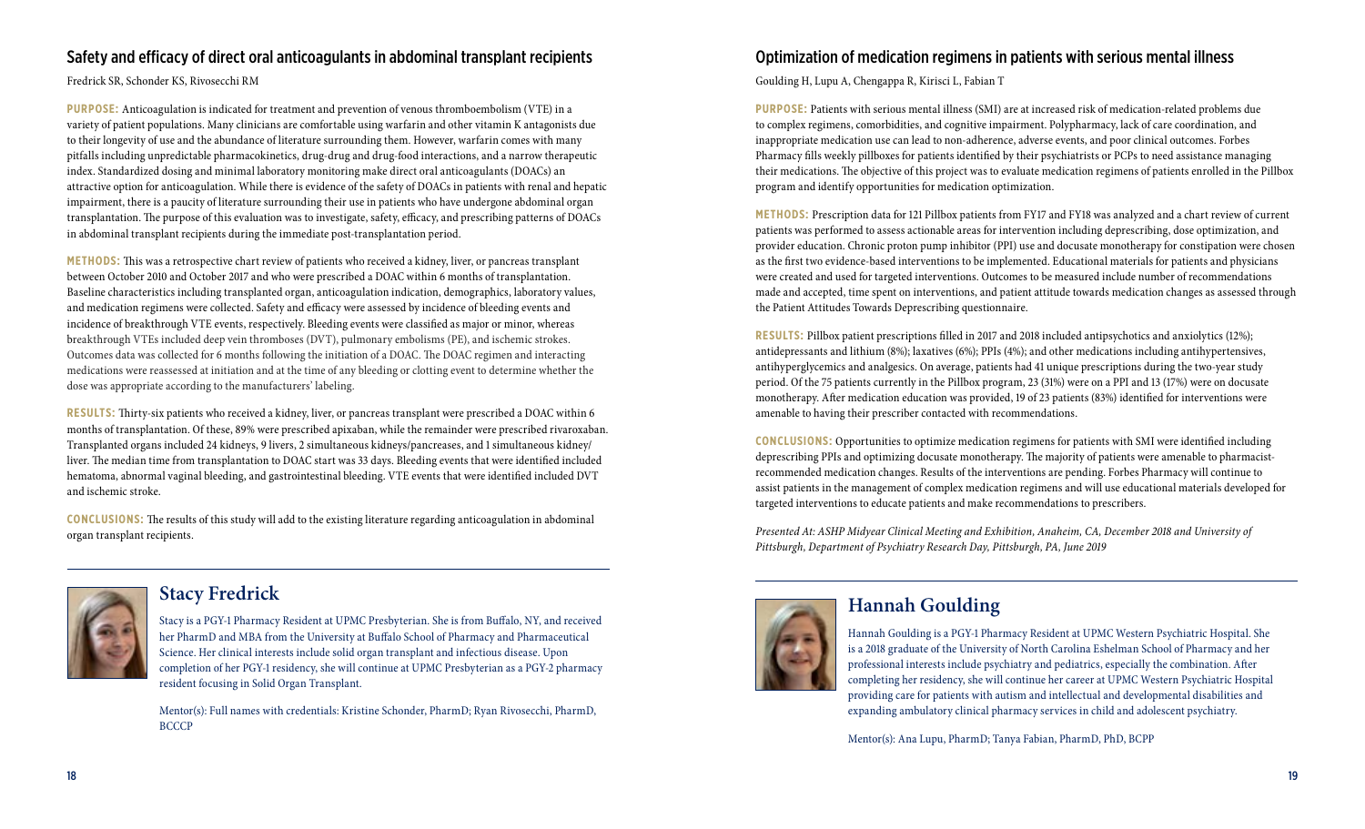## Safety and efficacy of direct oral anticoagulants in abdominal transplant recipients

Fredrick SR, Schonder KS, Rivosecchi RM

**PURPOSE:** Anticoagulation is indicated for treatment and prevention of venous thromboembolism (VTE) in a variety of patient populations. Many clinicians are comfortable using warfarin and other vitamin K antagonists due to their longevity of use and the abundance of literature surrounding them. However, warfarin comes with many pitfalls including unpredictable pharmacokinetics, drug-drug and drug-food interactions, and a narrow therapeutic index. Standardized dosing and minimal laboratory monitoring make direct oral anticoagulants (DOACs) an attractive option for anticoagulation. While there is evidence of the safety of DOACs in patients with renal and hepatic impairment, there is a paucity of literature surrounding their use in patients who have undergone abdominal organ transplantation. The purpose of this evaluation was to investigate, safety, efficacy, and prescribing patterns of DOACs in abdominal transplant recipients during the immediate post-transplantation period.

**METHODS:** This was a retrospective chart review of patients who received a kidney, liver, or pancreas transplant between October 2010 and October 2017 and who were prescribed a DOAC within 6 months of transplantation. Baseline characteristics including transplanted organ, anticoagulation indication, demographics, laboratory values, and medication regimens were collected. Safety and efficacy were assessed by incidence of bleeding events and incidence of breakthrough VTE events, respectively. Bleeding events were classified as major or minor, whereas breakthrough VTEs included deep vein thromboses (DVT), pulmonary embolisms (PE), and ischemic strokes. Outcomes data was collected for 6 months following the initiation of a DOAC. The DOAC regimen and interacting medications were reassessed at initiation and at the time of any bleeding or clotting event to determine whether the dose was appropriate according to the manufacturers' labeling.

**RESULTS:** Thirty-six patients who received a kidney, liver, or pancreas transplant were prescribed a DOAC within 6 months of transplantation. Of these, 89% were prescribed apixaban, while the remainder were prescribed rivaroxaban. Transplanted organs included 24 kidneys, 9 livers, 2 simultaneous kidneys/pancreases, and 1 simultaneous kidney/liver. The median time from transplantation to DOAC start was 33 days. Bleeding events that were identified included hematoma, abnormal vaginal bleeding, and gastrointestinal bleeding. VTE events that were identified included DVT and ischemic stroke.

**CONCLUSIONS:** The results of this study will add to the existing literature regarding anticoagulation in abdominal organ transplant recipients.

### Stacy Fredrick

Stacy is a PGY-1 Pharmacy Resident at UPMC Presbyterian. She is from Buffalo, NY, and received her PharmD and MBA from the University at Buffalo School of Pharmacy and Pharmaceutical Science. Her clinical interests include solid organ transplant and infectious disease. Upon completion of her PGY-1 residency, she will continue at UPMC Presbyterian as a PGY-2 pharmacy resident focusing in Solid Organ Transplant.

Mentor(s): Full names with credentials: Kristine Schonder, PharmD; Ryan Rivosecchi, PharmD, BCCCP

## Optimization of medication regimens in patients with serious mental illness

Goulding H, Lupu A, Chengappa R, Kirisci L, Fabian T

**PURPOSE:** Patients with serious mental illness (SMI) are at increased risk of medication-related problems due to complex regimens, comorbidities, and cognitive impairment. Polypharmacy, lack of care coordination, and inappropriate medication use can lead to non-adherence, adverse events, and poor clinical outcomes. Forbes Pharmacy fills weekly pillboxes for patients identified by their psychiatrists or PCPs to need assistance managing their medications. The objective of this project was to evaluate medication regimens of patients enrolled in the Pillbox program and identify opportunities for medication optimization.

**METHODS:** Prescription data for 121 Pillbox patients from FY17 and FY18 was analyzed and a chart review of current patients was performed to assess actionable areas for intervention including deprescribing, dose optimization, and provider education. Chronic proton pump inhibitor (PPI) use and docusate monotherapy for constipation were chosen as the first two evidence-based interventions to be implemented. Educational materials for patients and physicians were created and used for targeted interventions. Outcomes to be measured include number of recommendations made and accepted, time spent on interventions, and patient attitude towards medication changes as assessed through the Patient Attitudes Towards Deprescribing questionnaire.

**RESULTS:** Pillbox patient prescriptions filled in 2017 and 2018 included antipsychotics and anxiolytics (12%); antidepressants and lithium (8%); laxatives (6%); PPIs (4%); and other medications including antihypertensives, antihyperglycemics and analgesics. On average, patients had 41 unique prescriptions during the two-year study period. Of the 75 patients currently in the Pillbox program, 23 (31%) were on a PPI and 13 (17%) were on docusate monotherapy. After medication education was provided, 19 of 23 patients (83%) identified for interventions were amenable to having their prescriber contacted with recommendations.

**CONCLUSIONS:** Opportunities to optimize medication regimens for patients with SMI were identified including deprescribing PPIs and optimizing docusate monotherapy. The majority of patients were amenable to pharmacist-recommended medication changes. Results of the interventions are pending. Forbes Pharmacy will continue to assist patients in the management of complex medication regimens and will use educational materials developed for targeted interventions to educate patients and make recommendations to prescribers.

*Presented At: ASHP Midyear Clinical Meeting and Exhibition, Anaheim, CA, December 2018 and University of Pittsburgh, Department of Psychiatry Research Day, Pittsburgh, PA, June 2019*

### Hannah Goulding

Hannah Goulding is a PGY-1 Pharmacy Resident at UPMC Western Psychiatric Hospital. She is a 2018 graduate of the University of North Carolina Eshelman School of Pharmacy and her professional interests include psychiatry and pediatrics, especially the combination. After completing her residency, she will continue her career at UPMC Western Psychiatric Hospital providing care for patients with autism and intellectual and developmental disabilities and expanding ambulatory clinical pharmacy services in child and adolescent psychiatry.

Mentor(s): Ana Lupu, PharmD; Tanya Fabian, PharmD, PhD, BCPP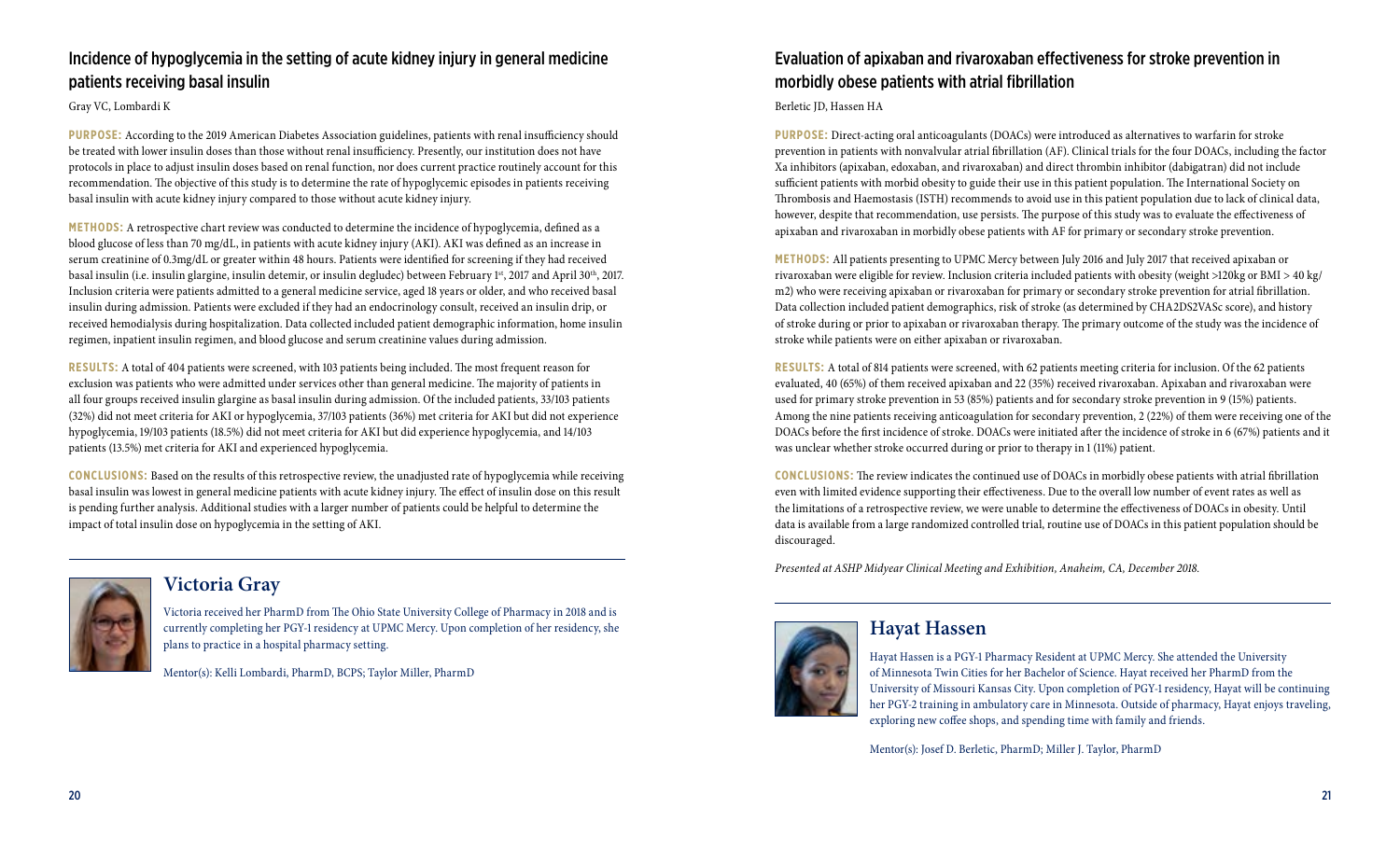## Incidence of hypoglycemia in the setting of acute kidney injury in general medicine patients receiving basal insulin

Gray VC, Lombardi K

**PURPOSE:** According to the 2019 American Diabetes Association guidelines, patients with renal insufficiency should be treated with lower insulin doses than those without renal insufficiency. Presently, our institution does not have protocols in place to adjust insulin doses based on renal function, nor does current practice routinely account for this recommendation. The objective of this study is to determine the rate of hypoglycemic episodes in patients receiving basal insulin with acute kidney injury compared to those without acute kidney injury.

**METHODS:** A retrospective chart review was conducted to determine the incidence of hypoglycemia, defined as a blood glucose of less than 70 mg/dL, in patients with acute kidney injury (AKI). AKI was defined as an increase in serum creatinine of 0.3mg/dL or greater within 48 hours. Patients were identified for screening if they had received basal insulin (i.e. insulin glargine, insulin detemir, or insulin degludec) between February 1st, 2017 and April 30th, 2017. Inclusion criteria were patients admitted to a general medicine service, aged 18 years or older, and who received basal insulin during admission. Patients were excluded if they had an endocrinology consult, received an insulin drip, or received hemodialysis during hospitalization. Data collected included patient demographic information, home insulin regimen, inpatient insulin regimen, and blood glucose and serum creatinine values during admission.

**RESULTS:** A total of 404 patients were screened, with 103 patients being included. The most frequent reason for exclusion was patients who were admitted under services other than general medicine. The majority of patients in all four groups received insulin glargine as basal insulin during admission. Of the included patients, 33/103 patients (32%) did not meet criteria for AKI or hypoglycemia, 37/103 patients (36%) met criteria for AKI but did not experience hypoglycemia, 19/103 patients (18.5%) did not meet criteria for AKI but did experience hypoglycemia, and 14/103 patients (13.5%) met criteria for AKI and experienced hypoglycemia.

**CONCLUSIONS:** Based on the results of this retrospective review, the unadjusted rate of hypoglycemia while receiving basal insulin was lowest in general medicine patients with acute kidney injury. The effect of insulin dose on this result is pending further analysis. Additional studies with a larger number of patients could be helpful to determine the impact of total insulin dose on hypoglycemia in the setting of AKI.

### Victoria Gray

Victoria received her PharmD from The Ohio State University College of Pharmacy in 2018 and is currently completing her PGY-1 residency at UPMC Mercy. Upon completion of her residency, she plans to practice in a hospital pharmacy setting.

Mentor(s): Kelli Lombardi, PharmD, BCPS; Taylor Miller, PharmD

## Evaluation of apixaban and rivaroxaban effectiveness for stroke prevention in morbidly obese patients with atrial fibrillation

Berletic JD, Hassen HA

**PURPOSE:** Direct-acting oral anticoagulants (DOACs) were introduced as alternatives to warfarin for stroke prevention in patients with nonvalvular atrial fibrillation (AF). Clinical trials for the four DOACs, including the factor Xa inhibitors (apixaban, edoxaban, and rivaroxaban) and direct thrombin inhibitor (dabigatran) did not include sufficient patients with morbid obesity to guide their use in this patient population. The International Society on Thrombosis and Haemostasis (ISTH) recommends to avoid use in this patient population due to lack of clinical data, however, despite that recommendation, use persists. The purpose of this study was to evaluate the effectiveness of apixaban and rivaroxaban in morbidly obese patients with AF for primary or secondary stroke prevention.

**METHODS:** All patients presenting to UPMC Mercy between July 2016 and July 2017 that received apixaban or rivaroxaban were eligible for review. Inclusion criteria included patients with obesity (weight >120kg or BMI > 40 kg/m2) who were receiving apixaban or rivaroxaban for primary or secondary stroke prevention for atrial fibrillation. Data collection included patient demographics, risk of stroke (as determined by CHA2DS2VASc score), and history of stroke during or prior to apixaban or rivaroxaban therapy. The primary outcome of the study was the incidence of stroke while patients were on either apixaban or rivaroxaban.

**RESULTS:** A total of 814 patients were screened, with 62 patients meeting criteria for inclusion. Of the 62 patients evaluated, 40 (65%) of them received apixaban and 22 (35%) received rivaroxaban. Apixaban and rivaroxaban were used for primary stroke prevention in 53 (85%) patients and for secondary stroke prevention in 9 (15%) patients. Among the nine patients receiving anticoagulation for secondary prevention, 2 (22%) of them were receiving one of the DOACs before the first incidence of stroke. DOACs were initiated after the incidence of stroke in 6 (67%) patients and it was unclear whether stroke occurred during or prior to therapy in 1 (11%) patient.

**CONCLUSIONS:** The review indicates the continued use of DOACs in morbidly obese patients with atrial fibrillation even with limited evidence supporting their effectiveness. Due to the overall low number of event rates as well as the limitations of a retrospective review, we were unable to determine the effectiveness of DOACs in obesity. Until data is available from a large randomized controlled trial, routine use of DOACs in this patient population should be discouraged.

*Presented at ASHP Midyear Clinical Meeting and Exhibition, Anaheim, CA, December 2018.*

### Hayat Hassen

Hayat Hassen is a PGY-1 Pharmacy Resident at UPMC Mercy. She attended the University of Minnesota Twin Cities for her Bachelor of Science. Hayat received her PharmD from the University of Missouri Kansas City. Upon completion of PGY-1 residency, Hayat will be continuing her PGY-2 training in ambulatory care in Minnesota. Outside of pharmacy, Hayat enjoys traveling, exploring new coffee shops, and spending time with family and friends.

Mentor(s): Josef D. Berletic, PharmD; Miller J. Taylor, PharmD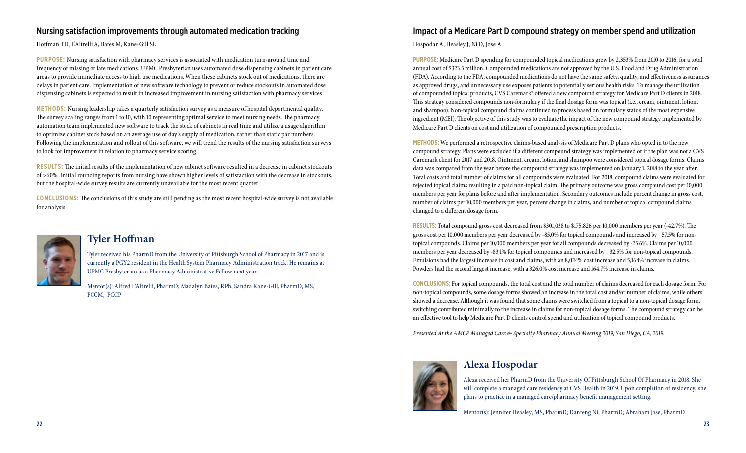## Nursing satisfaction improvements through automated medication tracking

Hoffman TD, L'Altrelli A, Bates M, Kane-Gill SL

**PURPOSE:** Nursing satisfaction with pharmacy services is associated with medication turn-around time and frequency of missing or late medications. UPMC Presbyterian uses automated dose dispensing cabinets in patient care areas to provide immediate access to high use medications. When these cabinets stock out of medications, there are delays in patient care. Implementation of new software technology to prevent or reduce stockouts in automated dose dispensing cabinets is expected to result in increased improvement in nursing satisfaction with pharmacy services.

**METHODS:** Nursing leadership takes a quarterly satisfaction survey as a measure of hospital departmental quality. The survey scaling ranges from 1 to 10, with 10 representing optimal service to meet nursing needs. The pharmacy automation team implemented new software to track the stock of cabinets in real time and utilize a usage algorithm to optimize cabinet stock based on an average use of day's supply of medication, rather than static par numbers. Following the implementation and rollout of this software, we will trend the results of the nursing satisfaction surveys to look for improvement in relation to pharmacy service scoring.

**RESULTS:** The initial results of the implementation of new cabinet software resulted in a decrease in cabinet stockouts of >60%. Initial rounding reports from nursing have shown higher levels of satisfaction with the decrease in stockouts, but the hospital-wide survey results are currently unavailable for the most recent quarter.

**CONCLUSIONS:** The conclusions of this study are still pending as the most recent hospital-wide survey is not available for analysis.

### Tyler Hoffman

Tyler received his PharmD from the University of Pittsburgh School of Pharmacy in 2017 and is currently a PGY2 resident in the Health System Pharmacy Administration track. He remains at UPMC Presbyterian as a Pharmacy Administrative Fellow next year.

Mentor(s): Alfred L'Altrelli, PharmD; Madalyn Bates, RPh; Sandra Kane-Gill, PharmD, MS, FCCM, FCCP

## Impact of a Medicare Part D compound strategy on member spend and utilization

Hospodar A, Heasley J, Ni D, Jose A

**PURPOSE:** Medicare Part D spending for compounded topical medications grew by 2,353% from 2010 to 2016, for a total annual cost of $323.5 million. Compounded medications are not approved by the U.S. Food and Drug Administration (FDA). According to the FDA, compounded medications do not have the same safety, quality, and effectiveness assurances as approved drugs, and unnecessary use exposes patients to potentially serious health risks. To manage the utilization of compounded topical products, CVS Caremark® offered a new compound strategy for Medicare Part D clients in 2018. This strategy considered compounds non-formulary if the final dosage form was topical (i.e., cream, ointment, lotion, and shampoo). Non-topical compound claims continued to process based on formulary status of the most expensive ingredient (MEI). The objective of this study was to evaluate the impact of the new compound strategy implemented by Medicare Part D clients on cost and utilization of compounded prescription products.

**METHODS:** We performed a retrospective claims-based analysis of Medicare Part D plans who opted in to the new compound strategy. Plans were excluded if a different compound strategy was implemented or if the plan was not a CVS Caremark client for 2017 and 2018. Ointment, cream, lotion, and shampoo were considered topical dosage forms. Claims data was compared from the year before the compound strategy was implemented on January 1, 2018 to the year after. Total costs and total number of claims for all compounds were evaluated. For 2018, compound claims were evaluated for rejected topical claims resulting in a paid non-topical claim. The primary outcome was gross compound cost per 10,000 members per year for plans before and after implementation. Secondary outcomes include percent change in gross cost, number of claims per 10,000 members per year, percent change in claims, and number of topical compound claims changed to a different dosage form.

**RESULTS:** Total compound gross cost decreased from $301,038 to $175,826 per 10,000 members per year (-42.7%). The gross cost per 10,000 members per year decreased by -85.0% for topical compounds and increased by +57.5% for non-topical compounds. Claims per 10,000 members per year for all compounds decreased by -25.6%. Claims per 10,000 members per year decreased by -83.1% for topical compounds and increased by +32.5% for non-topical compounds. Emulsions had the largest increase in cost and claims, with an 8,024% cost increase and 5,164% increase in claims. Powders had the second largest increase, with a 326.0% cost increase and 164.7% increase in claims.

**CONCLUSIONS:** For topical compounds, the total cost and the total number of claims decreased for each dosage form. For non-topical compounds, some dosage forms showed an increase in the total cost and/or number of claims, while others showed a decrease. Although it was found that some claims were switched from a topical to a non-topical dosage form, switching contributed minimally to the increase in claims for non-topical dosage forms. The compound strategy can be an effective tool to help Medicare Part D clients control spend and utilization of topical compound products.

*Presented At the AMCP Managed Care & Specialty Pharmacy Annual Meeting 2019, San Diego, CA, 2019.*

### Alexa Hospodar

Alexa received her PharmD from the University Of Pittsburgh School Of Pharmacy in 2018. She will complete a managed care residency at CVS Health in 2019. Upon completion of residency, she plans to practice in a managed care/pharmacy benefit management setting.

Mentor(s): Jennifer Heasley, MS, PharmD; Danfeng Ni, PharmD; Abraham Jose, PharmD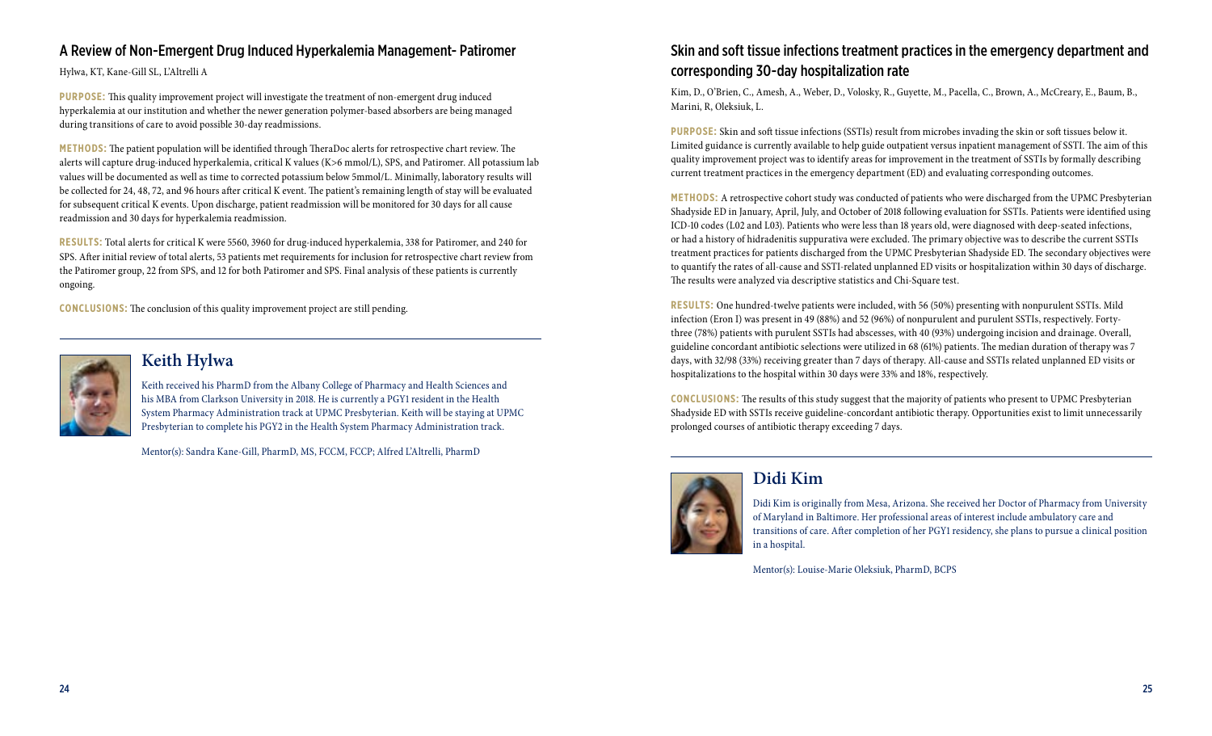## A Review of Non-Emergent Drug Induced Hyperkalemia Management- Patiromer

Hylwa, KT, Kane-Gill SL, L'Altrelli A

**PURPOSE:** This quality improvement project will investigate the treatment of non-emergent drug induced hyperkalemia at our institution and whether the newer generation polymer-based absorbers are being managed during transitions of care to avoid possible 30-day readmissions.

**METHODS:** The patient population will be identified through TheraDoc alerts for retrospective chart review. The alerts will capture drug-induced hyperkalemia, critical K values (K>6 mmol/L), SPS, and Patiromer. All potassium lab values will be documented as well as time to corrected potassium below 5mmol/L. Minimally, laboratory results will be collected for 24, 48, 72, and 96 hours after critical K event. The patient's remaining length of stay will be evaluated for subsequent critical K events. Upon discharge, patient readmission will be monitored for 30 days for all cause readmission and 30 days for hyperkalemia readmission.

**RESULTS:** Total alerts for critical K were 5560, 3960 for drug-induced hyperkalemia, 338 for Patiromer, and 240 for SPS. After initial review of total alerts, 53 patients met requirements for inclusion for retrospective chart review from the Patiromer group, 22 from SPS, and 12 for both Patiromer and SPS. Final analysis of these patients is currently ongoing.

**CONCLUSIONS:** The conclusion of this quality improvement project are still pending.

### Keith Hylwa

Keith received his PharmD from the Albany College of Pharmacy and Health Sciences and his MBA from Clarkson University in 2018. He is currently a PGY1 resident in the Health System Pharmacy Administration track at UPMC Presbyterian. Keith will be staying at UPMC Presbyterian to complete his PGY2 in the Health System Pharmacy Administration track.

Mentor(s): Sandra Kane-Gill, PharmD, MS, FCCM, FCCP; Alfred L'Altrelli, PharmD

## Skin and soft tissue infections treatment practices in the emergency department and corresponding 30-day hospitalization rate

Kim, D., O'Brien, C., Amesh, A., Weber, D., Volosky, R., Guyette, M., Pacella, C., Brown, A., McCreary, E., Baum, B., Marini, R, Oleksiuk, L.

**PURPOSE:** Skin and soft tissue infections (SSTIs) result from microbes invading the skin or soft tissues below it. Limited guidance is currently available to help guide outpatient versus inpatient management of SSTI. The aim of this quality improvement project was to identify areas for improvement in the treatment of SSTIs by formally describing current treatment practices in the emergency department (ED) and evaluating corresponding outcomes.

**METHODS:** A retrospective cohort study was conducted of patients who were discharged from the UPMC Presbyterian Shadyside ED in January, April, July, and October of 2018 following evaluation for SSTIs. Patients were identified using ICD-10 codes (L02 and L03). Patients who were less than 18 years old, were diagnosed with deep-seated infections, or had a history of hidradenitis suppurativa were excluded. The primary objective was to describe the current SSTIs treatment practices for patients discharged from the UPMC Presbyterian Shadyside ED. The secondary objectives were to quantify the rates of all-cause and SSTI-related unplanned ED visits or hospitalization within 30 days of discharge. The results were analyzed via descriptive statistics and Chi-Square test.

**RESULTS:** One hundred-twelve patients were included, with 56 (50%) presenting with nonpurulent SSTIs. Mild infection (Eron I) was present in 49 (88%) and 52 (96%) of nonpurulent and purulent SSTIs, respectively. Forty-three (78%) patients with purulent SSTIs had abscesses, with 40 (93%) undergoing incision and drainage. Overall, guideline concordant antibiotic selections were utilized in 68 (61%) patients. The median duration of therapy was 7 days, with 32/98 (33%) receiving greater than 7 days of therapy. All-cause and SSTIs related unplanned ED visits or hospitalizations to the hospital within 30 days were 33% and 18%, respectively.

**CONCLUSIONS:** The results of this study suggest that the majority of patients who present to UPMC Presbyterian Shadyside ED with SSTIs receive guideline-concordant antibiotic therapy. Opportunities exist to limit unnecessarily prolonged courses of antibiotic therapy exceeding 7 days.

### Didi Kim

Didi Kim is originally from Mesa, Arizona. She received her Doctor of Pharmacy from University of Maryland in Baltimore. Her professional areas of interest include ambulatory care and transitions of care. After completion of her PGY1 residency, she plans to pursue a clinical position in a hospital.

Mentor(s): Louise-Marie Oleksiuk, PharmD, BCPS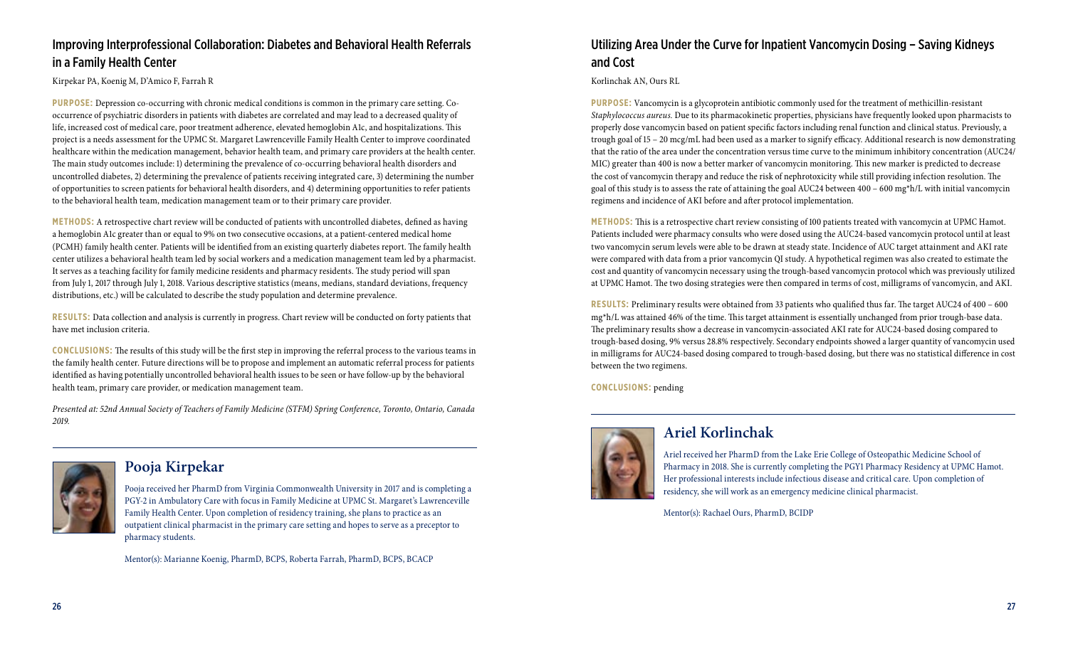## Improving Interprofessional Collaboration: Diabetes and Behavioral Health Referrals in a Family Health Center

Kirpekar PA, Koenig M, D'Amico F, Farrah R

**PURPOSE:** Depression co-occurring with chronic medical conditions is common in the primary care setting. Co-occurrence of psychiatric disorders in patients with diabetes are correlated and may lead to a decreased quality of life, increased cost of medical care, poor treatment adherence, elevated hemoglobin A1c, and hospitalizations. This project is a needs assessment for the UPMC St. Margaret Lawrenceville Family Health Center to improve coordinated healthcare within the medication management, behavior health team, and primary care providers at the health center. The main study outcomes include: 1) determining the prevalence of co-occurring behavioral health disorders and uncontrolled diabetes, 2) determining the prevalence of patients receiving integrated care, 3) determining the number of opportunities to screen patients for behavioral health disorders, and 4) determining opportunities to refer patients to the behavioral health team, medication management team or to their primary care provider.

**METHODS:** A retrospective chart review will be conducted of patients with uncontrolled diabetes, defined as having a hemoglobin A1c greater than or equal to 9% on two consecutive occasions, at a patient-centered medical home (PCMH) family health center. Patients will be identified from an existing quarterly diabetes report. The family health center utilizes a behavioral health team led by social workers and a medication management team led by a pharmacist. It serves as a teaching facility for family medicine residents and pharmacy residents. The study period will span from July 1, 2017 through July 1, 2018. Various descriptive statistics (means, medians, standard deviations, frequency distributions, etc.) will be calculated to describe the study population and determine prevalence.

**RESULTS:** Data collection and analysis is currently in progress. Chart review will be conducted on forty patients that have met inclusion criteria.

**CONCLUSIONS:** The results of this study will be the first step in improving the referral process to the various teams in the family health center. Future directions will be to propose and implement an automatic referral process for patients identified as having potentially uncontrolled behavioral health issues to be seen or have follow-up by the behavioral health team, primary care provider, or medication management team.

*Presented at: 52nd Annual Society of Teachers of Family Medicine (STFM) Spring Conference, Toronto, Ontario, Canada 2019.*

### Pooja Kirpekar

Pooja received her PharmD from Virginia Commonwealth University in 2017 and is completing a PGY-2 in Ambulatory Care with focus in Family Medicine at UPMC St. Margaret's Lawrenceville Family Health Center. Upon completion of residency training, she plans to practice as an outpatient clinical pharmacist in the primary care setting and hopes to serve as a preceptor to pharmacy students.

Mentor(s): Marianne Koenig, PharmD, BCPS, Roberta Farrah, PharmD, BCPS, BCACP

## Utilizing Area Under the Curve for Inpatient Vancomycin Dosing – Saving Kidneys and Cost

Korlinchak AN, Ours RL

**PURPOSE:** Vancomycin is a glycoprotein antibiotic commonly used for the treatment of methicillin-resistant *Staphylococcus aureus*. Due to its pharmacokinetic properties, physicians have frequently looked upon pharmacists to properly dose vancomycin based on patient specific factors including renal function and clinical status. Previously, a trough goal of 15 – 20 mcg/mL had been used as a marker to signify efficacy. Additional research is now demonstrating that the ratio of the area under the concentration versus time curve to the minimum inhibitory concentration (AUC24/MIC) greater than 400 is now a better marker of vancomycin monitoring. This new marker is predicted to decrease the cost of vancomycin therapy and reduce the risk of nephrotoxicity while still providing infection resolution. The goal of this study is to assess the rate of attaining the goal AUC24 between 400 – 600 mg*h/L with initial vancomycin regimens and incidence of AKI before and after protocol implementation.

**METHODS:** This is a retrospective chart review consisting of 100 patients treated with vancomycin at UPMC Hamot. Patients included were pharmacy consults who were dosed using the AUC24-based vancomycin protocol until at least two vancomycin serum levels were able to be drawn at steady state. Incidence of AUC target attainment and AKI rate were compared with data from a prior vancomycin QI study. A hypothetical regimen was also created to estimate the cost and quantity of vancomycin necessary using the trough-based vancomycin protocol which was previously utilized at UPMC Hamot. The two dosing strategies were then compared in terms of cost, milligrams of vancomycin, and AKI.

**RESULTS:** Preliminary results were obtained from 33 patients who qualified thus far. The target AUC24 of 400 – 600 mg*h/L was attained 46% of the time. This target attainment is essentially unchanged from prior trough-base data. The preliminary results show a decrease in vancomycin-associated AKI rate for AUC24-based dosing compared to trough-based dosing, 9% versus 28.8% respectively. Secondary endpoints showed a larger quantity of vancomycin used in milligrams for AUC24-based dosing compared to trough-based dosing, but there was no statistical difference in cost between the two regimens.

**CONCLUSIONS:** pending

### Ariel Korlinchak

Ariel received her PharmD from the Lake Erie College of Osteopathic Medicine School of Pharmacy in 2018. She is currently completing the PGY1 Pharmacy Residency at UPMC Hamot. Her professional interests include infectious disease and critical care. Upon completion of residency, she will work as an emergency medicine clinical pharmacist.

Mentor(s): Rachael Ours, PharmD, BCIDP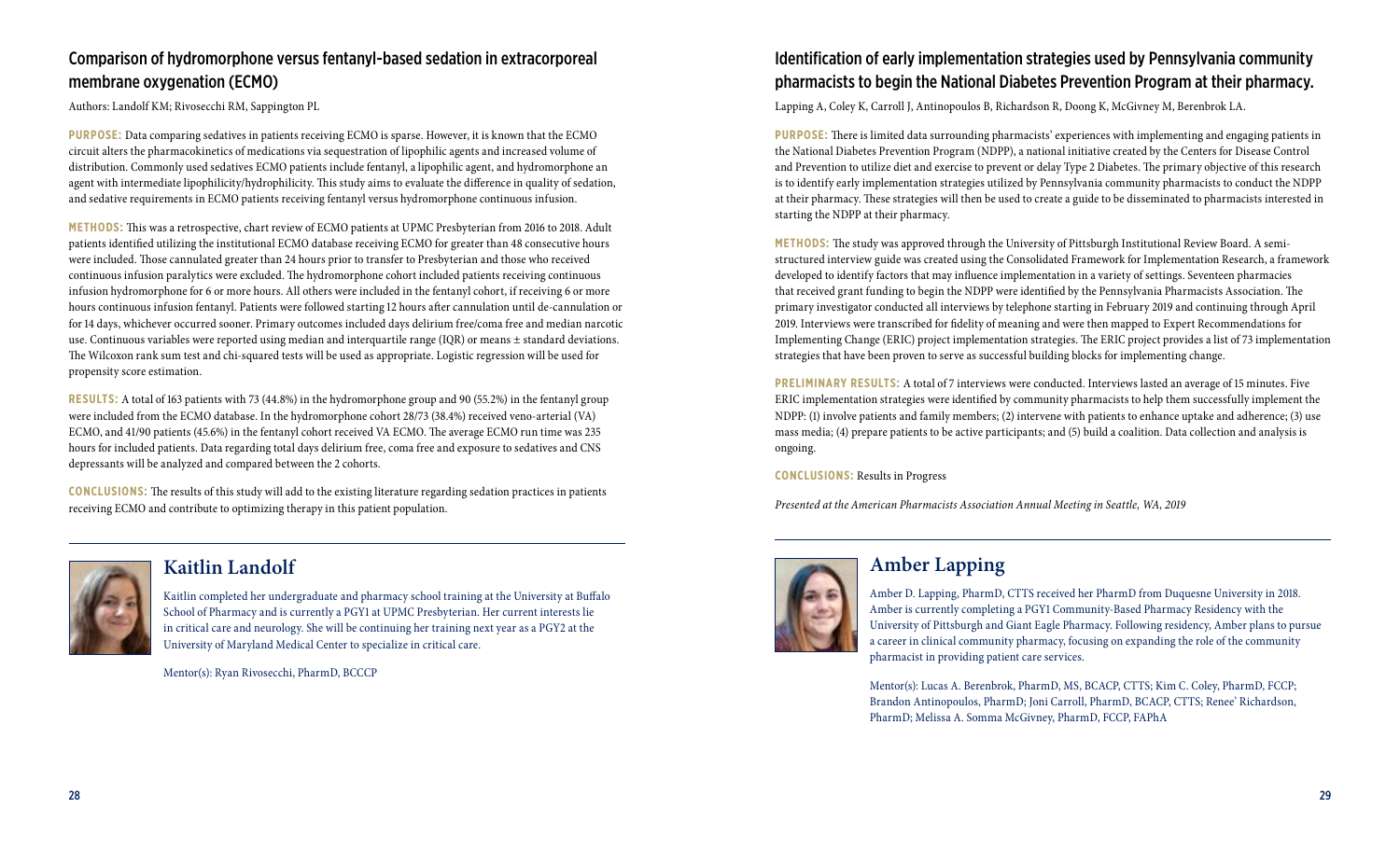## Comparison of hydromorphone versus fentanyl-based sedation in extracorporeal membrane oxygenation (ECMO)

Authors: Landolf KM; Rivosecchi RM, Sappington PL

**PURPOSE:** Data comparing sedatives in patients receiving ECMO is sparse. However, it is known that the ECMO circuit alters the pharmacokinetics of medications via sequestration of lipophilic agents and increased volume of distribution. Commonly used sedatives ECMO patients include fentanyl, a lipophilic agent, and hydromorphone an agent with intermediate lipophilicity/hydrophilicity. This study aims to evaluate the difference in quality of sedation, and sedative requirements in ECMO patients receiving fentanyl versus hydromorphone continuous infusion.

**METHODS:** This was a retrospective, chart review of ECMO patients at UPMC Presbyterian from 2016 to 2018. Adult patients identified utilizing the institutional ECMO database receiving ECMO for greater than 48 consecutive hours were included. Those cannulated greater than 24 hours prior to transfer to Presbyterian and those who received continuous infusion paralytics were excluded. The hydromorphone cohort included patients receiving continuous infusion hydromorphone for 6 or more hours. All others were included in the fentanyl cohort, if receiving 6 or more hours continuous infusion fentanyl. Patients were followed starting 12 hours after cannulation until de-cannulation or for 14 days, whichever occurred sooner. Primary outcomes included days delirium free/coma free and median narcotic use. Continuous variables were reported using median and interquartile range (IQR) or means ± standard deviations. The Wilcoxon rank sum test and chi-squared tests will be used as appropriate. Logistic regression will be used for propensity score estimation.

**RESULTS:** A total of 163 patients with 73 (44.8%) in the hydromorphone group and 90 (55.2%) in the fentanyl group were included from the ECMO database. In the hydromorphone cohort 28/73 (38.4%) received veno-arterial (VA) ECMO, and 41/90 patients (45.6%) in the fentanyl cohort received VA ECMO. The average ECMO run time was 235 hours for included patients. Data regarding total days delirium free, coma free and exposure to sedatives and CNS depressants will be analyzed and compared between the 2 cohorts.

**CONCLUSIONS:** The results of this study will add to the existing literature regarding sedation practices in patients receiving ECMO and contribute to optimizing therapy in this patient population.

### Kaitlin Landolf

Kaitlin completed her undergraduate and pharmacy school training at the University at Buffalo School of Pharmacy and is currently a PGY1 at UPMC Presbyterian. Her current interests lie in critical care and neurology. She will be continuing her training next year as a PGY2 at the University of Maryland Medical Center to specialize in critical care.

Mentor(s): Ryan Rivosecchi, PharmD, BCCCP

## Identification of early implementation strategies used by Pennsylvania community pharmacists to begin the National Diabetes Prevention Program at their pharmacy.

Lapping A, Coley K, Carroll J, Antinopoulos B, Richardson R, Doong K, McGivney M, Berenbrok LA.

**PURPOSE:** There is limited data surrounding pharmacists' experiences with implementing and engaging patients in the National Diabetes Prevention Program (NDPP), a national initiative created by the Centers for Disease Control and Prevention to utilize diet and exercise to prevent or delay Type 2 Diabetes. The primary objective of this research is to identify early implementation strategies utilized by Pennsylvania community pharmacists to conduct the NDPP at their pharmacy. These strategies will then be used to create a guide to be disseminated to pharmacists interested in starting the NDPP at their pharmacy.

**METHODS:** The study was approved through the University of Pittsburgh Institutional Review Board. A semi-structured interview guide was created using the Consolidated Framework for Implementation Research, a framework developed to identify factors that may influence implementation in a variety of settings. Seventeen pharmacies that received grant funding to begin the NDPP were identified by the Pennsylvania Pharmacists Association. The primary investigator conducted all interviews by telephone starting in February 2019 and continuing through April 2019. Interviews were transcribed for fidelity of meaning and were then mapped to Expert Recommendations for Implementing Change (ERIC) project implementation strategies. The ERIC project provides a list of 73 implementation strategies that have been proven to serve as successful building blocks for implementing change.

**PRELIMINARY RESULTS:** A total of 7 interviews were conducted. Interviews lasted an average of 15 minutes. Five ERIC implementation strategies were identified by community pharmacists to help them successfully implement the NDPP: (1) involve patients and family members; (2) intervene with patients to enhance uptake and adherence; (3) use mass media; (4) prepare patients to be active participants; and (5) build a coalition. Data collection and analysis is ongoing.

**CONCLUSIONS:** Results in Progress

*Presented at the American Pharmacists Association Annual Meeting in Seattle, WA, 2019*

### Amber Lapping

Amber D. Lapping, PharmD, CTTS received her PharmD from Duquesne University in 2018. Amber is currently completing a PGY1 Community-Based Pharmacy Residency with the University of Pittsburgh and Giant Eagle Pharmacy. Following residency, Amber plans to pursue a career in clinical community pharmacy, focusing on expanding the role of the community pharmacist in providing patient care services.

Mentor(s): Lucas A. Berenbrok, PharmD, MS, BCACP, CTTS; Kim C. Coley, PharmD, FCCP; Brandon Antinopoulos, PharmD; Joni Carroll, PharmD, BCACP, CTTS; Renee' Richardson, PharmD; Melissa A. Somma McGivney, PharmD, FCCP, FAPhA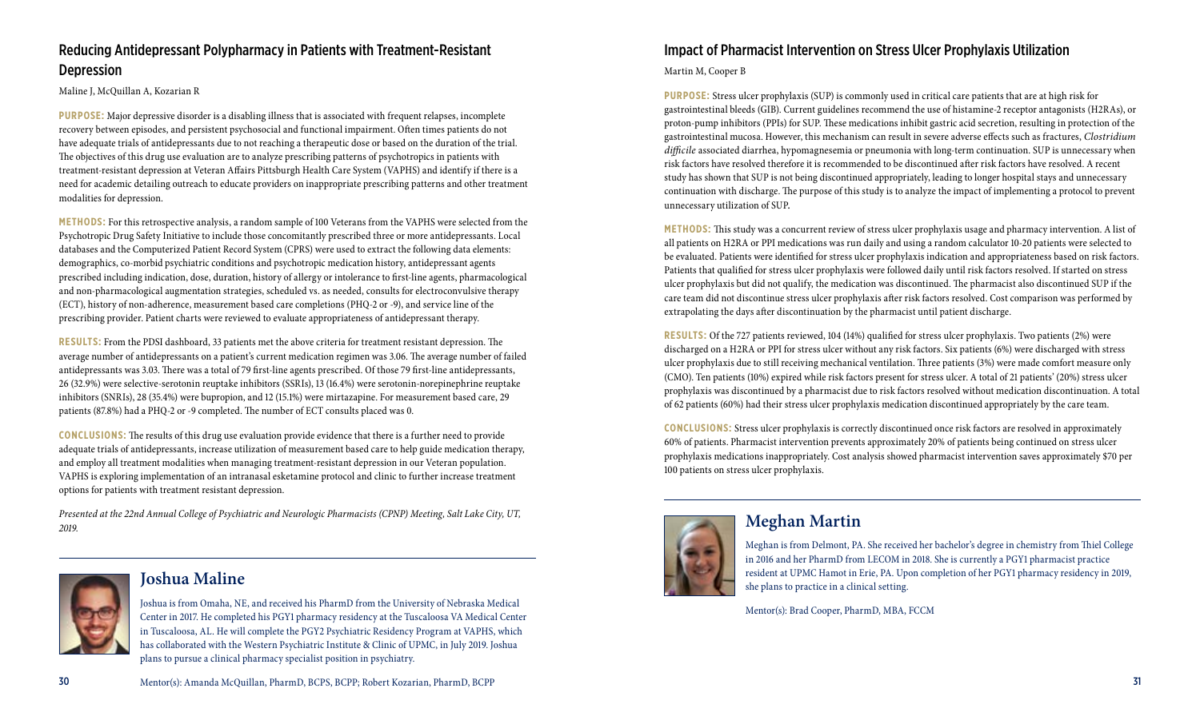## Reducing Antidepressant Polypharmacy in Patients with Treatment-Resistant Depression

Maline J, McQuillan A, Kozarian R

**PURPOSE:** Major depressive disorder is a disabling illness that is associated with frequent relapses, incomplete recovery between episodes, and persistent psychosocial and functional impairment. Often times patients do not have adequate trials of antidepressants due to not reaching a therapeutic dose or based on the duration of the trial. The objectives of this drug use evaluation are to analyze prescribing patterns of psychotropics in patients with treatment-resistant depression at Veteran Affairs Pittsburgh Health Care System (VAPHS) and identify if there is a need for academic detailing outreach to educate providers on inappropriate prescribing patterns and other treatment modalities for depression.

**METHODS:** For this retrospective analysis, a random sample of 100 Veterans from the VAPHS were selected from the Psychotropic Drug Safety Initiative to include those concomitantly prescribed three or more antidepressants. Local databases and the Computerized Patient Record System (CPRS) were used to extract the following data elements: demographics, co-morbid psychiatric conditions and psychotropic medication history, antidepressant agents prescribed including indication, dose, duration, history of allergy or intolerance to first-line agents, pharmacological and non-pharmacological augmentation strategies, scheduled vs. as needed, consults for electroconvulsive therapy (ECT), history of non-adherence, measurement based care completions (PHQ-2 or -9), and service line of the prescribing provider. Patient charts were reviewed to evaluate appropriateness of antidepressant therapy.

**RESULTS:** From the PDSI dashboard, 33 patients met the above criteria for treatment resistant depression. The average number of antidepressants on a patient's current medication regimen was 3.06. The average number of failed antidepressants was 3.03. There was a total of 79 first-line agents prescribed. Of those 79 first-line antidepressants, 26 (32.9%) were selective-serotonin reuptake inhibitors (SSRIs), 13 (16.4%) were serotonin-norepinephrine reuptake inhibitors (SNRIs), 28 (35.4%) were bupropion, and 12 (15.1%) were mirtazapine. For measurement based care, 29 patients (87.8%) had a PHQ-2 or -9 completed. The number of ECT consults placed was 0.

**CONCLUSIONS:** The results of this drug use evaluation provide evidence that there is a further need to provide adequate trials of antidepressants, increase utilization of measurement based care to help guide medication therapy, and employ all treatment modalities when managing treatment-resistant depression in our Veteran population. VAPHS is exploring implementation of an intranasal esketamine protocol and clinic to further increase treatment options for patients with treatment resistant depression.

*Presented at the 22nd Annual College of Psychiatric and Neurologic Pharmacists (CPNP) Meeting, Salt Lake City, UT, 2019.*

### Joshua Maline

Joshua is from Omaha, NE, and received his PharmD from the University of Nebraska Medical Center in 2017. He completed his PGY1 pharmacy residency at the Tuscaloosa VA Medical Center in Tuscaloosa, AL. He will complete the PGY2 Psychiatric Residency Program at VAPHS, which has collaborated with the Western Psychiatric Institute & Clinic of UPMC, in July 2019. Joshua plans to pursue a clinical pharmacy specialist position in psychiatry.

Mentor(s): Amanda McQuillan, PharmD, BCPS, BCPP; Robert Kozarian, PharmD, BCPP

## Impact of Pharmacist Intervention on Stress Ulcer Prophylaxis Utilization

Martin M, Cooper B

**PURPOSE:** Stress ulcer prophylaxis (SUP) is commonly used in critical care patients that are at high risk for gastrointestinal bleeds (GIB). Current guidelines recommend the use of histamine-2 receptor antagonists (H2RAs), or proton-pump inhibitors (PPIs) for SUP. These medications inhibit gastric acid secretion, resulting in protection of the gastrointestinal mucosa. However, this mechanism can result in severe adverse effects such as fractures, *Clostridium difficile* associated diarrhea, hypomagnesemia or pneumonia with long-term continuation. SUP is unnecessary when risk factors have resolved therefore it is recommended to be discontinued after risk factors have resolved. A recent study has shown that SUP is not being discontinued appropriately, leading to longer hospital stays and unnecessary continuation with discharge. The purpose of this study is to analyze the impact of implementing a protocol to prevent unnecessary utilization of SUP.

**METHODS:** This study was a concurrent review of stress ulcer prophylaxis usage and pharmacy intervention. A list of all patients on H2RA or PPI medications was run daily and using a random calculator 10-20 patients were selected to be evaluated. Patients were identified for stress ulcer prophylaxis indication and appropriateness based on risk factors. Patients that qualified for stress ulcer prophylaxis were followed daily until risk factors resolved. If started on stress ulcer prophylaxis but did not qualify, the medication was discontinued. The pharmacist also discontinued SUP if the care team did not discontinue stress ulcer prophylaxis after risk factors resolved. Cost comparison was performed by extrapolating the days after discontinuation by the pharmacist until patient discharge.

**RESULTS:** Of the 727 patients reviewed, 104 (14%) qualified for stress ulcer prophylaxis. Two patients (2%) were discharged on a H2RA or PPI for stress ulcer without any risk factors. Six patients (6%) were discharged with stress ulcer prophylaxis due to still receiving mechanical ventilation. Three patients (3%) were made comfort measure only (CMO). Ten patients (10%) expired while risk factors present for stress ulcer. A total of 21 patients' (20%) stress ulcer prophylaxis was discontinued by a pharmacist due to risk factors resolved without medication discontinuation. A total of 62 patients (60%) had their stress ulcer prophylaxis medication discontinued appropriately by the care team.

**CONCLUSIONS:** Stress ulcer prophylaxis is correctly discontinued once risk factors are resolved in approximately 60% of patients. Pharmacist intervention prevents approximately 20% of patients being continued on stress ulcer prophylaxis medications inappropriately. Cost analysis showed pharmacist intervention saves approximately $70 per 100 patients on stress ulcer prophylaxis.

### Meghan Martin

Meghan is from Delmont, PA. She received her bachelor's degree in chemistry from Thiel College in 2016 and her PharmD from LECOM in 2018. She is currently a PGY1 pharmacist practice resident at UPMC Hamot in Erie, PA. Upon completion of her PGY1 pharmacy residency in 2019, she plans to practice in a clinical setting.

Mentor(s): Brad Cooper, PharmD, MBA, FCCM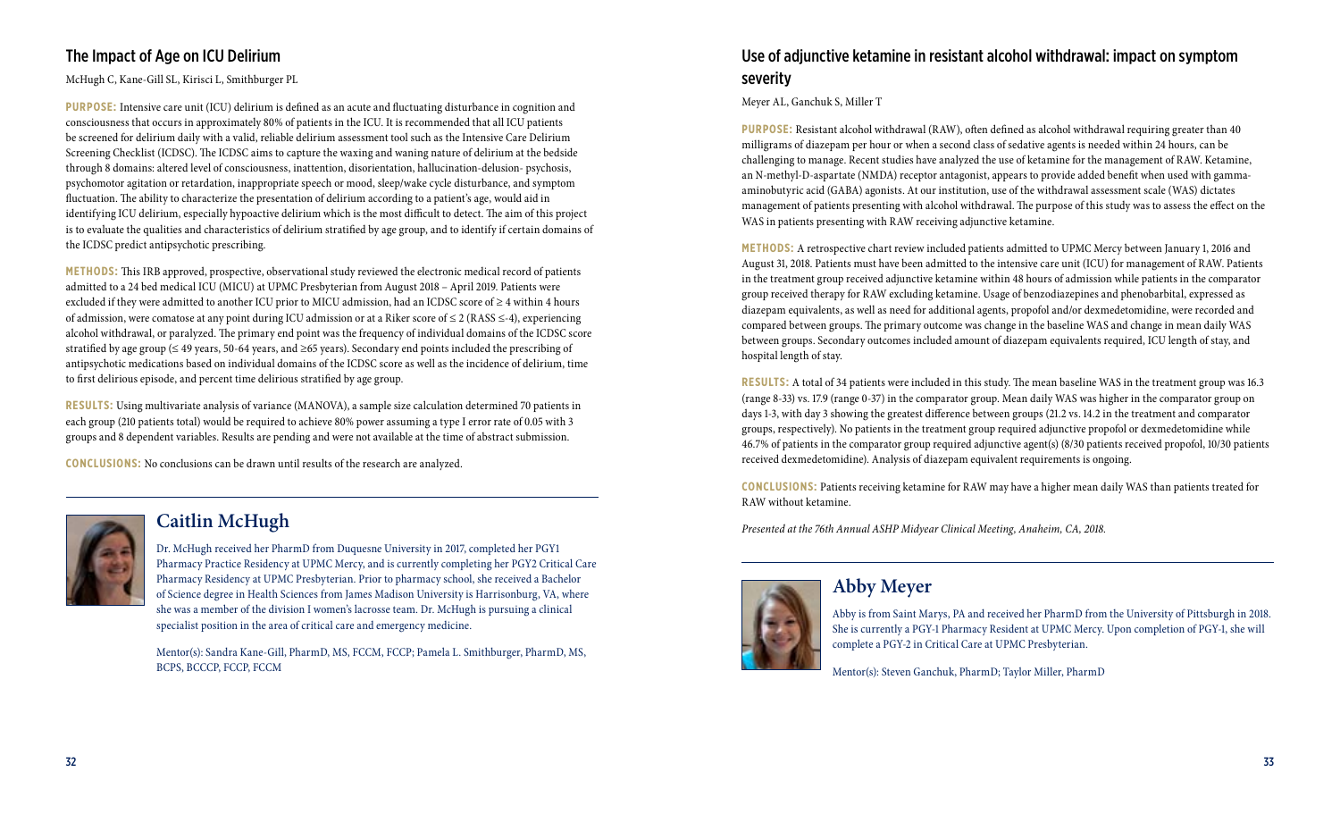## The Impact of Age on ICU Delirium

McHugh C, Kane-Gill SL, Kirisci L, Smithburger PL

**PURPOSE:** Intensive care unit (ICU) delirium is defined as an acute and fluctuating disturbance in cognition and consciousness that occurs in approximately 80% of patients in the ICU. It is recommended that all ICU patients be screened for delirium daily with a valid, reliable delirium assessment tool such as the Intensive Care Delirium Screening Checklist (ICDSC). The ICDSC aims to capture the waxing and waning nature of delirium at the bedside through 8 domains: altered level of consciousness, inattention, disorientation, hallucination-delusion- psychosis, psychomotor agitation or retardation, inappropriate speech or mood, sleep/wake cycle disturbance, and symptom fluctuation. The ability to characterize the presentation of delirium according to a patient's age, would aid in identifying ICU delirium, especially hypoactive delirium which is the most difficult to detect. The aim of this project is to evaluate the qualities and characteristics of delirium stratified by age group, and to identify if certain domains of the ICDSC predict antipsychotic prescribing.

**METHODS:** This IRB approved, prospective, observational study reviewed the electronic medical record of patients admitted to a 24 bed medical ICU (MICU) at UPMC Presbyterian from August 2018 – April 2019. Patients were excluded if they were admitted to another ICU prior to MICU admission, had an ICDSC score of ≥ 4 within 4 hours of admission, were comatose at any point during ICU admission or at a Riker score of ≤ 2 (RASS ≤-4), experiencing alcohol withdrawal, or paralyzed. The primary end point was the frequency of individual domains of the ICDSC score stratified by age group (≤ 49 years, 50-64 years, and ≥65 years). Secondary end points included the prescribing of antipsychotic medications based on individual domains of the ICDSC score as well as the incidence of delirium, time to first delirious episode, and percent time delirious stratified by age group.

**RESULTS:** Using multivariate analysis of variance (MANOVA), a sample size calculation determined 70 patients in each group (210 patients total) would be required to achieve 80% power assuming a type I error rate of 0.05 with 3 groups and 8 dependent variables. Results are pending and were not available at the time of abstract submission.

**CONCLUSIONS:** No conclusions can be drawn until results of the research are analyzed.

### Caitlin McHugh

Dr. McHugh received her PharmD from Duquesne University in 2017, completed her PGY1 Pharmacy Practice Residency at UPMC Mercy, and is currently completing her PGY2 Critical Care Pharmacy Residency at UPMC Presbyterian. Prior to pharmacy school, she received a Bachelor of Science degree in Health Sciences from James Madison University is Harrisonburg, VA, where she was a member of the division I women's lacrosse team. Dr. McHugh is pursuing a clinical specialist position in the area of critical care and emergency medicine.

Mentor(s): Sandra Kane-Gill, PharmD, MS, FCCM, FCCP; Pamela L. Smithburger, PharmD, MS, BCPS, BCCCP, FCCP, FCCM

## Use of adjunctive ketamine in resistant alcohol withdrawal: impact on symptom severity

Meyer AL, Ganchuk S, Miller T

**PURPOSE:** Resistant alcohol withdrawal (RAW), often defined as alcohol withdrawal requiring greater than 40 milligrams of diazepam per hour or when a second class of sedative agents is needed within 24 hours, can be challenging to manage. Recent studies have analyzed the use of ketamine for the management of RAW. Ketamine, an N-methyl-D-aspartate (NMDA) receptor antagonist, appears to provide added benefit when used with gamma-aminobutyric acid (GABA) agonists. At our institution, use of the withdrawal assessment scale (WAS) dictates management of patients presenting with alcohol withdrawal. The purpose of this study was to assess the effect on the WAS in patients presenting with RAW receiving adjunctive ketamine.

**METHODS:** A retrospective chart review included patients admitted to UPMC Mercy between January 1, 2016 and August 31, 2018. Patients must have been admitted to the intensive care unit (ICU) for management of RAW. Patients in the treatment group received adjunctive ketamine within 48 hours of admission while patients in the comparator group received therapy for RAW excluding ketamine. Usage of benzodiazepines and phenobarbital, expressed as diazepam equivalents, as well as need for additional agents, propofol and/or dexmedetomidine, were recorded and compared between groups. The primary outcome was change in the baseline WAS and change in mean daily WAS between groups. Secondary outcomes included amount of diazepam equivalents required, ICU length of stay, and hospital length of stay.

**RESULTS:** A total of 34 patients were included in this study. The mean baseline WAS in the treatment group was 16.3 (range 8-33) vs. 17.9 (range 0-37) in the comparator group. Mean daily WAS was higher in the comparator group on days 1-3, with day 3 showing the greatest difference between groups (21.2 vs. 14.2 in the treatment and comparator groups, respectively). No patients in the treatment group required adjunctive propofol or dexmedetomidine while 46.7% of patients in the comparator group required adjunctive agent(s) (8/30 patients received propofol, 10/30 patients received dexmedetomidine). Analysis of diazepam equivalent requirements is ongoing.

**CONCLUSIONS:** Patients receiving ketamine for RAW may have a higher mean daily WAS than patients treated for RAW without ketamine.

*Presented at the 76th Annual ASHP Midyear Clinical Meeting, Anaheim, CA, 2018.*

### Abby Meyer

Abby is from Saint Marys, PA and received her PharmD from the University of Pittsburgh in 2018. She is currently a PGY-1 Pharmacy Resident at UPMC Mercy. Upon completion of PGY-1, she will complete a PGY-2 in Critical Care at UPMC Presbyterian.

Mentor(s): Steven Ganchuk, PharmD; Taylor Miller, PharmD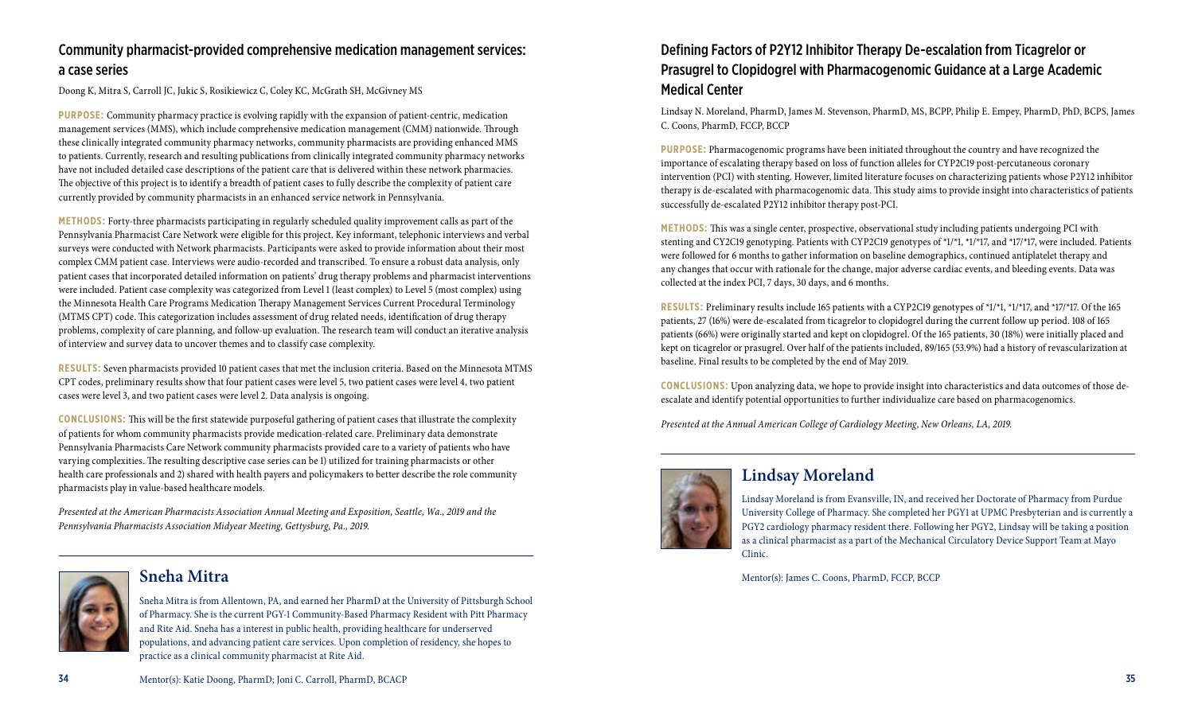## Community pharmacist-provided comprehensive medication management services: a case series

Doong K, Mitra S, Carroll JC, Jukic S, Rosikiewicz C, Coley KC, McGrath SH, McGivney MS

**PURPOSE:** Community pharmacy practice is evolving rapidly with the expansion of patient-centric, medication management services (MMS), which include comprehensive medication management (CMM) nationwide. Through these clinically integrated community pharmacy networks, community pharmacists are providing enhanced MMS to patients. Currently, research and resulting publications from clinically integrated community pharmacy networks have not included detailed case descriptions of the patient care that is delivered within these network pharmacies. The objective of this project is to identify a breadth of patient cases to fully describe the complexity of patient care currently provided by community pharmacists in an enhanced service network in Pennsylvania.

**METHODS:** Forty-three pharmacists participating in regularly scheduled quality improvement calls as part of the Pennsylvania Pharmacist Care Network were eligible for this project. Key informant, telephonic interviews and verbal surveys were conducted with Network pharmacists. Participants were asked to provide information about their most complex CMM patient case. Interviews were audio-recorded and transcribed. To ensure a robust data analysis, only patient cases that incorporated detailed information on patients' drug therapy problems and pharmacist interventions were included. Patient case complexity was categorized from Level 1 (least complex) to Level 5 (most complex) using the Minnesota Health Care Programs Medication Therapy Management Services Current Procedural Terminology (MTMS CPT) code. This categorization includes assessment of drug related needs, identification of drug therapy problems, complexity of care planning, and follow-up evaluation. The research team will conduct an iterative analysis of interview and survey data to uncover themes and to classify case complexity.

**RESULTS:** Seven pharmacists provided 10 patient cases that met the inclusion criteria. Based on the Minnesota MTMS CPT codes, preliminary results show that four patient cases were level 5, two patient cases were level 4, two patient cases were level 3, and two patient cases were level 2. Data analysis is ongoing.

**CONCLUSIONS:** This will be the first statewide purposeful gathering of patient cases that illustrate the complexity of patients for whom community pharmacists provide medication-related care. Preliminary data demonstrate Pennsylvania Pharmacists Care Network community pharmacists provided care to a variety of patients who have varying complexities. The resulting descriptive case series can be 1) utilized for training pharmacists or other health care professionals and 2) shared with health payers and policymakers to better describe the role community pharmacists play in value-based healthcare models.

*Presented at the American Pharmacists Association Annual Meeting and Exposition, Seattle, Wa., 2019 and the Pennsylvania Pharmacists Association Midyear Meeting, Gettysburg, Pa., 2019.*

### Sneha Mitra

Sneha Mitra is from Allentown, PA, and earned her PharmD at the University of Pittsburgh School of Pharmacy. She is the current PGY-1 Community-Based Pharmacy Resident with Pitt Pharmacy and Rite Aid. Sneha has a interest in public health, providing healthcare for underserved populations, and advancing patient care services. Upon completion of residency, she hopes to practice as a clinical community pharmacist at Rite Aid.

Mentor(s): Katie Doong, PharmD; Joni C. Carroll, PharmD, BCACP

## Defining Factors of P2Y12 Inhibitor Therapy De-escalation from Ticagrelor or Prasugrel to Clopidogrel with Pharmacogenomic Guidance at a Large Academic Medical Center

Lindsay N. Moreland, PharmD, James M. Stevenson, PharmD, MS, BCPP, Philip E. Empey, PharmD, PhD, BCPS, James C. Coons, PharmD, FCCP, BCCP

**PURPOSE:** Pharmacogenomic programs have been initiated throughout the country and have recognized the importance of escalating therapy based on loss of function alleles for CYP2C19 post-percutaneous coronary intervention (PCI) with stenting. However, limited literature focuses on characterizing patients whose P2Y12 inhibitor therapy is de-escalated with pharmacogenomic data. This study aims to provide insight into characteristics of patients successfully de-escalated P2Y12 inhibitor therapy post-PCI.

**METHODS:** This was a single center, prospective, observational study including patients undergoing PCI with stenting and CY2C19 genotyping. Patients with CYP2C19 genotypes of *1/*1, *1/*17, and *17/*17, were included. Patients were followed for 6 months to gather information on baseline demographics, continued antiplatelet therapy and any changes that occur with rationale for the change, major adverse cardiac events, and bleeding events. Data was collected at the index PCI, 7 days, 30 days, and 6 months.

**RESULTS:** Preliminary results include 165 patients with a CYP2C19 genotypes of *1/*1, *1/*17, and *17/*17. Of the 165 patients, 27 (16%) were de-escalated from ticagrelor to clopidogrel during the current follow up period. 108 of 165 patients (66%) were originally started and kept on clopidogrel. Of the 165 patients, 30 (18%) were initially placed and kept on ticagrelor or prasugrel. Over half of the patients included, 89/165 (53.9%) had a history of revascularization at baseline. Final results to be completed by the end of May 2019.

**CONCLUSIONS:** Upon analyzing data, we hope to provide insight into characteristics and data outcomes of those de-escalate and identify potential opportunities to further individualize care based on pharmacogenomics.

*Presented at the Annual American College of Cardiology Meeting, New Orleans, LA, 2019.*

### Lindsay Moreland

Lindsay Moreland is from Evansville, IN, and received her Doctorate of Pharmacy from Purdue University College of Pharmacy. She completed her PGY1 at UPMC Presbyterian and is currently a PGY2 cardiology pharmacy resident there. Following her PGY2, Lindsay will be taking a position as a clinical pharmacist as a part of the Mechanical Circulatory Device Support Team at Mayo Clinic.

Mentor(s): James C. Coons, PharmD, FCCP, BCCP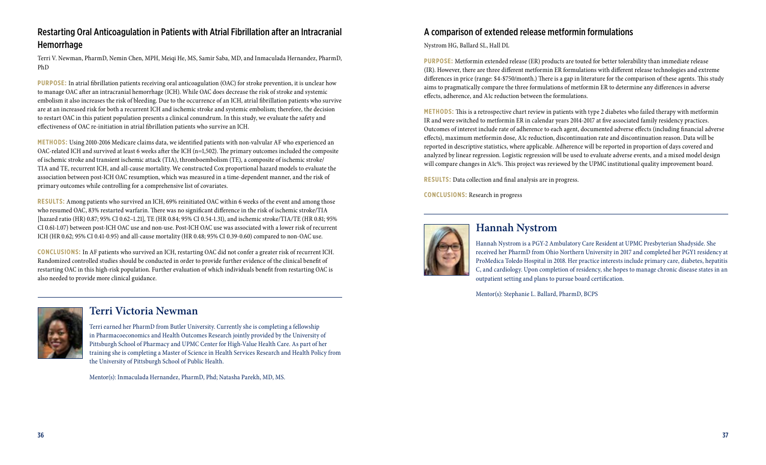## Restarting Oral Anticoagulation in Patients with Atrial Fibrillation after an Intracranial Hemorrhage

Terri V. Newman, PharmD, Nemin Chen, MPH, Meiqi He, MS, Samir Saba, MD, and Inmaculada Hernandez, PharmD, PhD

**PURPOSE:** In atrial fibrillation patients receiving oral anticoagulation (OAC) for stroke prevention, it is unclear how to manage OAC after an intracranial hemorrhage (ICH). While OAC does decrease the risk of stroke and systemic embolism it also increases the risk of bleeding. Due to the occurrence of an ICH, atrial fibrillation patients who survive are at an increased risk for both a recurrent ICH and ischemic stroke and systemic embolism; therefore, the decision to restart OAC in this patient population presents a clinical conundrum. In this study, we evaluate the safety and effectiveness of OAC re-initiation in atrial fibrillation patients who survive an ICH.

**METHODS:** Using 2010-2016 Medicare claims data, we identified patients with non-valvular AF who experienced an OAC-related ICH and survived at least 6 weeks after the ICH (n=1,502). The primary outcomes included the composite of ischemic stroke and transient ischemic attack (TIA), thromboembolism (TE), a composite of ischemic stroke/ TIA and TE, recurrent ICH, and all-cause mortality. We constructed Cox proportional hazard models to evaluate the association between post-ICH OAC resumption, which was measured in a time-dependent manner, and the risk of primary outcomes while controlling for a comprehensive list of covariates.

**RESULTS:** Among patients who survived an ICH, 69% reinitiated OAC within 6 weeks of the event and among those who resumed OAC, 83% restarted warfarin. There was no significant difference in the risk of ischemic stroke/TIA [hazard ratio (HR) 0.87; 95% CI 0.62–1.21], TE (HR 0.84; 95% CI 0.54-1.31), and ischemic stroke/TIA/TE (HR 0.81; 95% CI 0.61-1.07) between post-ICH OAC use and non-use. Post-ICH OAC use was associated with a lower risk of recurrent ICH (HR 0.62; 95% CI 0.41-0.95) and all-cause mortality (HR 0.48; 95% CI 0.39-0.60) compared to non-OAC use.

**CONCLUSIONS:** In AF patients who survived an ICH, restarting OAC did not confer a greater risk of recurrent ICH. Randomized controlled studies should be conducted in order to provide further evidence of the clinical benefit of restarting OAC in this high-risk population. Further evaluation of which individuals benefit from restarting OAC is also needed to provide more clinical guidance.

### Terri Victoria Newman

Terri earned her PharmD from Butler University. Currently she is completing a fellowship in Pharmacoeconomics and Health Outcomes Research jointly provided by the University of Pittsburgh School of Pharmacy and UPMC Center for High-Value Health Care. As part of her training she is completing a Master of Science in Health Services Research and Health Policy from the University of Pittsburgh School of Public Health.

Mentor(s): Inmaculada Hernandez, PharmD, Phd; Natasha Parekh, MD, MS.

## A comparison of extended release metformin formulations

Nystrom HG, Ballard SL, Hall DL

**PURPOSE:** Metformin extended release (ER) products are touted for better tolerability than immediate release (IR). However, there are three different metformin ER formulations with different release technologies and extreme differences in price (range: $4-$750/month.) There is a gap in literature for the comparison of these agents. This study aims to pragmatically compare the three formulations of metformin ER to determine any differences in adverse effects, adherence, and A1c reduction between the formulations.

**METHODS:** This is a retrospective chart review in patients with type 2 diabetes who failed therapy with metformin IR and were switched to metformin ER in calendar years 2014-2017 at five associated family residency practices. Outcomes of interest include rate of adherence to each agent, documented adverse effects (including financial adverse effects), maximum metformin dose, A1c reduction, discontinuation rate and discontinuation reason. Data will be reported in descriptive statistics, where applicable. Adherence will be reported in proportion of days covered and analyzed by linear regression. Logistic regression will be used to evaluate adverse events, and a mixed model design will compare changes in A1c%. This project was reviewed by the UPMC institutional quality improvement board.

**RESULTS:** Data collection and final analysis are in progress.

**CONCLUSIONS:** Research in progress

### Hannah Nystrom

Hannah Nystrom is a PGY-2 Ambulatory Care Resident at UPMC Presbyterian Shadyside. She received her PharmD from Ohio Northern University in 2017 and completed her PGY1 residency at ProMedica Toledo Hospital in 2018. Her practice interests include primary care, diabetes, hepatitis C, and cardiology. Upon completion of residency, she hopes to manage chronic disease states in an outpatient setting and plans to pursue board certification.

Mentor(s): Stephanie L. Ballard, PharmD, BCPS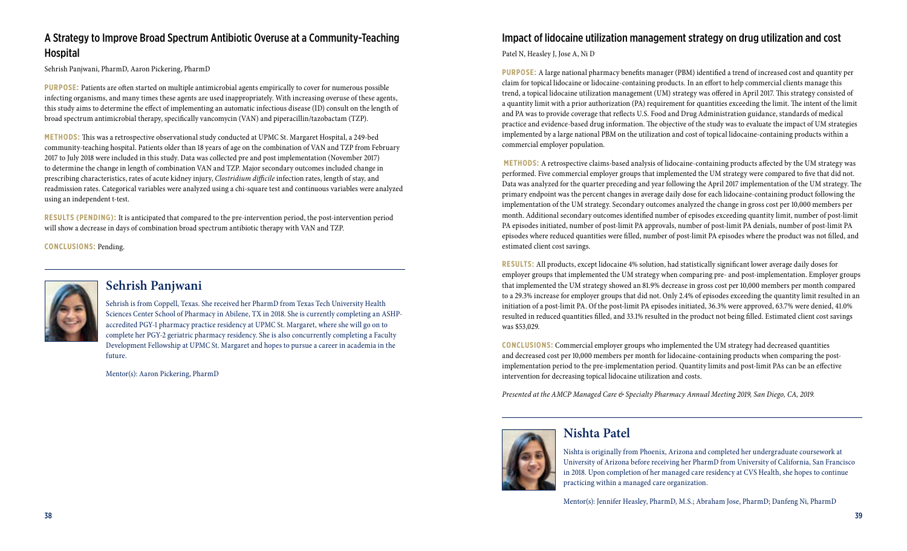## A Strategy to Improve Broad Spectrum Antibiotic Overuse at a Community-Teaching Hospital

Sehrish Panjwani, PharmD, Aaron Pickering, PharmD

**PURPOSE:** Patients are often started on multiple antimicrobial agents empirically to cover for numerous possible infecting organisms, and many times these agents are used inappropriately. With increasing overuse of these agents, this study aims to determine the effect of implementing an automatic infectious disease (ID) consult on the length of broad spectrum antimicrobial therapy, specifically vancomycin (VAN) and piperacillin/tazobactam (TZP).

**METHODS:** This was a retrospective observational study conducted at UPMC St. Margaret Hospital, a 249-bed community-teaching hospital. Patients older than 18 years of age on the combination of VAN and TZP from February 2017 to July 2018 were included in this study. Data was collected pre and post implementation (November 2017) to determine the change in length of combination VAN and TZP. Major secondary outcomes included change in prescribing characteristics, rates of acute kidney injury, *Clostridium difficile* infection rates, length of stay, and readmission rates. Categorical variables were analyzed using a chi-square test and continuous variables were analyzed using an independent t-test.

**RESULTS (PENDING):** It is anticipated that compared to the pre-intervention period, the post-intervention period will show a decrease in days of combination broad spectrum antibiotic therapy with VAN and TZP.

**CONCLUSIONS:** Pending.

### Sehrish Panjwani

Sehrish is from Coppell, Texas. She received her PharmD from Texas Tech University Health Sciences Center School of Pharmacy in Abilene, TX in 2018. She is currently completing an ASHP-accredited PGY-1 pharmacy practice residency at UPMC St. Margaret, where she will go on to complete her PGY-2 geriatric pharmacy residency. She is also concurrently completing a Faculty Development Fellowship at UPMC St. Margaret and hopes to pursue a career in academia in the future.

Mentor(s): Aaron Pickering, PharmD

## Impact of lidocaine utilization management strategy on drug utilization and cost

Patel N, Heasley J, Jose A, Ni D

**PURPOSE:** A large national pharmacy benefits manager (PBM) identified a trend of increased cost and quantity per claim for topical lidocaine or lidocaine-containing products. In an effort to help commercial clients manage this trend, a topical lidocaine utilization management (UM) strategy was offered in April 2017. This strategy consisted of a quantity limit with a prior authorization (PA) requirement for quantities exceeding the limit. The intent of the limit and PA was to provide coverage that reflects U.S. Food and Drug Administration guidance, standards of medical practice and evidence-based drug information. The objective of the study was to evaluate the impact of UM strategies implemented by a large national PBM on the utilization and cost of topical lidocaine-containing products within a commercial employer population.

**METHODS:** A retrospective claims-based analysis of lidocaine-containing products affected by the UM strategy was performed. Five commercial employer groups that implemented the UM strategy were compared to five that did not. Data was analyzed for the quarter preceding and year following the April 2017 implementation of the UM strategy. The primary endpoint was the percent changes in average daily dose for each lidocaine-containing product following the implementation of the UM strategy. Secondary outcomes analyzed the change in gross cost per 10,000 members per month. Additional secondary outcomes identified number of episodes exceeding quantity limit, number of post-limit PA episodes initiated, number of post-limit PA approvals, number of post-limit PA denials, number of post-limit PA episodes where reduced quantities were filled, number of post-limit PA episodes where the product was not filled, and estimated client cost savings.

**RESULTS:** All products, except lidocaine 4% solution, had statistically significant lower average daily doses for employer groups that implemented the UM strategy when comparing pre- and post-implementation. Employer groups that implemented the UM strategy showed an 81.9% decrease in gross cost per 10,000 members per month compared to a 29.3% increase for employer groups that did not. Only 2.4% of episodes exceeding the quantity limit resulted in an initiation of a post-limit PA. Of the post-limit PA episodes initiated, 36.3% were approved, 63.7% were denied, 41.0% resulted in reduced quantities filled, and 33.1% resulted in the product not being filled. Estimated client cost savings was $53,029.

**CONCLUSIONS:** Commercial employer groups who implemented the UM strategy had decreased quantities and decreased cost per 10,000 members per month for lidocaine-containing products when comparing the post-implementation period to the pre-implementation period. Quantity limits and post-limit PAs can be an effective intervention for decreasing topical lidocaine utilization and costs.

*Presented at the AMCP Managed Care & Specialty Pharmacy Annual Meeting 2019, San Diego, CA, 2019.*

### Nishta Patel

Nishta is originally from Phoenix, Arizona and completed her undergraduate coursework at University of Arizona before receiving her PharmD from University of California, San Francisco in 2018. Upon completion of her managed care residency at CVS Health, she hopes to continue practicing within a managed care organization.

Mentor(s): Jennifer Heasley, PharmD, M.S.; Abraham Jose, PharmD; Danfeng Ni, PharmD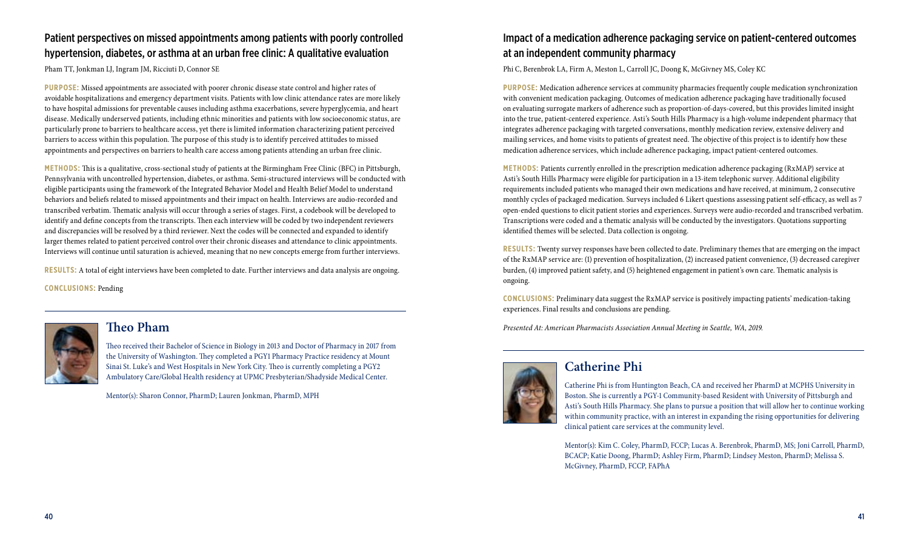## Patient perspectives on missed appointments among patients with poorly controlled hypertension, diabetes, or asthma at an urban free clinic: A qualitative evaluation

Pham TT, Jonkman LJ, Ingram JM, Ricciuti D, Connor SE

**PURPOSE:** Missed appointments are associated with poorer chronic disease state control and higher rates of avoidable hospitalizations and emergency department visits. Patients with low clinic attendance rates are more likely to have hospital admissions for preventable causes including asthma exacerbations, severe hyperglycemia, and heart disease. Medically underserved patients, including ethnic minorities and patients with low socioeconomic status, are particularly prone to barriers to healthcare access, yet there is limited information characterizing patient perceived barriers to access within this population. The purpose of this study is to identify perceived attitudes to missed appointments and perspectives on barriers to health care access among patients attending an urban free clinic.

**METHODS:** This is a qualitative, cross-sectional study of patients at the Birmingham Free Clinic (BFC) in Pittsburgh, Pennsylvania with uncontrolled hypertension, diabetes, or asthma. Semi-structured interviews will be conducted with eligible participants using the framework of the Integrated Behavior Model and Health Belief Model to understand behaviors and beliefs related to missed appointments and their impact on health. Interviews are audio-recorded and transcribed verbatim. Thematic analysis will occur through a series of stages. First, a codebook will be developed to identify and define concepts from the transcripts. Then each interview will be coded by two independent reviewers and discrepancies will be resolved by a third reviewer. Next the codes will be connected and expanded to identify larger themes related to patient perceived control over their chronic diseases and attendance to clinic appointments. Interviews will continue until saturation is achieved, meaning that no new concepts emerge from further interviews.

**RESULTS:** A total of eight interviews have been completed to date. Further interviews and data analysis are ongoing.

**CONCLUSIONS:** Pending

### Theo Pham

Theo received their Bachelor of Science in Biology in 2013 and Doctor of Pharmacy in 2017 from the University of Washington. They completed a PGY1 Pharmacy Practice residency at Mount Sinai St. Luke's and West Hospitals in New York City. Theo is currently completing a PGY2 Ambulatory Care/Global Health residency at UPMC Presbyterian/Shadyside Medical Center.

Mentor(s): Sharon Connor, PharmD; Lauren Jonkman, PharmD, MPH

## Impact of a medication adherence packaging service on patient-centered outcomes at an independent community pharmacy

Phi C, Berenbrok LA, Firm A, Meston L, Carroll JC, Doong K, McGivney MS, Coley KC

**PURPOSE:** Medication adherence services at community pharmacies frequently couple medication synchronization with convenient medication packaging. Outcomes of medication adherence packaging have traditionally focused on evaluating surrogate markers of adherence such as proportion-of-days-covered, but this provides limited insight into the true, patient-centered experience. Asti's South Hills Pharmacy is a high-volume independent pharmacy that integrates adherence packaging with targeted conversations, monthly medication review, extensive delivery and mailing services, and home visits to patients of greatest need. The objective of this project is to identify how these medication adherence services, which include adherence packaging, impact patient-centered outcomes.

**METHODS:** Patients currently enrolled in the prescription medication adherence packaging (RxMAP) service at Asti's South Hills Pharmacy were eligible for participation in a 13-item telephonic survey. Additional eligibility requirements included patients who managed their own medications and have received, at minimum, 2 consecutive monthly cycles of packaged medication. Surveys included 6 Likert questions assessing patient self-efficacy, as well as 7 open-ended questions to elicit patient stories and experiences. Surveys were audio-recorded and transcribed verbatim. Transcriptions were coded and a thematic analysis will be conducted by the investigators. Quotations supporting identified themes will be selected. Data collection is ongoing.

**RESULTS:** Twenty survey responses have been collected to date. Preliminary themes that are emerging on the impact of the RxMAP service are: (1) prevention of hospitalization, (2) increased patient convenience, (3) decreased caregiver burden, (4) improved patient safety, and (5) heightened engagement in patient's own care. Thematic analysis is ongoing.

**CONCLUSIONS:** Preliminary data suggest the RxMAP service is positively impacting patients' medication-taking experiences. Final results and conclusions are pending.

*Presented At: American Pharmacists Association Annual Meeting in Seattle, WA, 2019.*

### Catherine Phi

Catherine Phi is from Huntington Beach, CA and received her PharmD at MCPHS University in Boston. She is currently a PGY-1 Community-based Resident with University of Pittsburgh and Asti's South Hills Pharmacy. She plans to pursue a position that will allow her to continue working within community practice, with an interest in expanding the rising opportunities for delivering clinical patient care services at the community level.

Mentor(s): Kim C. Coley, PharmD, FCCP; Lucas A. Berenbrok, PharmD, MS; Joni Carroll, PharmD, BCACP; Katie Doong, PharmD; Ashley Firm, PharmD; Lindsey Meston, PharmD; Melissa S. McGivney, PharmD, FCCP, FAPhA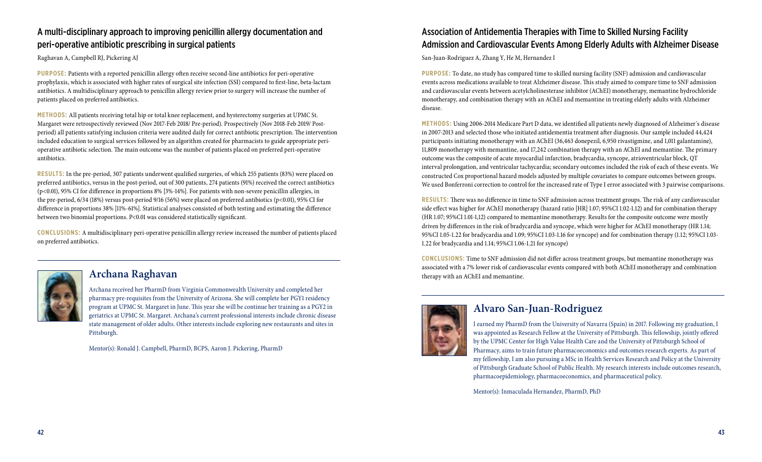## A multi-disciplinary approach to improving penicillin allergy documentation and peri-operative antibiotic prescribing in surgical patients

Raghavan A, Campbell RJ, Pickering AJ

**PURPOSE:** Patients with a reported penicillin allergy often receive second-line antibiotics for peri-operative prophylaxis, which is associated with higher rates of surgical site infection (SSI) compared to first-line, beta-lactam antibiotics. A multidisciplinary approach to penicillin allergy review prior to surgery will increase the number of patients placed on preferred antibiotics.

**METHODS:** All patients receiving total hip or total knee replacement, and hysterectomy surgeries at UPMC St. Margaret were retrospectively reviewed (Nov 2017-Feb 2018/ Pre-period). Prospectively (Nov 2018-Feb 2019/ Post-period) all patients satisfying inclusion criteria were audited daily for correct antibiotic prescription. The intervention included education to surgical services followed by an algorithm created for pharmacists to guide appropriate peri-operative antibiotic selection. The main outcome was the number of patients placed on preferred peri-operative antibiotics.

**RESULTS:** In the pre-period, 307 patients underwent qualified surgeries, of which 255 patients (83%) were placed on preferred antibiotics, versus in the post-period, out of 300 patients, 274 patients (91%) received the correct antibiotics ($p<0.01$), 95% CI for difference in proportions 8% [3%-14%]. For patients with non-severe penicillin allergies, in the pre-period, 6/34 (18%) versus post-period 9/16 (56%) were placed on preferred antibiotics ($p<0.01$), 95% CI for difference in proportions 38% [11%-61%]. Statistical analyses consisted of both testing and estimating the difference between two binomial proportions. $P<0.01$ was considered statistically significant.

**CONCLUSIONS:** A multidisciplinary peri-operative penicillin allergy review increased the number of patients placed on preferred antibiotics.

### Archana Raghavan

Archana received her PharmD from Virginia Commonwealth University and completed her pharmacy pre-requisites from the University of Arizona. She will complete her PGY1 residency program at UPMC St. Margaret in June. This year she will be continue her training as a PGY2 in geriatrics at UPMC St. Margaret. Archana's current professional interests include chronic disease state management of older adults. Other interests include exploring new restaurants and sites in Pittsburgh.

Mentor(s): Ronald J. Campbell, PharmD, BCPS, Aaron J. Pickering, PharmD

## Association of Antidementia Therapies with Time to Skilled Nursing Facility Admission and Cardiovascular Events Among Elderly Adults with Alzheimer Disease

San-Juan-Rodriguez A, Zhang Y, He M, Hernandez I

**PURPOSE:** To date, no study has compared time to skilled nursing facility (SNF) admission and cardiovascular events across medications available to treat Alzheimer disease. This study aimed to compare time to SNF admission and cardiovascular events between acetylcholinesterase inhibitor (AChEI) monotherapy, memantine hydrochloride monotherapy, and combination therapy with an AChEI and memantine in treating elderly adults with Alzheimer disease.

**METHODS:** Using 2006-2014 Medicare Part D data, we identified all patients newly diagnosed of Alzheimer´s disease in 2007-2013 and selected those who initiated antidementia treatment after diagnosis. Our sample included 44,424 participants initiating monotherapy with an AChEI (36,463 donepezil, 6,950 rivastigmine, and 1,011 galantamine), 11,809 monotherapy with memantine, and 17,242 combination therapy with an AChEI and memantine. The primary outcome was the composite of acute myocardial infarction, bradycardia, syncope, atrioventricular block, QT interval prolongation, and ventricular tachycardia; secondary outcomes included the risk of each of these events. We constructed Cox proportional hazard models adjusted by multiple covariates to compare outcomes between groups. We used Bonferroni correction to control for the increased rate of Type I error associated with 3 pairwise comparisons.

**RESULTS:** There was no difference in time to SNF admission across treatment groups. The risk of any cardiovascular side effect was higher for AChEI monotherapy (hazard ratio [HR] 1.07; 95%CI 1.02-1.12) and for combination therapy (HR 1.07; 95%CI 1.01-1,12) compared to memantine monotherapy. Results for the composite outcome were mostly driven by differences in the risk of bradycardia and syncope, which were higher for AChEI monotherapy (HR 1.14; 95%CI 1.05-1.22 for bradycardia and 1.09; 95%CI 1.03-1.16 for syncope) and for combination therapy (1.12; 95%CI 1.03-1.22 for bradycardia and 1.14; 95%CI 1.06-1.21 for syncope)

**CONCLUSIONS:** Time to SNF admission did not differ across treatment groups, but memantine monotherapy was associated with a 7% lower risk of cardiovascular events compared with both AChEI monotherapy and combination therapy with an AChEI and memantine.

### Alvaro San-Juan-Rodriguez

I earned my PharmD from the University of Navarra (Spain) in 2017. Following my graduation, I was appointed as Research Fellow at the University of Pittsburgh. This fellowship, jointly offered by the UPMC Center for High Value Health Care and the University of Pittsburgh School of Pharmacy, aims to train future pharmacoeconomics and outcomes research experts. As part of my fellowship, I am also pursuing a MSc in Health Services Research and Policy at the University of Pittsburgh Graduate School of Public Health. My research interests include outcomes research, pharmacoepidemiology, pharmacoeconomics, and pharmaceutical policy.

Mentor(s): Inmaculada Hernandez, PharmD, PhD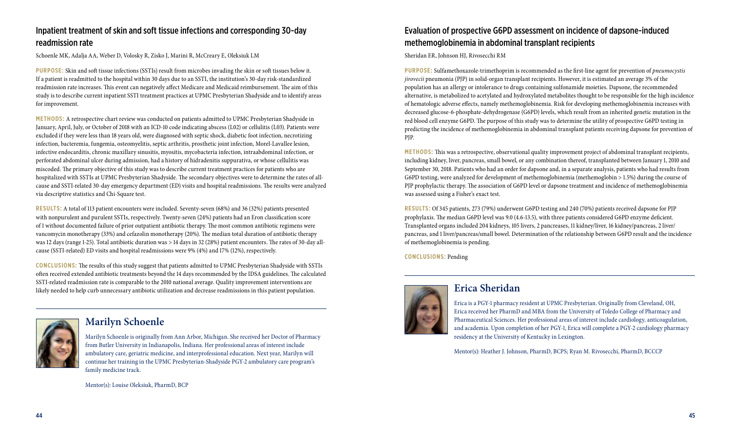## Inpatient treatment of skin and soft tissue infections and corresponding 30-day readmission rate

Schoenle MK, Adalja AA, Weber D, Volosky R, Zisko J, Marini R, McCreary E, Oleksiuk LM

**PURPOSE:** Skin and soft tissue infections (SSTIs) result from microbes invading the skin or soft tissues below it. If a patient is readmitted to the hospital within 30 days due to an SSTI, the institution's 30-day risk-standardized readmission rate increases. This event can negatively affect Medicare and Medicaid reimbursement. The aim of this study is to describe current inpatient SSTI treatment practices at UPMC Presbyterian Shadyside and to identify areas for improvement.

**METHODS:** A retrospective chart review was conducted on patients admitted to UPMC Presbyterian Shadyside in January, April, July, or October of 2018 with an ICD-10 code indicating abscess (L02) or cellulitis (L03). Patients were excluded if they were less than 18 years old, were diagnosed with septic shock, diabetic foot infection, necrotizing infection, bacteremia, fungemia, osteomyelitis, septic arthritis, prosthetic joint infection, Morel-Lavallee lesion, infective endocarditis, chronic maxillary sinusitis, myositis, mycobacteria infection, intraabdominal infection, or perforated abdominal ulcer during admission, had a history of hidradenitis suppurativa, or whose cellulitis was miscoded. The primary objective of this study was to describe current treatment practices for patients who are hospitalized with SSTIs at UPMC Presbyterian Shadyside. The secondary objectives were to determine the rates of all-cause and SSTI-related 30-day emergency department (ED) visits and hospital readmissions. The results were analyzed via descriptive statistics and Chi-Square test.

**RESULTS:** A total of 113 patient encounters were included. Seventy-seven (68%) and 36 (32%) patients presented with nonpurulent and purulent SSTIs, respectively. Twenty-seven (24%) patients had an Eron classification score of 1 without documented failure of prior outpatient antibiotic therapy. The most common antibiotic regimens were vancomycin monotherapy (33%) and cefazolin monotherapy (20%). The median total duration of antibiotic therapy was 12 days (range 1-25). Total antibiotic duration was > 14 days in 32 (28%) patient encounters. The rates of 30-day all-cause (SSTI-related) ED visits and hospital readmissions were 9% (4%) and 17% (12%), respectively.

**CONCLUSIONS:** The results of this study suggest that patients admitted to UPMC Presbyterian Shadyside with SSTIs often received extended antibiotic treatments beyond the 14 days recommended by the IDSA guidelines. The calculated SSTI-related readmission rate is comparable to the 2010 national average. Quality improvement interventions are likely needed to help curb unnecessary antibiotic utilization and decrease readmissions in this patient population.

### Marilyn Schoenle

Marilyn Schoenle is originally from Ann Arbor, Michigan. She received her Doctor of Pharmacy from Butler University in Indianapolis, Indiana. Her professional areas of interest include ambulatory care, geriatric medicine, and interprofessional education. Next year, Marilyn will continue her training in the UPMC Presbyterian-Shadyside PGY-2 ambulatory care program's family medicine track.

Mentor(s): Louise Oleksiuk, PharmD, BCP

## Evaluation of prospective G6PD assessment on incidence of dapsone-induced methemoglobinemia in abdominal transplant recipients

Sheridan ER, Johnson HJ, Rivosecchi RM

**PURPOSE:** Sulfamethoxazole-trimethoprim is recommended as the first-line agent for prevention of *pneumocystis jirovecii* pneumonia (PJP) in solid-organ transplant recipients. However, it is estimated an average 3% of the population has an allergy or intolerance to drugs containing sulfonamide moieties. Dapsone, the recommended alternative, is metabolized to acetylated and hydroxylated metabolites thought to be responsible for the high incidence of hematologic adverse effects, namely methemoglobinemia. Risk for developing methemoglobinemia increases with decreased glucose-6-phosphate-dehydrogenase (G6PD) levels, which result from an inherited genetic mutation in the red blood cell enzyme G6PD. The purpose of this study was to determine the utility of prospective G6PD testing in predicting the incidence of methemoglobinemia in abdominal transplant patients receiving dapsone for prevention of PJP.

**METHODS:** This was a retrospective, observational quality improvement project of abdominal transplant recipients, including kidney, liver, pancreas, small bowel, or any combination thereof, transplanted between January 1, 2010 and September 30, 2018. Patients who had an order for dapsone and, in a separate analysis, patients who had results from G6PD testing, were analyzed for development of methemoglobinemia (methemoglobin > 1.5%) during the course of PJP prophylactic therapy. The association of G6PD level or dapsone treatment and incidence of methemoglobinemia was assessed using a Fisher's exact test.

**RESULTS:** Of 345 patients, 273 (79%) underwent G6PD testing and 240 (70%) patients received dapsone for PJP prophylaxis. The median G6PD level was 9.0 (4.6-13.5), with three patients considered G6PD enzyme deficient. Transplanted organs included 204 kidneys, 105 livers, 2 pancreases, 11 kidney/liver, 16 kidney/pancreas, 2 liver/pancreas, and 1 liver/pancreas/small bowel. Determination of the relationship between G6PD result and the incidence of methemoglobinemia is pending.

**CONCLUSIONS:** Pending

### Erica Sheridan

Erica is a PGY-1 pharmacy resident at UPMC Presbyterian. Originally from Cleveland, OH, Erica received her PharmD and MBA from the University of Toledo College of Pharmacy and Pharmaceutical Sciences. Her professional areas of interest include cardiology, anticoagulation, and academia. Upon completion of her PGY-1, Erica will complete a PGY-2 cardiology pharmacy residency at the University of Kentucky in Lexington.

Mentor(s): Heather J. Johnson, PharmD, BCPS; Ryan M. Rivosecchi, PharmD, BCCCP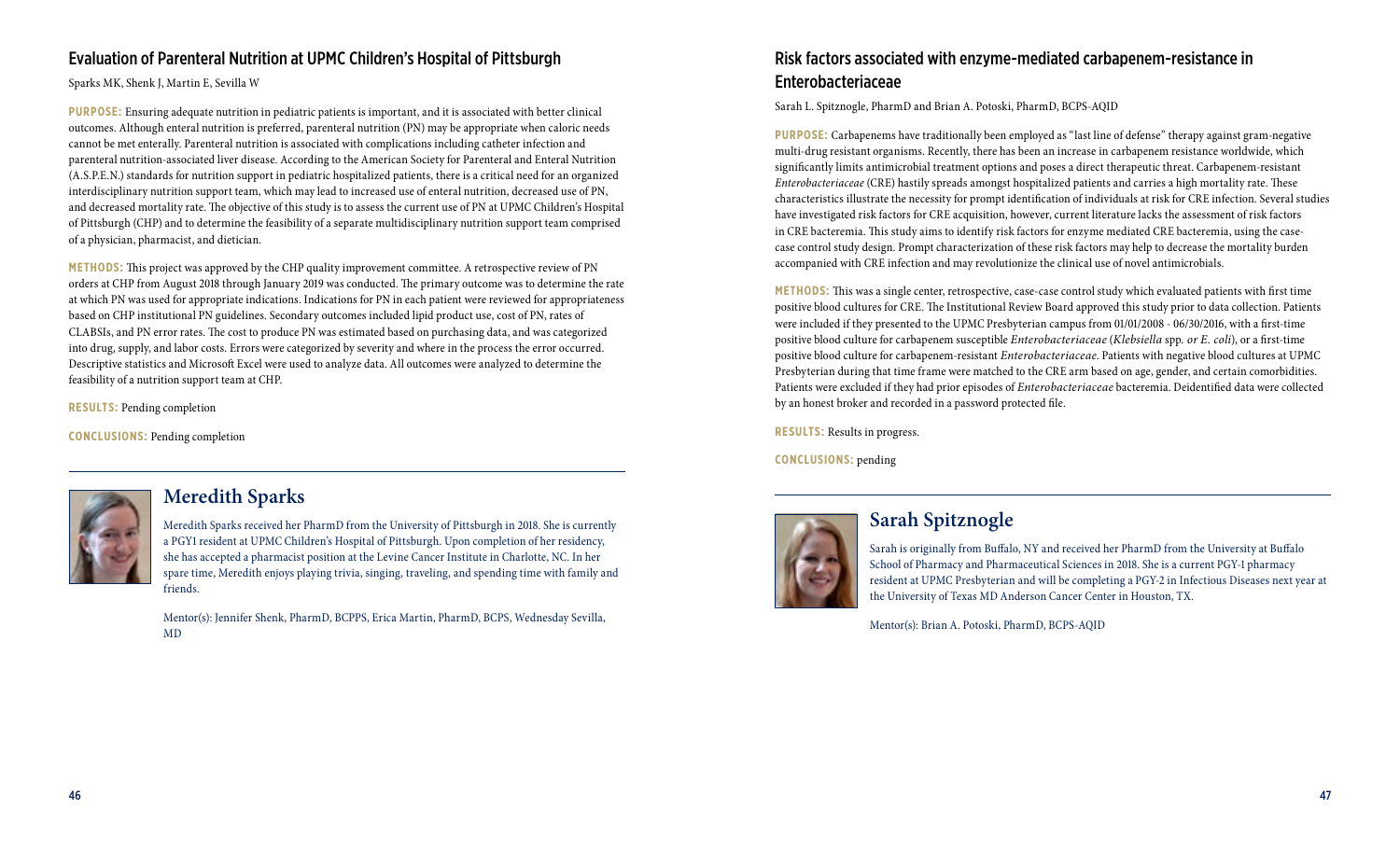## Evaluation of Parenteral Nutrition at UPMC Children's Hospital of Pittsburgh

Sparks MK, Shenk J, Martin E, Sevilla W

**PURPOSE:** Ensuring adequate nutrition in pediatric patients is important, and it is associated with better clinical outcomes. Although enteral nutrition is preferred, parenteral nutrition (PN) may be appropriate when caloric needs cannot be met enterally. Parenteral nutrition is associated with complications including catheter infection and parenteral nutrition-associated liver disease. According to the American Society for Parenteral and Enteral Nutrition (A.S.P.E.N.) standards for nutrition support in pediatric hospitalized patients, there is a critical need for an organized interdisciplinary nutrition support team, which may lead to increased use of enteral nutrition, decreased use of PN, and decreased mortality rate. The objective of this study is to assess the current use of PN at UPMC Children's Hospital of Pittsburgh (CHP) and to determine the feasibility of a separate multidisciplinary nutrition support team comprised of a physician, pharmacist, and dietician.

**METHODS:** This project was approved by the CHP quality improvement committee. A retrospective review of PN orders at CHP from August 2018 through January 2019 was conducted. The primary outcome was to determine the rate at which PN was used for appropriate indications. Indications for PN in each patient were reviewed for appropriateness based on CHP institutional PN guidelines. Secondary outcomes included lipid product use, cost of PN, rates of CLABSIs, and PN error rates. The cost to produce PN was estimated based on purchasing data, and was categorized into drug, supply, and labor costs. Errors were categorized by severity and where in the process the error occurred. Descriptive statistics and Microsoft Excel were used to analyze data. All outcomes were analyzed to determine the feasibility of a nutrition support team at CHP.

**RESULTS:** Pending completion

**CONCLUSIONS:** Pending completion

### Meredith Sparks

Meredith Sparks received her PharmD from the University of Pittsburgh in 2018. She is currently a PGY1 resident at UPMC Children's Hospital of Pittsburgh. Upon completion of her residency, she has accepted a pharmacist position at the Levine Cancer Institute in Charlotte, NC. In her spare time, Meredith enjoys playing trivia, singing, traveling, and spending time with family and friends.

Mentor(s): Jennifer Shenk, PharmD, BCPPS, Erica Martin, PharmD, BCPS, Wednesday Sevilla, MD

## Risk factors associated with enzyme-mediated carbapenem-resistance in Enterobacteriaceae

Sarah L. Spitznogle, PharmD and Brian A. Potoski, PharmD, BCPS-AQID

**PURPOSE:** Carbapenems have traditionally been employed as "last line of defense" therapy against gram-negative multi-drug resistant organisms. Recently, there has been an increase in carbapenem resistance worldwide, which significantly limits antimicrobial treatment options and poses a direct therapeutic threat. Carbapenem-resistant *Enterobacteriaceae* (CRE) hastily spreads amongst hospitalized patients and carries a high mortality rate. These characteristics illustrate the necessity for prompt identification of individuals at risk for CRE infection. Several studies have investigated risk factors for CRE acquisition, however, current literature lacks the assessment of risk factors in CRE bacteremia. This study aims to identify risk factors for enzyme mediated CRE bacteremia, using the case-case control study design. Prompt characterization of these risk factors may help to decrease the mortality burden accompanied with CRE infection and may revolutionize the clinical use of novel antimicrobials.

**METHODS:** This was a single center, retrospective, case-case control study which evaluated patients with first time positive blood cultures for CRE. The Institutional Review Board approved this study prior to data collection. Patients were included if they presented to the UPMC Presbyterian campus from 01/01/2008 - 06/30/2016, with a first-time positive blood culture for carbapenem susceptible *Enterobacteriaceae* (*Klebsiella* spp. *or E. coli*), or a first-time positive blood culture for carbapenem-resistant *Enterobacteriaceae*. Patients with negative blood cultures at UPMC Presbyterian during that time frame were matched to the CRE arm based on age, gender, and certain comorbidities. Patients were excluded if they had prior episodes of *Enterobacteriaceae* bacteremia. Deidentified data were collected by an honest broker and recorded in a password protected file.

**RESULTS:** Results in progress.

**CONCLUSIONS:** pending

### Sarah Spitznogle

Sarah is originally from Buffalo, NY and received her PharmD from the University at Buffalo School of Pharmacy and Pharmaceutical Sciences in 2018. She is a current PGY-1 pharmacy resident at UPMC Presbyterian and will be completing a PGY-2 in Infectious Diseases next year at the University of Texas MD Anderson Cancer Center in Houston, TX.

Mentor(s): Brian A. Potoski, PharmD, BCPS-AQID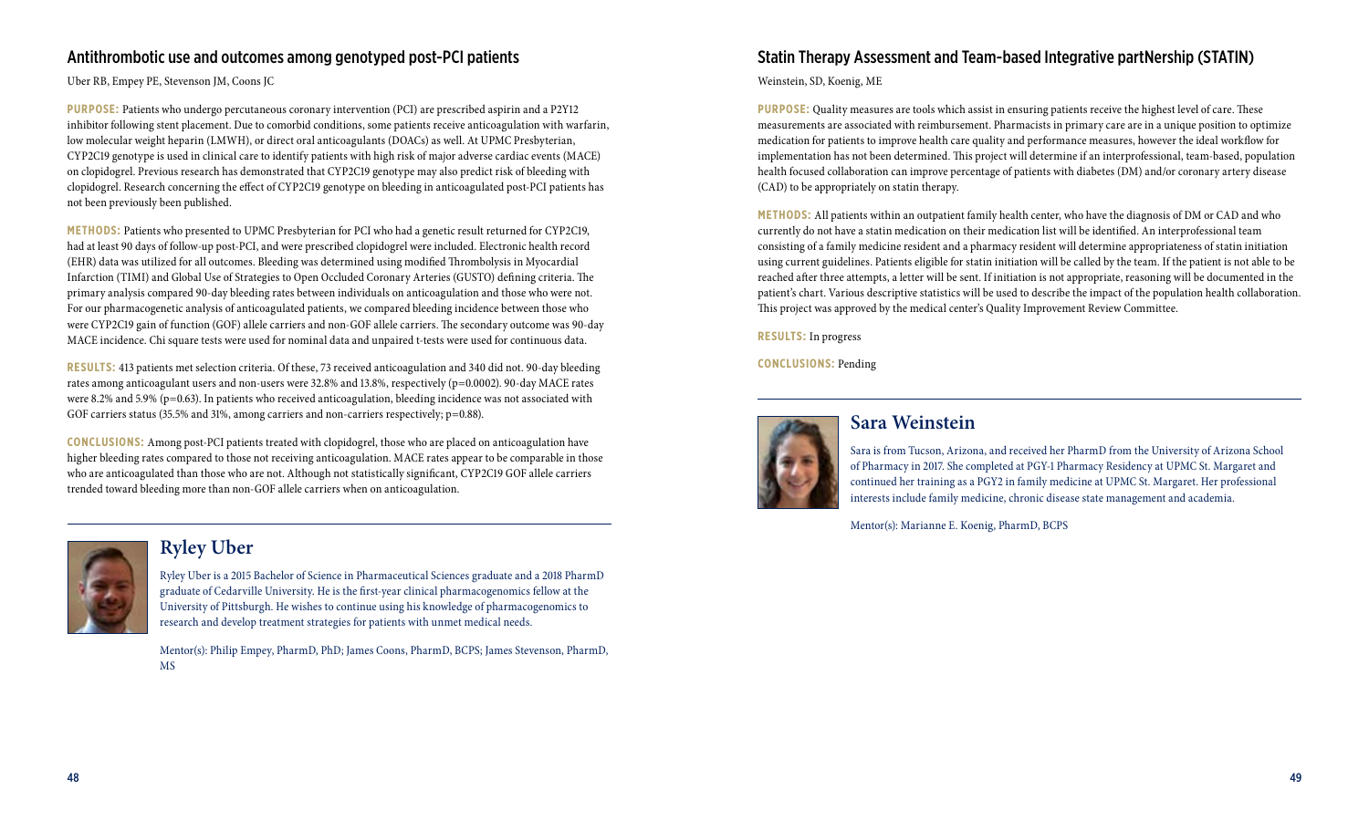## Antithrombotic use and outcomes among genotyped post-PCI patients

Uber RB, Empey PE, Stevenson JM, Coons JC

**PURPOSE:** Patients who undergo percutaneous coronary intervention (PCI) are prescribed aspirin and a P2Y12 inhibitor following stent placement. Due to comorbid conditions, some patients receive anticoagulation with warfarin, low molecular weight heparin (LMWH), or direct oral anticoagulants (DOACs) as well. At UPMC Presbyterian, CYP2C19 genotype is used in clinical care to identify patients with high risk of major adverse cardiac events (MACE) on clopidogrel. Previous research has demonstrated that CYP2C19 genotype may also predict risk of bleeding with clopidogrel. Research concerning the effect of CYP2C19 genotype on bleeding in anticoagulated post-PCI patients has not been previously been published.

**METHODS:** Patients who presented to UPMC Presbyterian for PCI who had a genetic result returned for CYP2C19, had at least 90 days of follow-up post-PCI, and were prescribed clopidogrel were included. Electronic health record (EHR) data was utilized for all outcomes. Bleeding was determined using modified Thrombolysis in Myocardial Infarction (TIMI) and Global Use of Strategies to Open Occluded Coronary Arteries (GUSTO) defining criteria. The primary analysis compared 90-day bleeding rates between individuals on anticoagulation and those who were not. For our pharmacogenetic analysis of anticoagulated patients, we compared bleeding incidence between those who were CYP2C19 gain of function (GOF) allele carriers and non-GOF allele carriers. The secondary outcome was 90-day MACE incidence. Chi square tests were used for nominal data and unpaired t-tests were used for continuous data.

**RESULTS:** 413 patients met selection criteria. Of these, 73 received anticoagulation and 340 did not. 90-day bleeding rates among anticoagulant users and non-users were 32.8% and 13.8%, respectively (p=0.0002). 90-day MACE rates were 8.2% and 5.9% (p=0.63). In patients who received anticoagulation, bleeding incidence was not associated with GOF carriers status (35.5% and 31%, among carriers and non-carriers respectively; p=0.88).

**CONCLUSIONS:** Among post-PCI patients treated with clopidogrel, those who are placed on anticoagulation have higher bleeding rates compared to those not receiving anticoagulation. MACE rates appear to be comparable in those who are anticoagulated than those who are not. Although not statistically significant, CYP2C19 GOF allele carriers trended toward bleeding more than non-GOF allele carriers when on anticoagulation.

### Ryley Uber

Ryley Uber is a 2015 Bachelor of Science in Pharmaceutical Sciences graduate and a 2018 PharmD graduate of Cedarville University. He is the first-year clinical pharmacogenomics fellow at the University of Pittsburgh. He wishes to continue using his knowledge of pharmacogenomics to research and develop treatment strategies for patients with unmet medical needs.

Mentor(s): Philip Empey, PharmD, PhD; James Coons, PharmD, BCPS; James Stevenson, PharmD, MS

## Statin Therapy Assessment and Team-based Integrative partNership (STATIN)

Weinstein, SD, Koenig, ME

**PURPOSE:** Quality measures are tools which assist in ensuring patients receive the highest level of care. These measurements are associated with reimbursement. Pharmacists in primary care are in a unique position to optimize medication for patients to improve health care quality and performance measures, however the ideal workflow for implementation has not been determined. This project will determine if an interprofessional, team-based, population health focused collaboration can improve percentage of patients with diabetes (DM) and/or coronary artery disease (CAD) to be appropriately on statin therapy.

**METHODS:** All patients within an outpatient family health center, who have the diagnosis of DM or CAD and who currently do not have a statin medication on their medication list will be identified. An interprofessional team consisting of a family medicine resident and a pharmacy resident will determine appropriateness of statin initiation using current guidelines. Patients eligible for statin initiation will be called by the team. If the patient is not able to be reached after three attempts, a letter will be sent. If initiation is not appropriate, reasoning will be documented in the patient's chart. Various descriptive statistics will be used to describe the impact of the population health collaboration. This project was approved by the medical center's Quality Improvement Review Committee.

**RESULTS:** In progress

**CONCLUSIONS:** Pending

### Sara Weinstein

Sara is from Tucson, Arizona, and received her PharmD from the University of Arizona School of Pharmacy in 2017. She completed at PGY-1 Pharmacy Residency at UPMC St. Margaret and continued her training as a PGY2 in family medicine at UPMC St. Margaret. Her professional interests include family medicine, chronic disease state management and academia.

Mentor(s): Marianne E. Koenig, PharmD, BCPS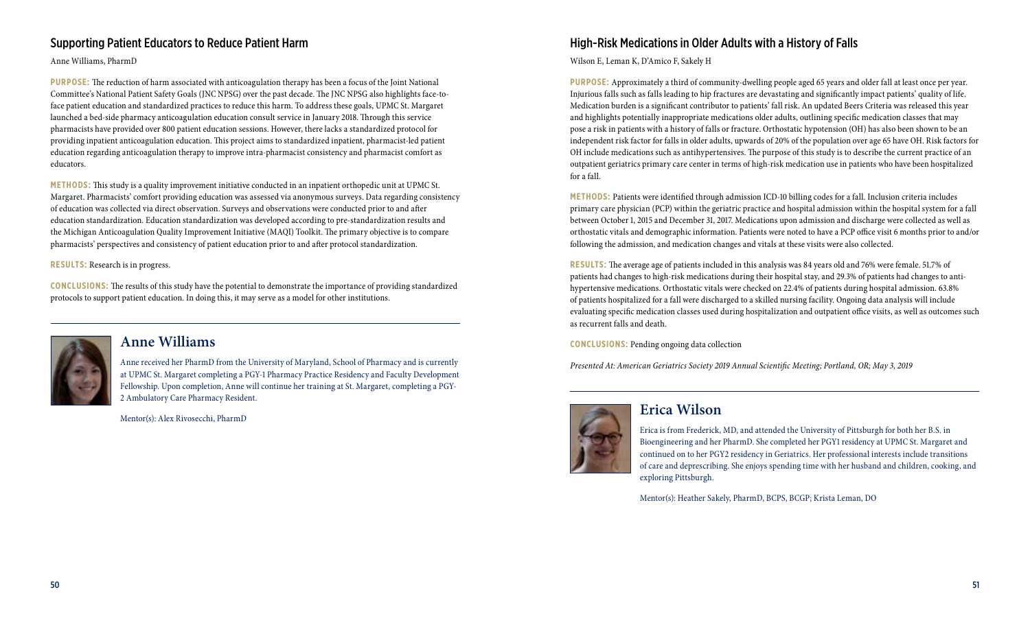## Supporting Patient Educators to Reduce Patient Harm

Anne Williams, PharmD

**PURPOSE:** The reduction of harm associated with anticoagulation therapy has been a focus of the Joint National Committee's National Patient Safety Goals (JNC NPSG) over the past decade. The JNC NPSG also highlights face-to-face patient education and standardized practices to reduce this harm. To address these goals, UPMC St. Margaret launched a bed-side pharmacy anticoagulation education consult service in January 2018. Through this service pharmacists have provided over 800 patient education sessions. However, there lacks a standardized protocol for providing inpatient anticoagulation education. This project aims to standardized inpatient, pharmacist-led patient education regarding anticoagulation therapy to improve intra-pharmacist consistency and pharmacist comfort as educators.

**METHODS:** This study is a quality improvement initiative conducted in an inpatient orthopedic unit at UPMC St. Margaret. Pharmacists' comfort providing education was assessed via anonymous surveys. Data regarding consistency of education was collected via direct observation. Surveys and observations were conducted prior to and after education standardization. Education standardization was developed according to pre-standardization results and the Michigan Anticoagulation Quality Improvement Initiative (MAQI) Toolkit. The primary objective is to compare pharmacists' perspectives and consistency of patient education prior to and after protocol standardization.

**RESULTS:** Research is in progress.

**CONCLUSIONS:** The results of this study have the potential to demonstrate the importance of providing standardized protocols to support patient education. In doing this, it may serve as a model for other institutions.

### Anne Williams

Anne received her PharmD from the University of Maryland, School of Pharmacy and is currently at UPMC St. Margaret completing a PGY-1 Pharmacy Practice Residency and Faculty Development Fellowship. Upon completion, Anne will continue her training at St. Margaret, completing a PGY-2 Ambulatory Care Pharmacy Resident.

Mentor(s): Alex Rivosecchi, PharmD

## High-Risk Medications in Older Adults with a History of Falls

Wilson E, Leman K, D'Amico F, Sakely H

**PURPOSE:** Approximately a third of community-dwelling people aged 65 years and older fall at least once per year. Injurious falls such as falls leading to hip fractures are devastating and significantly impact patients' quality of life. Medication burden is a significant contributor to patients' fall risk. An updated Beers Criteria was released this year and highlights potentially inappropriate medications older adults, outlining specific medication classes that may pose a risk in patients with a history of falls or fracture. Orthostatic hypotension (OH) has also been shown to be an independent risk factor for falls in older adults, upwards of 20% of the population over age 65 have OH. Risk factors for OH include medications such as antihypertensives. The purpose of this study is to describe the current practice of an outpatient geriatrics primary care center in terms of high-risk medication use in patients who have been hospitalized for a fall.

**METHODS:** Patients were identified through admission ICD-10 billing codes for a fall. Inclusion criteria includes primary care physician (PCP) within the geriatric practice and hospital admission within the hospital system for a fall between October 1, 2015 and December 31, 2017. Medications upon admission and discharge were collected as well as orthostatic vitals and demographic information. Patients were noted to have a PCP office visit 6 months prior to and/or following the admission, and medication changes and vitals at these visits were also collected.

**RESULTS:** The average age of patients included in this analysis was 84 years old and 76% were female. 51.7% of patients had changes to high-risk medications during their hospital stay, and 29.3% of patients had changes to anti-hypertensive medications. Orthostatic vitals were checked on 22.4% of patients during hospital admission. 63.8% of patients hospitalized for a fall were discharged to a skilled nursing facility. Ongoing data analysis will include evaluating specific medication classes used during hospitalization and outpatient office visits, as well as outcomes such as recurrent falls and death.

**CONCLUSIONS:** Pending ongoing data collection

*Presented At: American Geriatrics Society 2019 Annual Scientific Meeting; Portland, OR; May 3, 2019*

### Erica Wilson

Erica is from Frederick, MD, and attended the University of Pittsburgh for both her B.S. in Bioengineering and her PharmD. She completed her PGY1 residency at UPMC St. Margaret and continued on to her PGY2 residency in Geriatrics. Her professional interests include transitions of care and deprescribing. She enjoys spending time with her husband and children, cooking, and exploring Pittsburgh.

Mentor(s): Heather Sakely, PharmD, BCPS, BCGP; Krista Leman, DO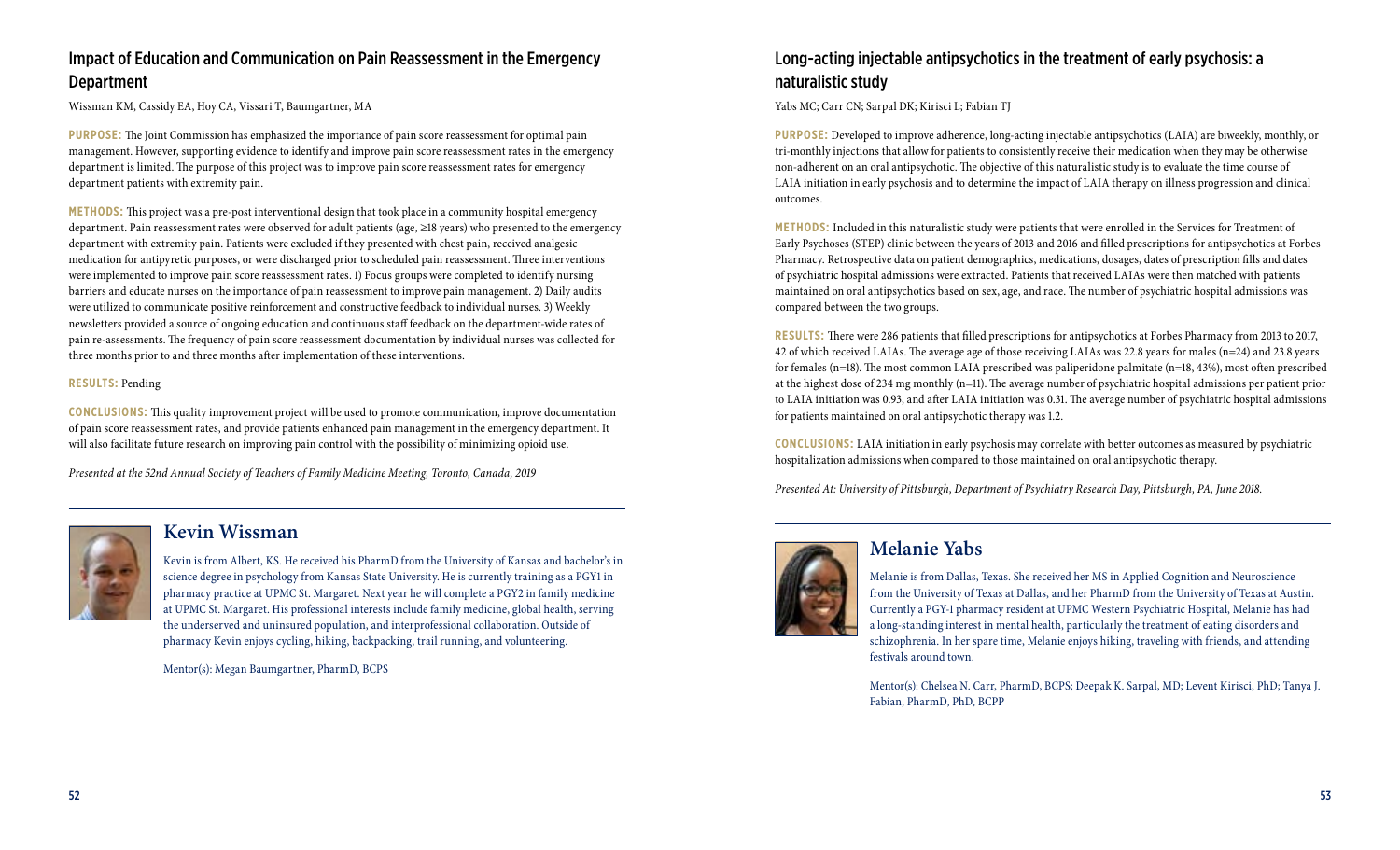## Impact of Education and Communication on Pain Reassessment in the Emergency Department

Wissman KM, Cassidy EA, Hoy CA, Vissari T, Baumgartner, MA

**PURPOSE:** The Joint Commission has emphasized the importance of pain score reassessment for optimal pain management. However, supporting evidence to identify and improve pain score reassessment rates in the emergency department is limited. The purpose of this project was to improve pain score reassessment rates for emergency department patients with extremity pain.

**METHODS:** This project was a pre-post interventional design that took place in a community hospital emergency department. Pain reassessment rates were observed for adult patients (age, ≥18 years) who presented to the emergency department with extremity pain. Patients were excluded if they presented with chest pain, received analgesic medication for antipyretic purposes, or were discharged prior to scheduled pain reassessment. Three interventions were implemented to improve pain score reassessment rates. 1) Focus groups were completed to identify nursing barriers and educate nurses on the importance of pain reassessment to improve pain management. 2) Daily audits were utilized to communicate positive reinforcement and constructive feedback to individual nurses. 3) Weekly newsletters provided a source of ongoing education and continuous staff feedback on the department-wide rates of pain re-assessments. The frequency of pain score reassessment documentation by individual nurses was collected for three months prior to and three months after implementation of these interventions.

**RESULTS:** Pending

**CONCLUSIONS:** This quality improvement project will be used to promote communication, improve documentation of pain score reassessment rates, and provide patients enhanced pain management in the emergency department. It will also facilitate future research on improving pain control with the possibility of minimizing opioid use.

*Presented at the 52nd Annual Society of Teachers of Family Medicine Meeting, Toronto, Canada, 2019*

### Kevin Wissman

Kevin is from Albert, KS. He received his PharmD from the University of Kansas and bachelor's in science degree in psychology from Kansas State University. He is currently training as a PGY1 in pharmacy practice at UPMC St. Margaret. Next year he will complete a PGY2 in family medicine at UPMC St. Margaret. His professional interests include family medicine, global health, serving the underserved and uninsured population, and interprofessional collaboration. Outside of pharmacy Kevin enjoys cycling, hiking, backpacking, trail running, and volunteering.

Mentor(s): Megan Baumgartner, PharmD, BCPS

## Long-acting injectable antipsychotics in the treatment of early psychosis: a naturalistic study

Yabs MC; Carr CN; Sarpal DK; Kirisci L; Fabian TJ

**PURPOSE:** Developed to improve adherence, long-acting injectable antipsychotics (LAIA) are biweekly, monthly, or tri-monthly injections that allow for patients to consistently receive their medication when they may be otherwise non-adherent on an oral antipsychotic. The objective of this naturalistic study is to evaluate the time course of LAIA initiation in early psychosis and to determine the impact of LAIA therapy on illness progression and clinical outcomes.

**METHODS:** Included in this naturalistic study were patients that were enrolled in the Services for Treatment of Early Psychoses (STEP) clinic between the years of 2013 and 2016 and filled prescriptions for antipsychotics at Forbes Pharmacy. Retrospective data on patient demographics, medications, dosages, dates of prescription fills and dates of psychiatric hospital admissions were extracted. Patients that received LAIAs were then matched with patients maintained on oral antipsychotics based on sex, age, and race. The number of psychiatric hospital admissions was compared between the two groups.

**RESULTS:** There were 286 patients that filled prescriptions for antipsychotics at Forbes Pharmacy from 2013 to 2017, 42 of which received LAIAs. The average age of those receiving LAIAs was 22.8 years for males (n=24) and 23.8 years for females (n=18). The most common LAIA prescribed was paliperidone palmitate (n=18, 43%), most often prescribed at the highest dose of 234 mg monthly (n=11). The average number of psychiatric hospital admissions per patient prior to LAIA initiation was 0.93, and after LAIA initiation was 0.31. The average number of psychiatric hospital admissions for patients maintained on oral antipsychotic therapy was 1.2.

**CONCLUSIONS:** LAIA initiation in early psychosis may correlate with better outcomes as measured by psychiatric hospitalization admissions when compared to those maintained on oral antipsychotic therapy.

*Presented At: University of Pittsburgh, Department of Psychiatry Research Day, Pittsburgh, PA, June 2018.*

### Melanie Yabs

Melanie is from Dallas, Texas. She received her MS in Applied Cognition and Neuroscience from the University of Texas at Dallas, and her PharmD from the University of Texas at Austin. Currently a PGY-1 pharmacy resident at UPMC Western Psychiatric Hospital, Melanie has had a long-standing interest in mental health, particularly the treatment of eating disorders and schizophrenia. In her spare time, Melanie enjoys hiking, traveling with friends, and attending festivals around town.

Mentor(s): Chelsea N. Carr, PharmD, BCPS; Deepak K. Sarpal, MD; Levent Kirisci, PhD; Tanya J. Fabian, PharmD, PhD, BCPP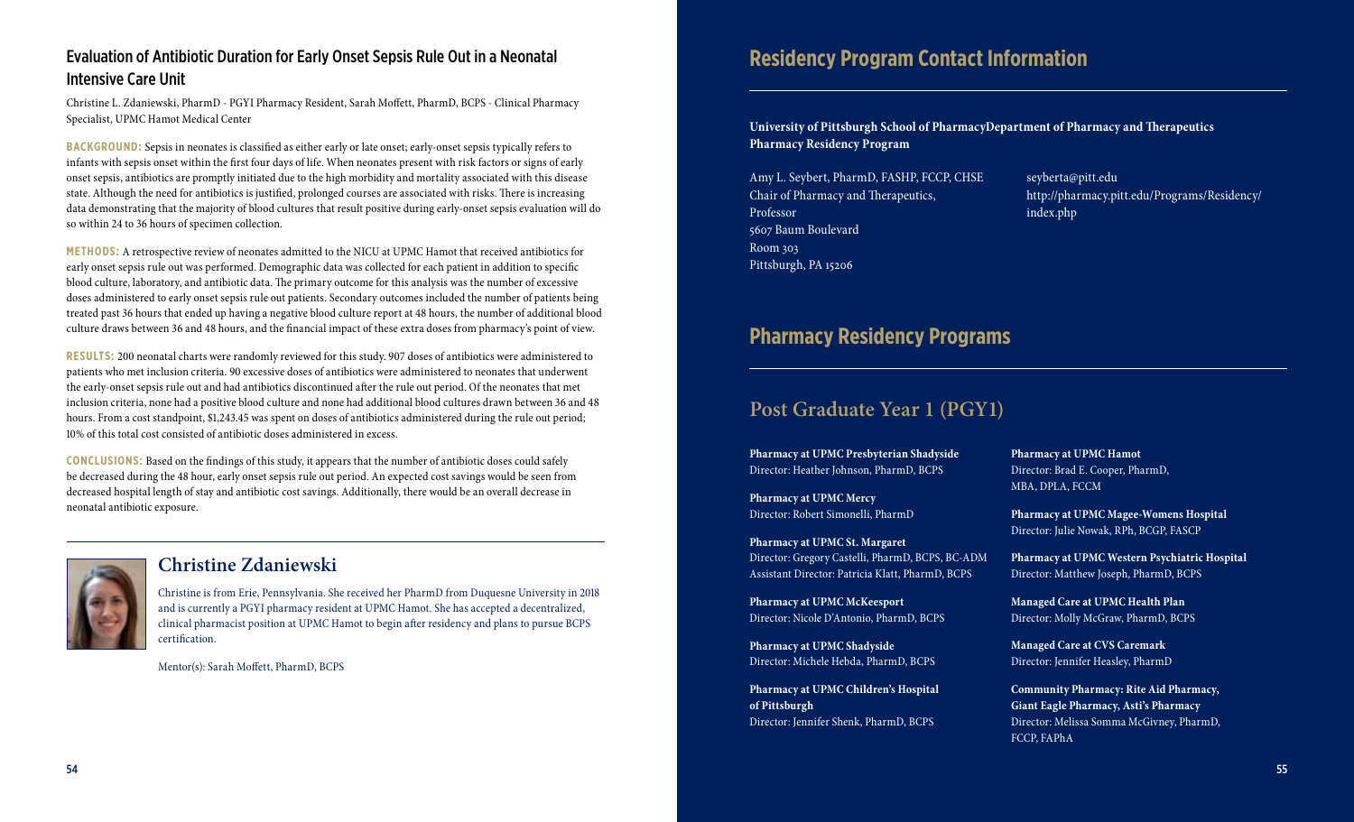## Evaluation of Antibiotic Duration for Early Onset Sepsis Rule Out in a Neonatal Intensive Care Unit

Christine L. Zdaniewski, PharmD - PGYI Pharmacy Resident, Sarah Moffett, PharmD, BCPS - Clinical Pharmacy Specialist, UPMC Hamot Medical Center

**BACKGROUND:** Sepsis in neonates is classified as either early or late onset; early-onset sepsis typically refers to infants with sepsis onset within the first four days of life. When neonates present with risk factors or signs of early onset sepsis, antibiotics are promptly initiated due to the high morbidity and mortality associated with this disease state. Although the need for antibiotics is justified, prolonged courses are associated with risks. There is increasing data demonstrating that the majority of blood cultures that result positive during early-onset sepsis evaluation will do so within 24 to 36 hours of specimen collection.

**METHODS:** A retrospective review of neonates admitted to the NICU at UPMC Hamot that received antibiotics for early onset sepsis rule out was performed. Demographic data was collected for each patient in addition to specific blood culture, laboratory, and antibiotic data. The primary outcome for this analysis was the number of excessive doses administered to early onset sepsis rule out patients. Secondary outcomes included the number of patients being treated past 36 hours that ended up having a negative blood culture report at 48 hours, the number of additional blood culture draws between 36 and 48 hours, and the financial impact of these extra doses from pharmacy's point of view.

**RESULTS:** 200 neonatal charts were randomly reviewed for this study. 907 doses of antibiotics were administered to patients who met inclusion criteria. 90 excessive doses of antibiotics were administered to neonates that underwent the early-onset sepsis rule out and had antibiotics discontinued after the rule out period. Of the neonates that met inclusion criteria, none had a positive blood culture and none had additional blood cultures drawn between 36 and 48 hours. From a cost standpoint, $1,243.45 was spent on doses of antibiotics administered during the rule out period; 10% of this total cost consisted of antibiotic doses administered in excess.

**CONCLUSIONS:** Based on the findings of this study, it appears that the number of antibiotic doses could safely be decreased during the 48 hour, early onset sepsis rule out period. An expected cost savings would be seen from decreased hospital length of stay and antibiotic cost savings. Additionally, there would be an overall decrease in neonatal antibiotic exposure.

### Christine Zdaniewski

Christine is from Erie, Pennsylvania. She received her PharmD from Duquesne University in 2018 and is currently a PGYI pharmacy resident at UPMC Hamot. She has accepted a decentralized, clinical pharmacist position at UPMC Hamot to begin after residency and plans to pursue BCPS certification.

Mentor(s): Sarah Moffett, PharmD, BCPS

# Residency Program Contact Information

**University of Pittsburgh School of PharmacyDepartment of Pharmacy and Therapeutics Pharmacy Residency Program**

Amy L. Seybert, PharmD, FASHP, FCCP, CHSE
Chair of Pharmacy and Therapeutics,
Professor
5607 Baum Boulevard
Room 303
Pittsburgh, PA 15206

seyberta@pitt.edu
http://pharmacy.pitt.edu/Programs/Residency/index.php

# Pharmacy Residency Programs

## Post Graduate Year 1 (PGY1)

**Pharmacy at UPMC Presbyterian Shadyside**
Director: Heather Johnson, PharmD, BCPS

**Pharmacy at UPMC Mercy**
Director: Robert Simonelli, PharmD

**Pharmacy at UPMC St. Margaret**
Director: Gregory Castelli, PharmD, BCPS, BC-ADM
Assistant Director: Patricia Klatt, PharmD, BCPS

**Pharmacy at UPMC McKeesport**
Director: Nicole D'Antonio, PharmD, BCPS

**Pharmacy at UPMC Shadyside**
Director: Michele Hebda, PharmD, BCPS

**Pharmacy at UPMC Children's Hospital of Pittsburgh**
Director: Jennifer Shenk, PharmD, BCPS

**Pharmacy at UPMC Hamot**
Director: Brad E. Cooper, PharmD, MBA, DPLA, FCCM

**Pharmacy at UPMC Magee-Womens Hospital**
Director: Julie Nowak, RPh, BCGP, FASCP

**Pharmacy at UPMC Western Psychiatric Hospital**
Director: Matthew Joseph, PharmD, BCPS

**Managed Care at UPMC Health Plan**
Director: Molly McGraw, PharmD, BCPS

**Managed Care at CVS Caremark**
Director: Jennifer Heasley, PharmD

**Community Pharmacy: Rite Aid Pharmacy, Giant Eagle Pharmacy, Asti's Pharmacy**
Director: Melissa Somma McGivney, PharmD, FCCP, FAPhA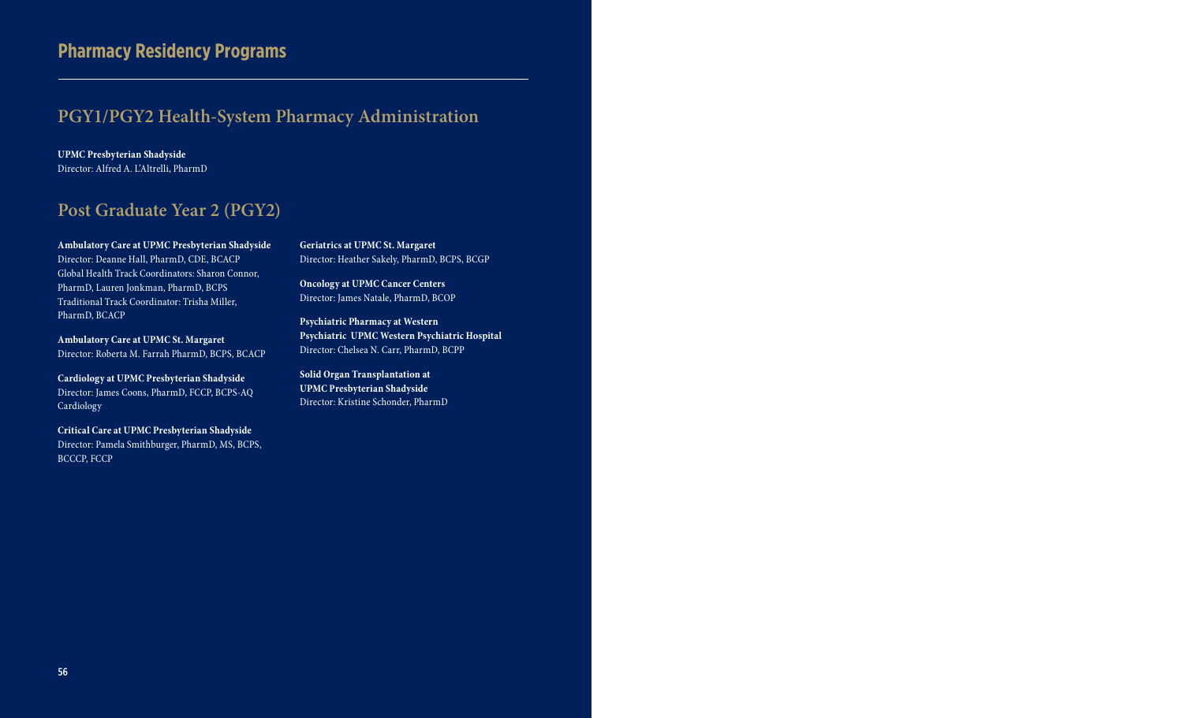# Pharmacy Residency Programs

## PGY1/PGY2 Health-System Pharmacy Administration

**UPMC Presbyterian Shadyside**
Director: Alfred A. L'Altrelli, PharmD

## Post Graduate Year 2 (PGY2)

**Ambulatory Care at UPMC Presbyterian Shadyside**
Director: Deanne Hall, PharmD, CDE, BCACP
Global Health Track Coordinators: Sharon Connor, PharmD, Lauren Jonkman, PharmD, BCPS
Traditional Track Coordinator: Trisha Miller, PharmD, BCACP

**Ambulatory Care at UPMC St. Margaret**
Director: Roberta M. Farrah PharmD, BCPS, BCACP

**Cardiology at UPMC Presbyterian Shadyside**
Director: James Coons, PharmD, FCCP, BCPS-AQ Cardiology

**Critical Care at UPMC Presbyterian Shadyside**
Director: Pamela Smithburger, PharmD, MS, BCPS, BCCCP, FCCP

**Geriatrics at UPMC St. Margaret**
Director: Heather Sakely, PharmD, BCPS, BCGP

**Oncology at UPMC Cancer Centers**
Director: James Natale, PharmD, BCOP

**Psychiatric Pharmacy at Western Psychiatric UPMC Western Psychiatric Hospital**
Director: Chelsea N. Carr, PharmD, BCPP

**Solid Organ Transplantation at UPMC Presbyterian Shadyside**
Director: Kristine Schonder, PharmD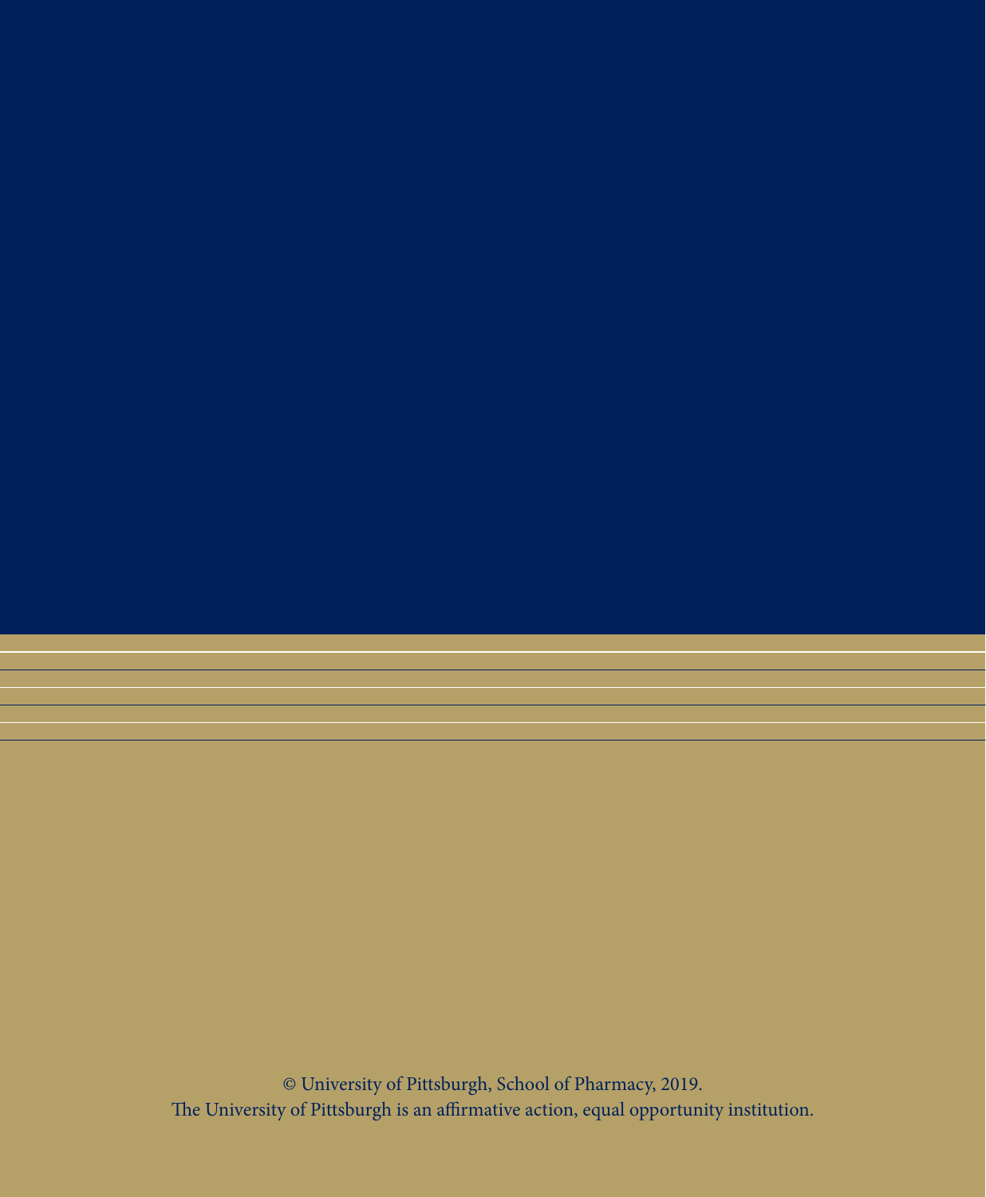© University of Pittsburgh, School of Pharmacy, 2019.
The University of Pittsburgh is an affirmative action, equal opportunity institution.